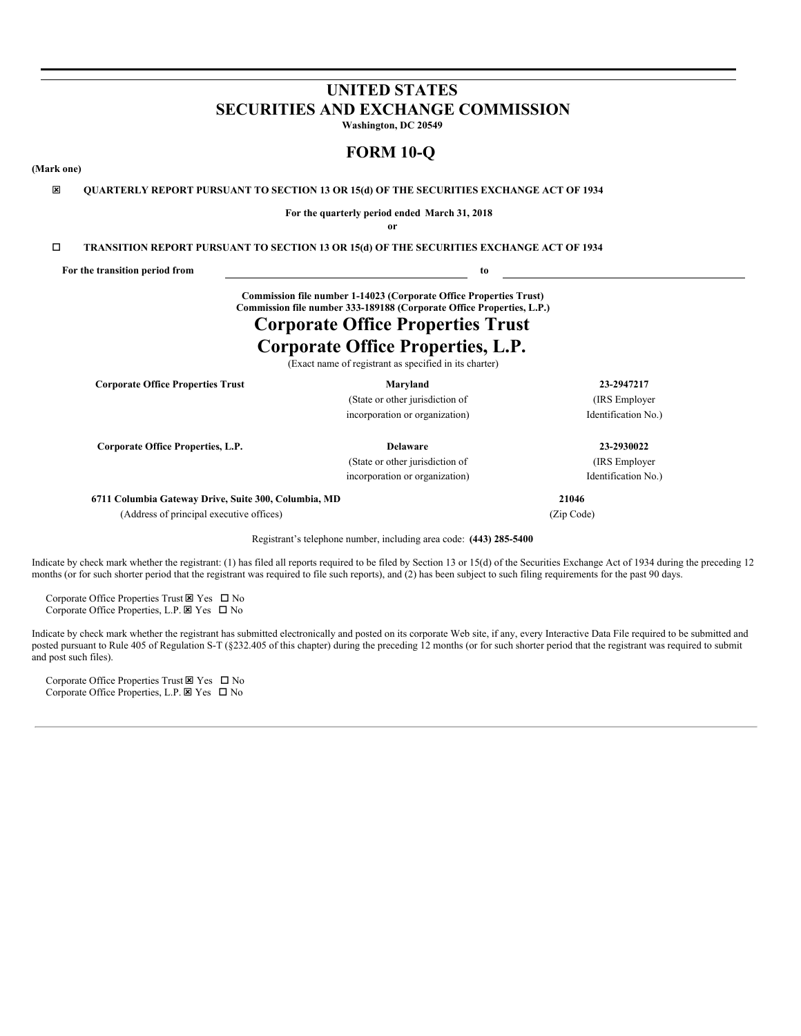# UNITED STATES
# SECURITIES AND EXCHANGE COMMISSION

**Washington, DC 20549**

## FORM 10-Q

**(Mark one)**

☒ **QUARTERLY REPORT PURSUANT TO SECTION 13 OR 15(d) OF THE SECURITIES EXCHANGE ACT OF 1934**

**For the quarterly period ended March 31, 2018**

**or**

☐ **TRANSITION REPORT PURSUANT TO SECTION 13 OR 15(d) OF THE SECURITIES EXCHANGE ACT OF 1934**

**For the transition period from** \_\_\_\_\_\_\_\_\_\_\_\_\_\_\_\_\_\_\_\_ **to** \_\_\_\_\_\_\_\_\_\_\_\_\_\_\_\_\_\_\_\_

**Commission file number 1-14023 (Corporate Office Properties Trust)**
**Commission file number 333-189188 (Corporate Office Properties, L.P.)**

# Corporate Office Properties Trust
# Corporate Office Properties, L.P.

(Exact name of registrant as specified in its charter)

| | | |
|---|---|---|
| **Corporate Office Properties Trust** | **Maryland** | **23-2947217** |
| | (State or other jurisdiction of incorporation or organization) | (IRS Employer Identification No.) |
| **Corporate Office Properties, L.P.** | **Delaware** | **23-2930022** |
| | (State or other jurisdiction of incorporation or organization) | (IRS Employer Identification No.) |
| **6711 Columbia Gateway Drive, Suite 300, Columbia, MD** | | **21046** |
| (Address of principal executive offices) | | (Zip Code) |

Registrant's telephone number, including area code: **(443) 285-5400**

Indicate by check mark whether the registrant: (1) has filed all reports required to be filed by Section 13 or 15(d) of the Securities Exchange Act of 1934 during the preceding 12 months (or for such shorter period that the registrant was required to file such reports), and (2) has been subject to such filing requirements for the past 90 days.

Corporate Office Properties Trust ☒ Yes ☐ No
Corporate Office Properties, L.P. ☒ Yes ☐ No

Indicate by check mark whether the registrant has submitted electronically and posted on its corporate Web site, if any, every Interactive Data File required to be submitted and posted pursuant to Rule 405 of Regulation S-T (§232.405 of this chapter) during the preceding 12 months (or for such shorter period that the registrant was required to submit and post such files).

Corporate Office Properties Trust ☒ Yes ☐ No
Corporate Office Properties, L.P. ☒ Yes ☐ No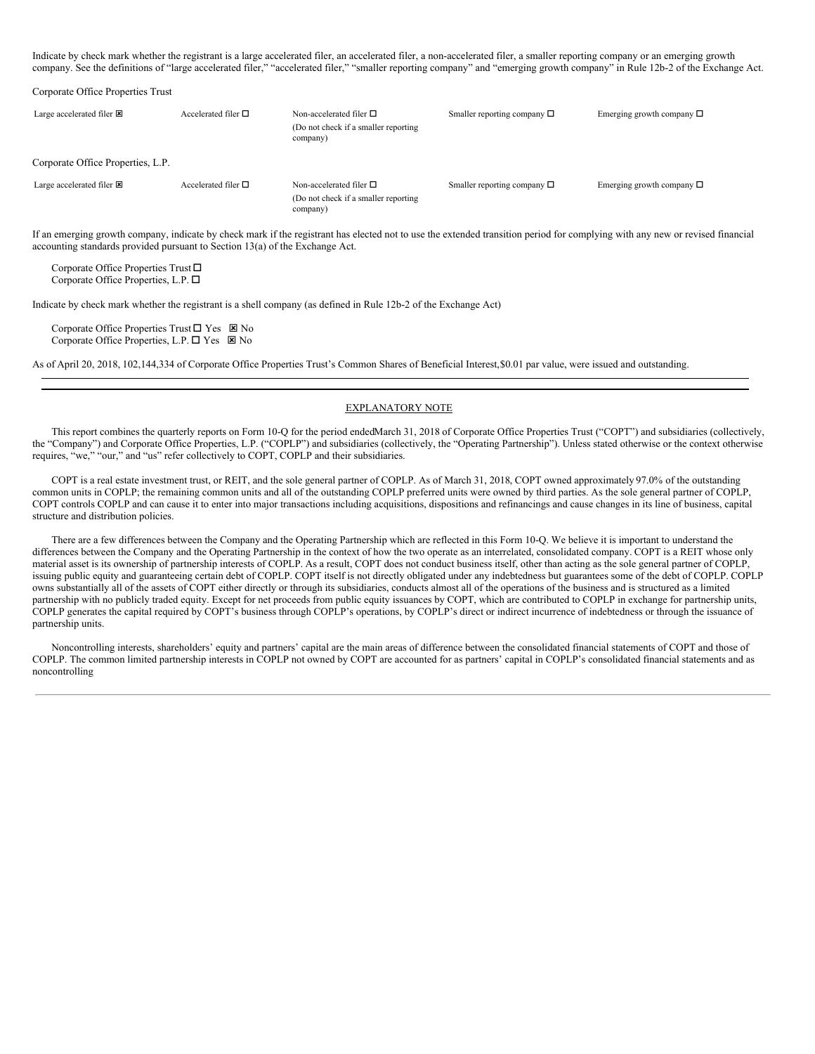Indicate by check mark whether the registrant is a large accelerated filer, an accelerated filer, a non-accelerated filer, a smaller reporting company or an emerging growth company. See the definitions of "large accelerated filer," "accelerated filer," "smaller reporting company" and "emerging growth company" in Rule 12b-2 of the Exchange Act.

Corporate Office Properties Trust

| Large accelerated filer ☒ | Accelerated filer ☐ | Non-accelerated filer ☐ (Do not check if a smaller reporting company) | Smaller reporting company ☐ | Emerging growth company ☐ |
|---|---|---|---|---|

Corporate Office Properties, L.P.

| Large accelerated filer ☒ | Accelerated filer ☐ | Non-accelerated filer ☐ (Do not check if a smaller reporting company) | Smaller reporting company ☐ | Emerging growth company ☐ |
|---|---|---|---|---|

If an emerging growth company, indicate by check mark if the registrant has elected not to use the extended transition period for complying with any new or revised financial accounting standards provided pursuant to Section 13(a) of the Exchange Act.

Corporate Office Properties Trust ☐
Corporate Office Properties, L.P. ☐

Indicate by check mark whether the registrant is a shell company (as defined in Rule 12b-2 of the Exchange Act)

Corporate Office Properties Trust ☐ Yes ☒ No
Corporate Office Properties, L.P. ☐ Yes ☒ No

As of April 20, 2018, 102,144,334 of Corporate Office Properties Trust's Common Shares of Beneficial Interest,$0.01 par value, were issued and outstanding.

---

## EXPLANATORY NOTE

This report combines the quarterly reports on Form 10-Q for the period endedMarch 31, 2018 of Corporate Office Properties Trust ("COPT") and subsidiaries (collectively, the "Company") and Corporate Office Properties, L.P. ("COPLP") and subsidiaries (collectively, the "Operating Partnership"). Unless stated otherwise or the context otherwise requires, "we," "our," and "us" refer collectively to COPT, COPLP and their subsidiaries.

COPT is a real estate investment trust, or REIT, and the sole general partner of COPLP. As of March 31, 2018, COPT owned approximately 97.0% of the outstanding common units in COPLP; the remaining common units and all of the outstanding COPLP preferred units were owned by third parties. As the sole general partner of COPLP, COPT controls COPLP and can cause it to enter into major transactions including acquisitions, dispositions and refinancings and cause changes in its line of business, capital structure and distribution policies.

There are a few differences between the Company and the Operating Partnership which are reflected in this Form 10-Q. We believe it is important to understand the differences between the Company and the Operating Partnership in the context of how the two operate as an interrelated, consolidated company. COPT is a REIT whose only material asset is its ownership of partnership interests of COPLP. As a result, COPT does not conduct business itself, other than acting as the sole general partner of COPLP, issuing public equity and guaranteeing certain debt of COPLP. COPT itself is not directly obligated under any indebtedness but guarantees some of the debt of COPLP. COPLP owns substantially all of the assets of COPT either directly or through its subsidiaries, conducts almost all of the operations of the business and is structured as a limited partnership with no publicly traded equity. Except for net proceeds from public equity issuances by COPT, which are contributed to COPLP in exchange for partnership units, COPLP generates the capital required by COPT's business through COPLP's operations, by COPLP's direct or indirect incurrence of indebtedness or through the issuance of partnership units.

Noncontrolling interests, shareholders' equity and partners' capital are the main areas of difference between the consolidated financial statements of COPT and those of COPLP. The common limited partnership interests in COPLP not owned by COPT are accounted for as partners' capital in COPLP's consolidated financial statements and as noncontrolling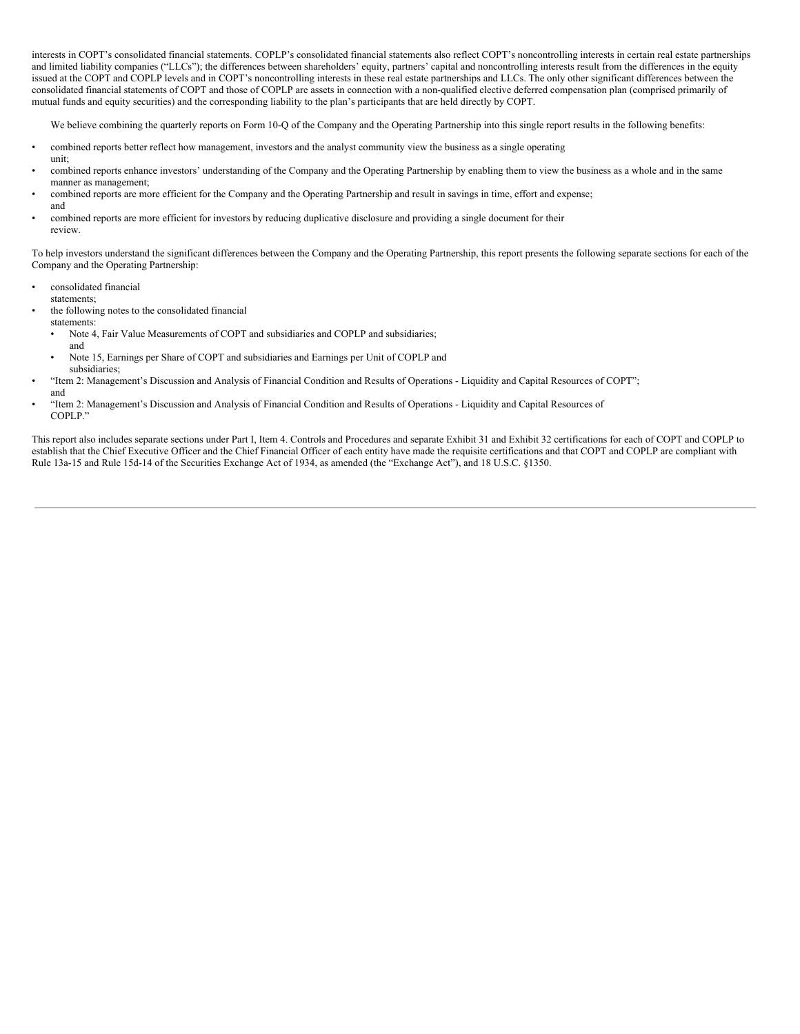interests in COPT's consolidated financial statements. COPLP's consolidated financial statements also reflect COPT's noncontrolling interests in certain real estate partnerships and limited liability companies ("LLCs"); the differences between shareholders' equity, partners' capital and noncontrolling interests result from the differences in the equity issued at the COPT and COPLP levels and in COPT's noncontrolling interests in these real estate partnerships and LLCs. The only other significant differences between the consolidated financial statements of COPT and those of COPLP are assets in connection with a non-qualified elective deferred compensation plan (comprised primarily of mutual funds and equity securities) and the corresponding liability to the plan's participants that are held directly by COPT.

We believe combining the quarterly reports on Form 10-Q of the Company and the Operating Partnership into this single report results in the following benefits:

- combined reports better reflect how management, investors and the analyst community view the business as a single operating unit;
- combined reports enhance investors' understanding of the Company and the Operating Partnership by enabling them to view the business as a whole and in the same manner as management;
- combined reports are more efficient for the Company and the Operating Partnership and result in savings in time, effort and expense; and
- combined reports are more efficient for investors by reducing duplicative disclosure and providing a single document for their review.

To help investors understand the significant differences between the Company and the Operating Partnership, this report presents the following separate sections for each of the Company and the Operating Partnership:

- consolidated financial statements;
- the following notes to the consolidated financial statements:
  - Note 4, Fair Value Measurements of COPT and subsidiaries and COPLP and subsidiaries; and
  - Note 15, Earnings per Share of COPT and subsidiaries and Earnings per Unit of COPLP and subsidiaries;
- "Item 2: Management's Discussion and Analysis of Financial Condition and Results of Operations - Liquidity and Capital Resources of COPT"; and
- "Item 2: Management's Discussion and Analysis of Financial Condition and Results of Operations - Liquidity and Capital Resources of COPLP."

This report also includes separate sections under Part I, Item 4. Controls and Procedures and separate Exhibit 31 and Exhibit 32 certifications for each of COPT and COPLP to establish that the Chief Executive Officer and the Chief Financial Officer of each entity have made the requisite certifications and that COPT and COPLP are compliant with Rule 13a-15 and Rule 15d-14 of the Securities Exchange Act of 1934, as amended (the "Exchange Act"), and 18 U.S.C. §1350.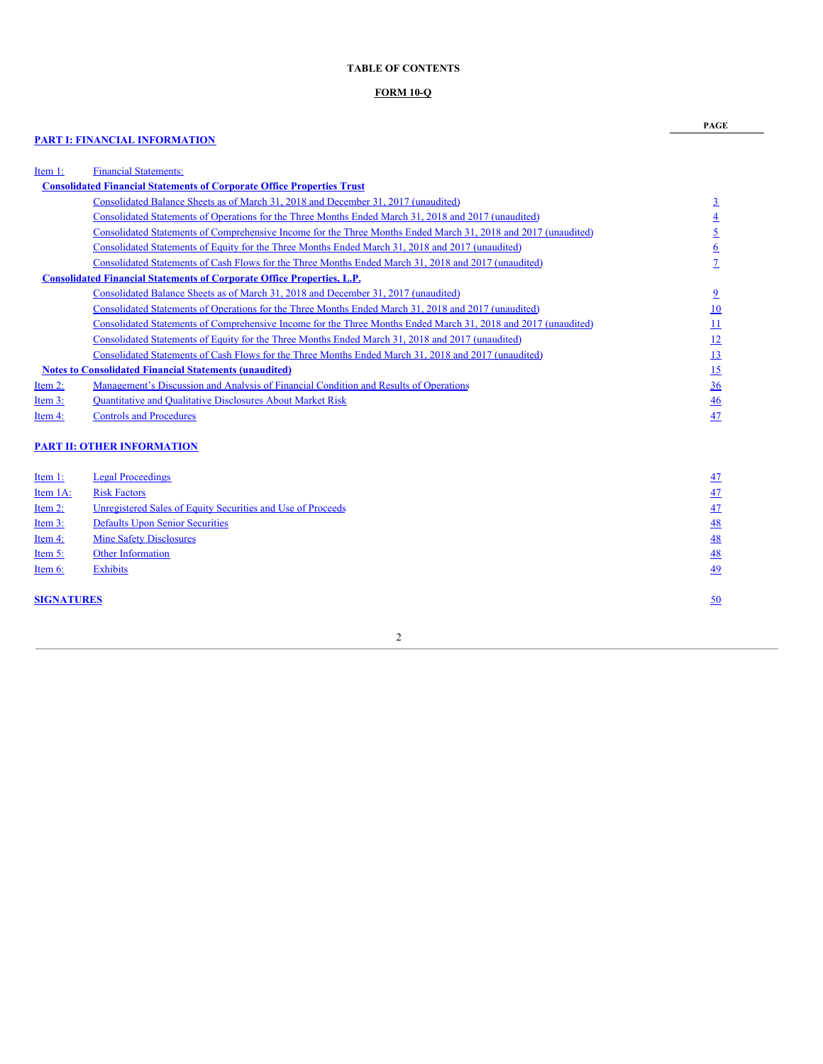# TABLE OF CONTENTS

## FORM 10-Q

| | | PAGE |
|---|---|---|
| **PART I: FINANCIAL INFORMATION** | | |
| Item 1: | Financial Statements: | |
| **Consolidated Financial Statements of Corporate Office Properties Trust** | | |
| | Consolidated Balance Sheets as of March 31, 2018 and December 31, 2017 (unaudited) | 3 |
| | Consolidated Statements of Operations for the Three Months Ended March 31, 2018 and 2017 (unaudited) | 4 |
| | Consolidated Statements of Comprehensive Income for the Three Months Ended March 31, 2018 and 2017 (unaudited) | 5 |
| | Consolidated Statements of Equity for the Three Months Ended March 31, 2018 and 2017 (unaudited) | 6 |
| | Consolidated Statements of Cash Flows for the Three Months Ended March 31, 2018 and 2017 (unaudited) | 7 |
| **Consolidated Financial Statements of Corporate Office Properties, L.P.** | | |
| | Consolidated Balance Sheets as of March 31, 2018 and December 31, 2017 (unaudited) | 9 |
| | Consolidated Statements of Operations for the Three Months Ended March 31, 2018 and 2017 (unaudited) | 10 |
| | Consolidated Statements of Comprehensive Income for the Three Months Ended March 31, 2018 and 2017 (unaudited) | 11 |
| | Consolidated Statements of Equity for the Three Months Ended March 31, 2018 and 2017 (unaudited) | 12 |
| | Consolidated Statements of Cash Flows for the Three Months Ended March 31, 2018 and 2017 (unaudited) | 13 |
| **Notes to Consolidated Financial Statements (unaudited)** | | 15 |
| Item 2: | Management's Discussion and Analysis of Financial Condition and Results of Operations | 36 |
| Item 3: | Quantitative and Qualitative Disclosures About Market Risk | 46 |
| Item 4: | Controls and Procedures | 47 |
| **PART II: OTHER INFORMATION** | | |
| Item 1: | Legal Proceedings | 47 |
| Item 1A: | Risk Factors | 47 |
| Item 2: | Unregistered Sales of Equity Securities and Use of Proceeds | 47 |
| Item 3: | Defaults Upon Senior Securities | 48 |
| Item 4: | Mine Safety Disclosures | 48 |
| Item 5: | Other Information | 48 |
| Item 6: | Exhibits | 49 |
| **SIGNATURES** | | 50 |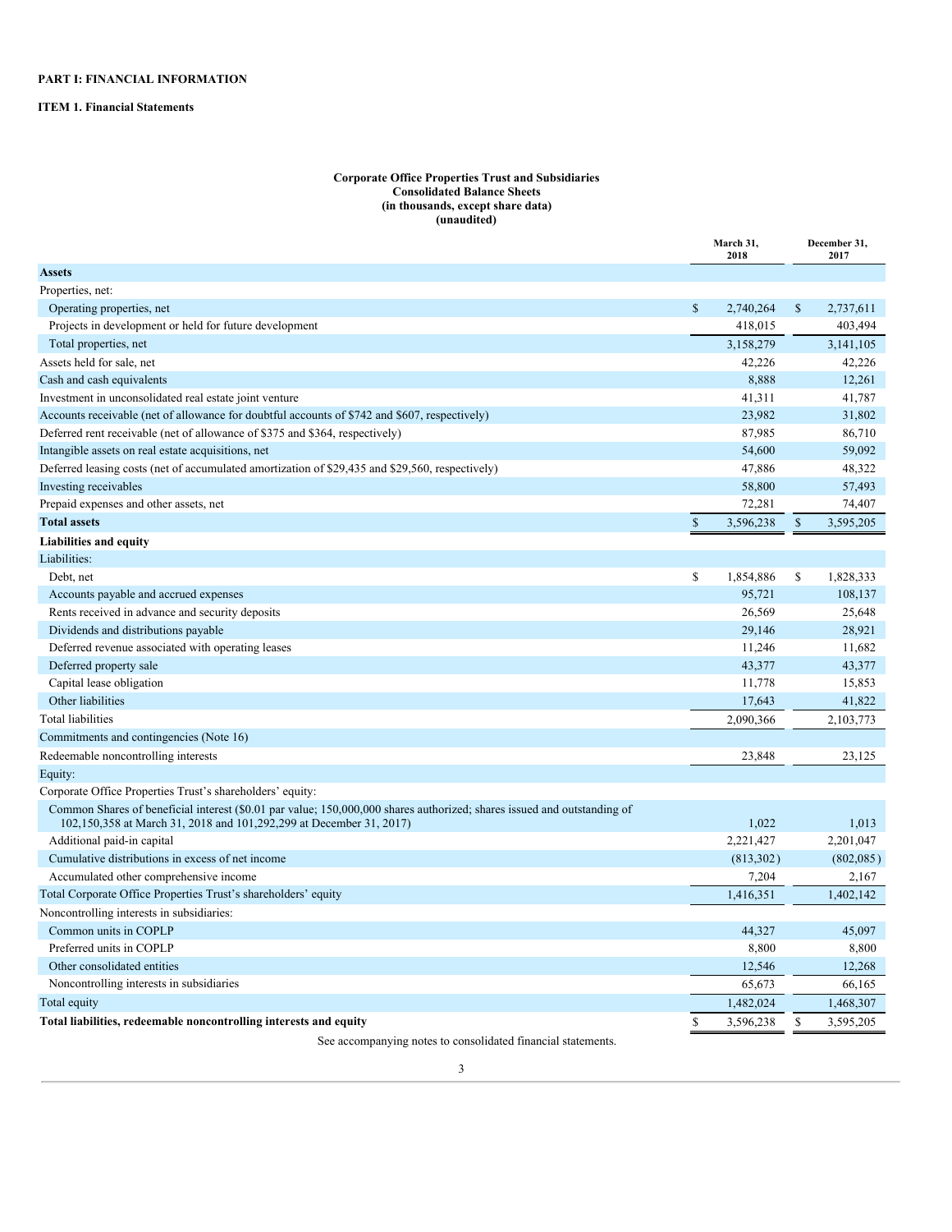**PART I: FINANCIAL INFORMATION**

**ITEM 1. Financial Statements**

**Corporate Office Properties Trust and Subsidiaries**
**Consolidated Balance Sheets**
**(in thousands, except share data)**
**(unaudited)**

| | March 31, 2018 | December 31, 2017 |
|---|---|---|
| **Assets** | | |
| Properties, net: | | |
| Operating properties, net | $ 2,740,264 | $ 2,737,611 |
| Projects in development or held for future development | 418,015 | 403,494 |
| Total properties, net | 3,158,279 | 3,141,105 |
| Assets held for sale, net | 42,226 | 42,226 |
| Cash and cash equivalents | 8,888 | 12,261 |
| Investment in unconsolidated real estate joint venture | 41,311 | 41,787 |
| Accounts receivable (net of allowance for doubtful accounts of $742 and $607, respectively) | 23,982 | 31,802 |
| Deferred rent receivable (net of allowance of $375 and $364, respectively) | 87,985 | 86,710 |
| Intangible assets on real estate acquisitions, net | 54,600 | 59,092 |
| Deferred leasing costs (net of accumulated amortization of $29,435 and $29,560, respectively) | 47,886 | 48,322 |
| Investing receivables | 58,800 | 57,493 |
| Prepaid expenses and other assets, net | 72,281 | 74,407 |
| **Total assets** | $ 3,596,238 | $ 3,595,205 |
| **Liabilities and equity** | | |
| Liabilities: | | |
| Debt, net | $ 1,854,886 | $ 1,828,333 |
| Accounts payable and accrued expenses | 95,721 | 108,137 |
| Rents received in advance and security deposits | 26,569 | 25,648 |
| Dividends and distributions payable | 29,146 | 28,921 |
| Deferred revenue associated with operating leases | 11,246 | 11,682 |
| Deferred property sale | 43,377 | 43,377 |
| Capital lease obligation | 11,778 | 15,853 |
| Other liabilities | 17,643 | 41,822 |
| Total liabilities | 2,090,366 | 2,103,773 |
| Commitments and contingencies (Note 16) | | |
| Redeemable noncontrolling interests | 23,848 | 23,125 |
| Equity: | | |
| Corporate Office Properties Trust's shareholders' equity: | | |
| Common Shares of beneficial interest ($0.01 par value; 150,000,000 shares authorized; shares issued and outstanding of 102,150,358 at March 31, 2018 and 101,292,299 at December 31, 2017) | 1,022 | 1,013 |
| Additional paid-in capital | 2,221,427 | 2,201,047 |
| Cumulative distributions in excess of net income | (813,302) | (802,085) |
| Accumulated other comprehensive income | 7,204 | 2,167 |
| Total Corporate Office Properties Trust's shareholders' equity | 1,416,351 | 1,402,142 |
| Noncontrolling interests in subsidiaries: | | |
| Common units in COPLP | 44,327 | 45,097 |
| Preferred units in COPLP | 8,800 | 8,800 |
| Other consolidated entities | 12,546 | 12,268 |
| Noncontrolling interests in subsidiaries | 65,673 | 66,165 |
| Total equity | 1,482,024 | 1,468,307 |
| **Total liabilities, redeemable noncontrolling interests and equity** | $ 3,596,238 | $ 3,595,205 |

See accompanying notes to consolidated financial statements.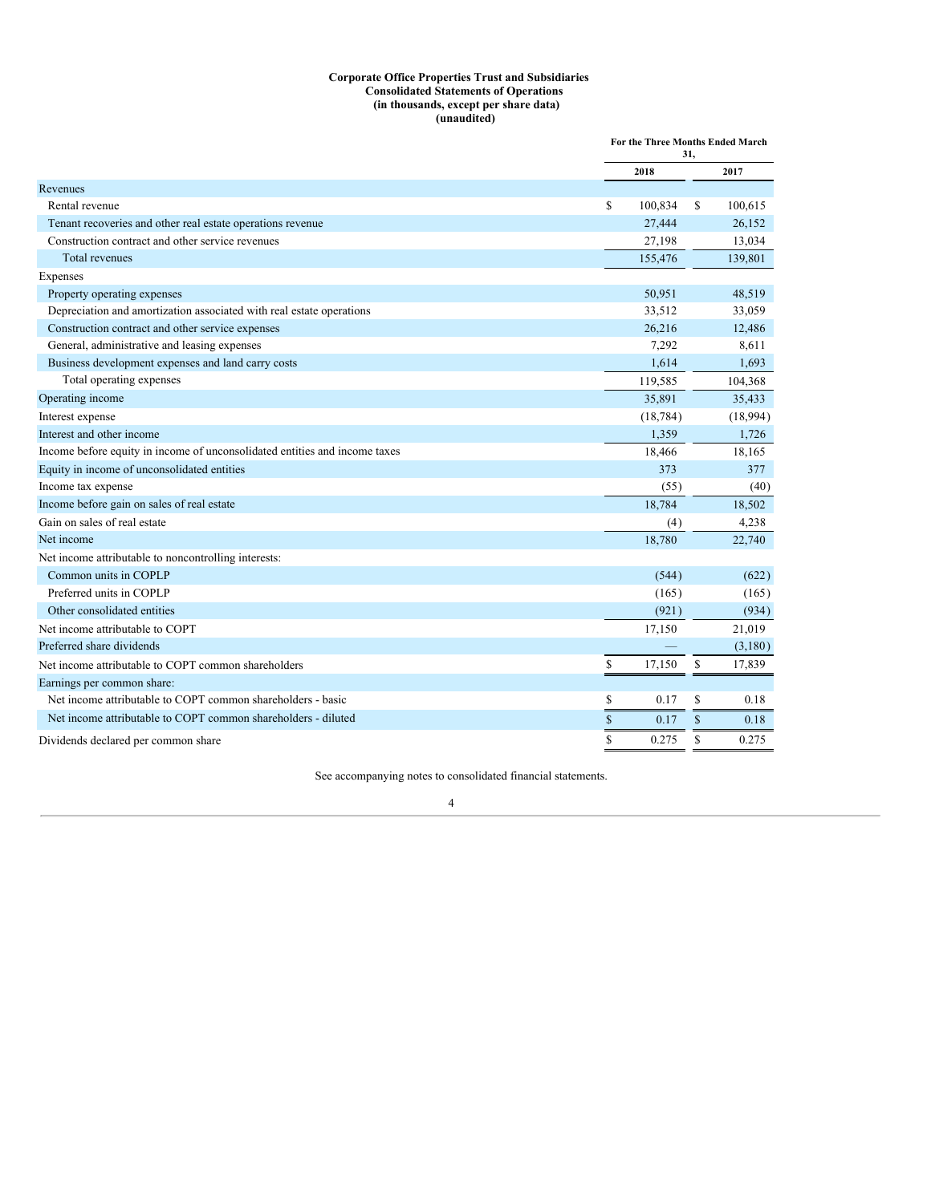**Corporate Office Properties Trust and Subsidiaries**
**Consolidated Statements of Operations**
**(in thousands, except per share data)**
**(unaudited)**

| | For the Three Months Ended March 31, | |
|---|---|---|
| | 2018 | 2017 |
| Revenues | | |
| Rental revenue | $ 100,834 | $ 100,615 |
| Tenant recoveries and other real estate operations revenue | 27,444 | 26,152 |
| Construction contract and other service revenues | 27,198 | 13,034 |
| Total revenues | 155,476 | 139,801 |
| Expenses | | |
| Property operating expenses | 50,951 | 48,519 |
| Depreciation and amortization associated with real estate operations | 33,512 | 33,059 |
| Construction contract and other service expenses | 26,216 | 12,486 |
| General, administrative and leasing expenses | 7,292 | 8,611 |
| Business development expenses and land carry costs | 1,614 | 1,693 |
| Total operating expenses | 119,585 | 104,368 |
| Operating income | 35,891 | 35,433 |
| Interest expense | (18,784) | (18,994) |
| Interest and other income | 1,359 | 1,726 |
| Income before equity in income of unconsolidated entities and income taxes | 18,466 | 18,165 |
| Equity in income of unconsolidated entities | 373 | 377 |
| Income tax expense | (55) | (40) |
| Income before gain on sales of real estate | 18,784 | 18,502 |
| Gain on sales of real estate | (4) | 4,238 |
| Net income | 18,780 | 22,740 |
| Net income attributable to noncontrolling interests: | | |
| Common units in COPLP | (544) | (622) |
| Preferred units in COPLP | (165) | (165) |
| Other consolidated entities | (921) | (934) |
| Net income attributable to COPT | 17,150 | 21,019 |
| Preferred share dividends | — | (3,180) |
| Net income attributable to COPT common shareholders | $ 17,150 | $ 17,839 |
| Earnings per common share: | | |
| Net income attributable to COPT common shareholders - basic | $ 0.17 | $ 0.18 |
| Net income attributable to COPT common shareholders - diluted | $ 0.17 | $ 0.18 |
| Dividends declared per common share | $ 0.275 | $ 0.275 |

See accompanying notes to consolidated financial statements.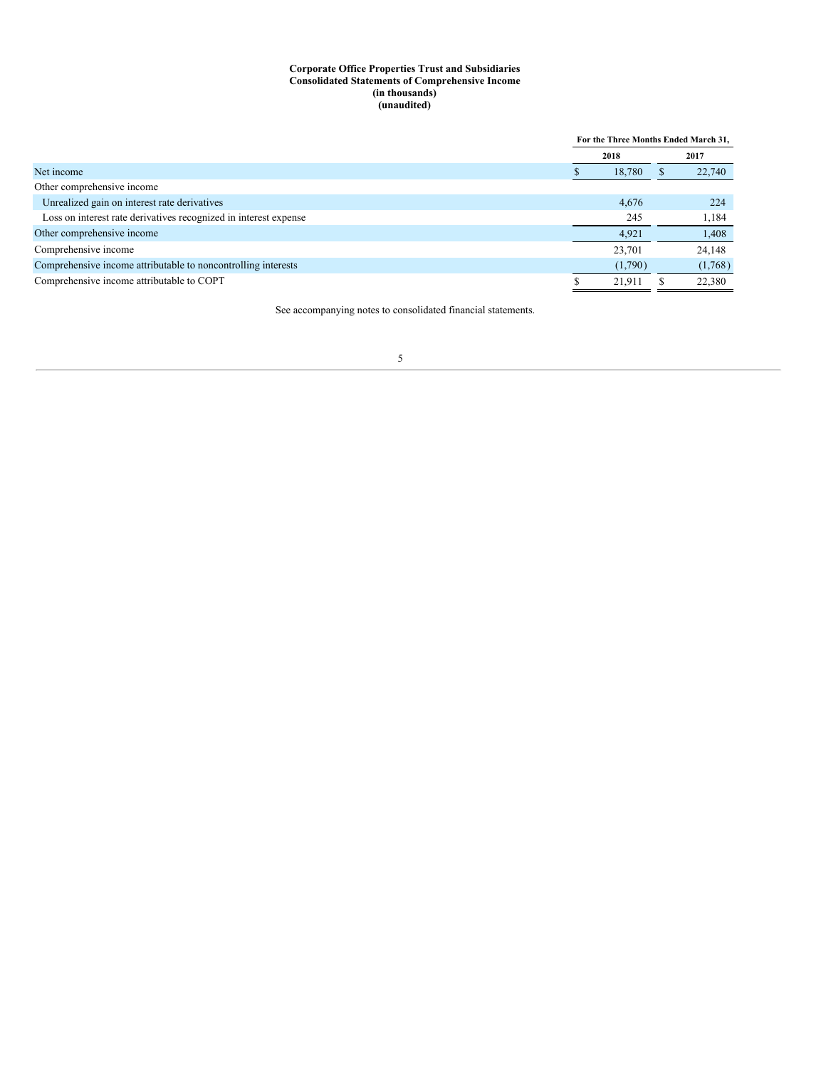**Corporate Office Properties Trust and Subsidiaries**
**Consolidated Statements of Comprehensive Income**
**(in thousands)**
**(unaudited)**

| | For the Three Months Ended March 31, | |
|---|---|---|
| | 2018 | 2017 |
| Net income | $ 18,780 | $ 22,740 |
| Other comprehensive income | | |
| Unrealized gain on interest rate derivatives | 4,676 | 224 |
| Loss on interest rate derivatives recognized in interest expense | 245 | 1,184 |
| Other comprehensive income | 4,921 | 1,408 |
| Comprehensive income | 23,701 | 24,148 |
| Comprehensive income attributable to noncontrolling interests | (1,790) | (1,768) |
| Comprehensive income attributable to COPT | $ 21,911 | $ 22,380 |

See accompanying notes to consolidated financial statements.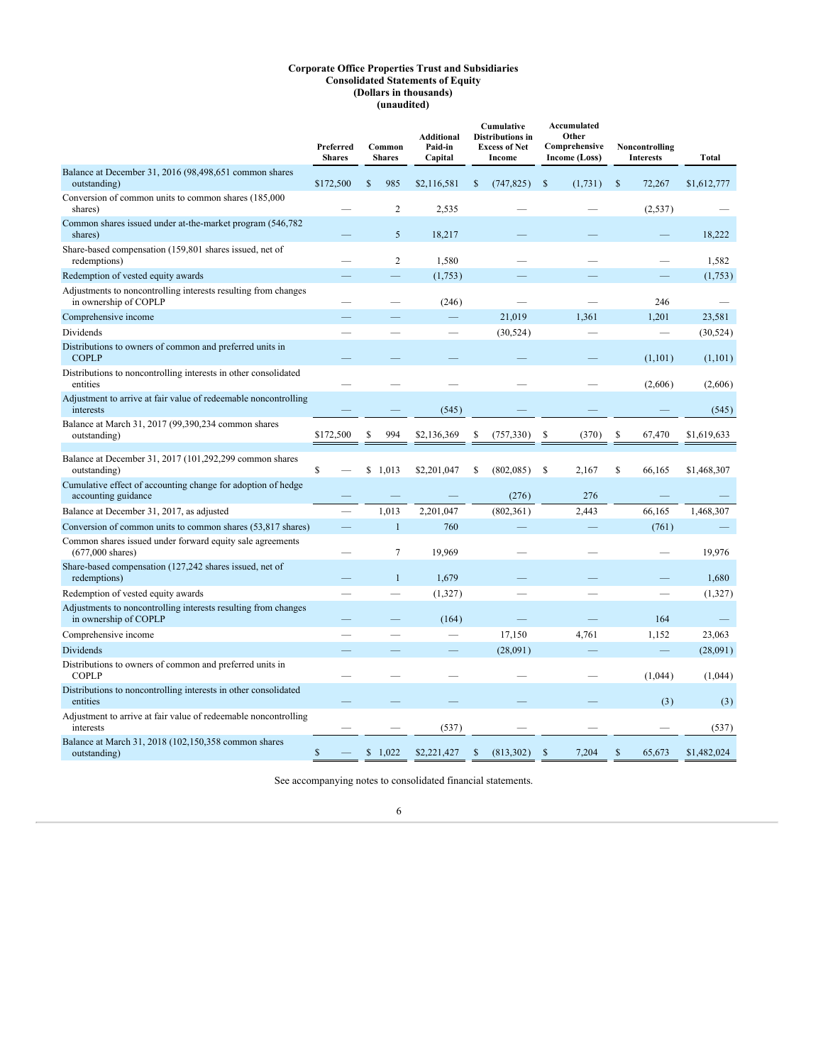**Corporate Office Properties Trust and Subsidiaries**
**Consolidated Statements of Equity**
**(Dollars in thousands)**
**(unaudited)**

| | Preferred Shares | Common Shares | Additional Paid-in Capital | Cumulative Distributions in Excess of Net Income | Accumulated Other Comprehensive Income (Loss) | Noncontrolling Interests | Total |
|---|---|---|---|---|---|---|---|
| Balance at December 31, 2016 (98,498,651 common shares outstanding) | $172,500 | $ 985 | $2,116,581 | $ (747,825) | $ (1,731) | $ 72,267 | $1,612,777 |
| Conversion of common units to common shares (185,000 shares) | — | 2 | 2,535 | — | — | (2,537) | — |
| Common shares issued under at-the-market program (546,782 shares) | — | 5 | 18,217 | — | — | — | 18,222 |
| Share-based compensation (159,801 shares issued, net of redemptions) | — | 2 | 1,580 | — | — | — | 1,582 |
| Redemption of vested equity awards | — | — | (1,753) | — | — | — | (1,753) |
| Adjustments to noncontrolling interests resulting from changes in ownership of COPLP | — | — | (246) | — | — | 246 | — |
| Comprehensive income | — | — | — | 21,019 | 1,361 | 1,201 | 23,581 |
| Dividends | — | — | — | (30,524) | — | — | (30,524) |
| Distributions to owners of common and preferred units in COPLP | — | — | — | — | — | (1,101) | (1,101) |
| Distributions to noncontrolling interests in other consolidated entities | — | — | — | — | — | (2,606) | (2,606) |
| Adjustment to arrive at fair value of redeemable noncontrolling interests | — | — | (545) | — | — | — | (545) |
| Balance at March 31, 2017 (99,390,234 common shares outstanding) | $172,500 | $ 994 | $2,136,369 | $ (757,330) | $ (370) | $ 67,470 | $1,619,633 |
| | | | | | | | |
| Balance at December 31, 2017 (101,292,299 common shares outstanding) | $ — | $ 1,013 | $2,201,047 | $ (802,085) | $ 2,167 | $ 66,165 | $1,468,307 |
| Cumulative effect of accounting change for adoption of hedge accounting guidance | — | — | — | (276) | 276 | — | — |
| Balance at December 31, 2017, as adjusted | — | 1,013 | 2,201,047 | (802,361) | 2,443 | 66,165 | 1,468,307 |
| Conversion of common units to common shares (53,817 shares) | — | 1 | 760 | — | — | (761) | — |
| Common shares issued under forward equity sale agreements (677,000 shares) | — | 7 | 19,969 | — | — | — | 19,976 |
| Share-based compensation (127,242 shares issued, net of redemptions) | — | 1 | 1,679 | — | — | — | 1,680 |
| Redemption of vested equity awards | — | — | (1,327) | — | — | — | (1,327) |
| Adjustments to noncontrolling interests resulting from changes in ownership of COPLP | — | — | (164) | — | — | 164 | — |
| Comprehensive income | — | — | — | 17,150 | 4,761 | 1,152 | 23,063 |
| Dividends | — | — | — | (28,091) | — | — | (28,091) |
| Distributions to owners of common and preferred units in COPLP | — | — | — | — | — | (1,044) | (1,044) |
| Distributions to noncontrolling interests in other consolidated entities | — | — | — | — | — | (3) | (3) |
| Adjustment to arrive at fair value of redeemable noncontrolling interests | — | — | (537) | — | — | — | (537) |
| Balance at March 31, 2018 (102,150,358 common shares outstanding) | $ — | $ 1,022 | $2,221,427 | $ (813,302) | $ 7,204 | $ 65,673 | $1,482,024 |

See accompanying notes to consolidated financial statements.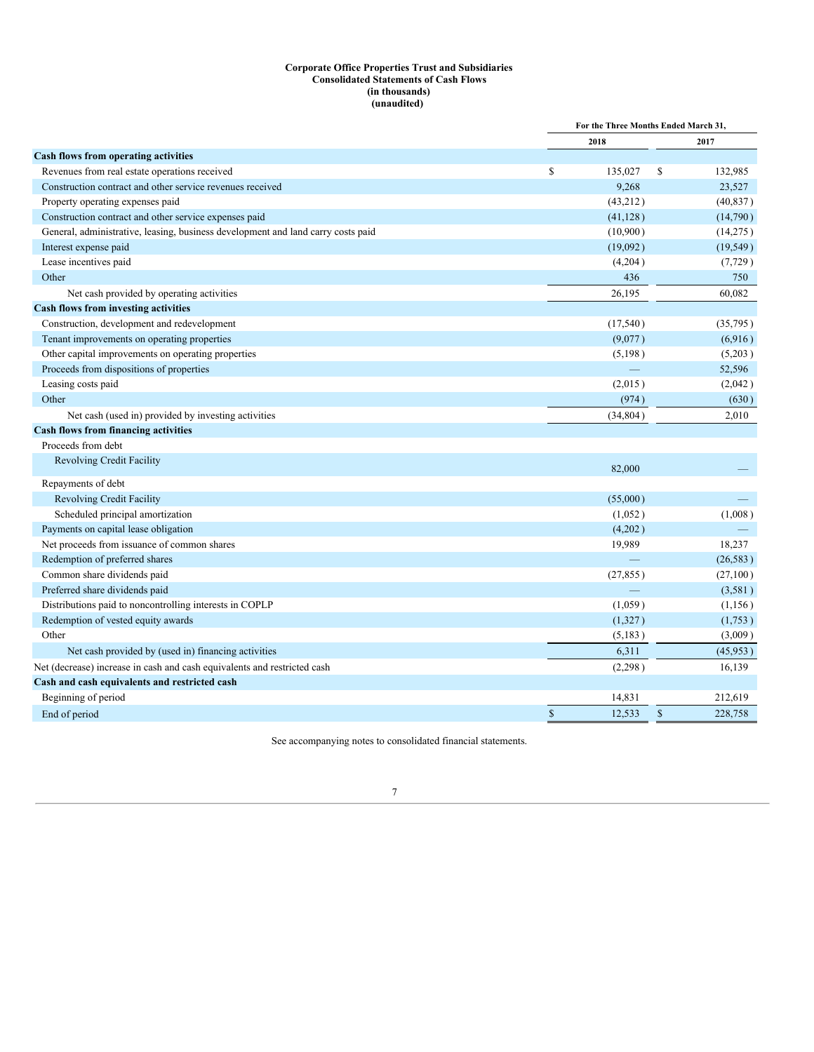**Corporate Office Properties Trust and Subsidiaries**
**Consolidated Statements of Cash Flows**
**(in thousands)**
**(unaudited)**

| | For the Three Months Ended March 31, | |
|---|---|---|
| | 2018 | 2017 |
| **Cash flows from operating activities** | | |
| Revenues from real estate operations received | $ 135,027 | $ 132,985 |
| Construction contract and other service revenues received | 9,268 | 23,527 |
| Property operating expenses paid | (43,212) | (40,837) |
| Construction contract and other service expenses paid | (41,128) | (14,790) |
| General, administrative, leasing, business development and land carry costs paid | (10,900) | (14,275) |
| Interest expense paid | (19,092) | (19,549) |
| Lease incentives paid | (4,204) | (7,729) |
| Other | 436 | 750 |
| Net cash provided by operating activities | 26,195 | 60,082 |
| **Cash flows from investing activities** | | |
| Construction, development and redevelopment | (17,540) | (35,795) |
| Tenant improvements on operating properties | (9,077) | (6,916) |
| Other capital improvements on operating properties | (5,198) | (5,203) |
| Proceeds from dispositions of properties | — | 52,596 |
| Leasing costs paid | (2,015) | (2,042) |
| Other | (974) | (630) |
| Net cash (used in) provided by investing activities | (34,804) | 2,010 |
| **Cash flows from financing activities** | | |
| Proceeds from debt | | |
| Revolving Credit Facility | 82,000 | — |
| Repayments of debt | | |
| Revolving Credit Facility | (55,000) | — |
| Scheduled principal amortization | (1,052) | (1,008) |
| Payments on capital lease obligation | (4,202) | — |
| Net proceeds from issuance of common shares | 19,989 | 18,237 |
| Redemption of preferred shares | — | (26,583) |
| Common share dividends paid | (27,855) | (27,100) |
| Preferred share dividends paid | — | (3,581) |
| Distributions paid to noncontrolling interests in COPLP | (1,059) | (1,156) |
| Redemption of vested equity awards | (1,327) | (1,753) |
| Other | (5,183) | (3,009) |
| Net cash provided by (used in) financing activities | 6,311 | (45,953) |
| Net (decrease) increase in cash and cash equivalents and restricted cash | (2,298) | 16,139 |
| **Cash and cash equivalents and restricted cash** | | |
| Beginning of period | 14,831 | 212,619 |
| End of period | $ 12,533 | $ 228,758 |

See accompanying notes to consolidated financial statements.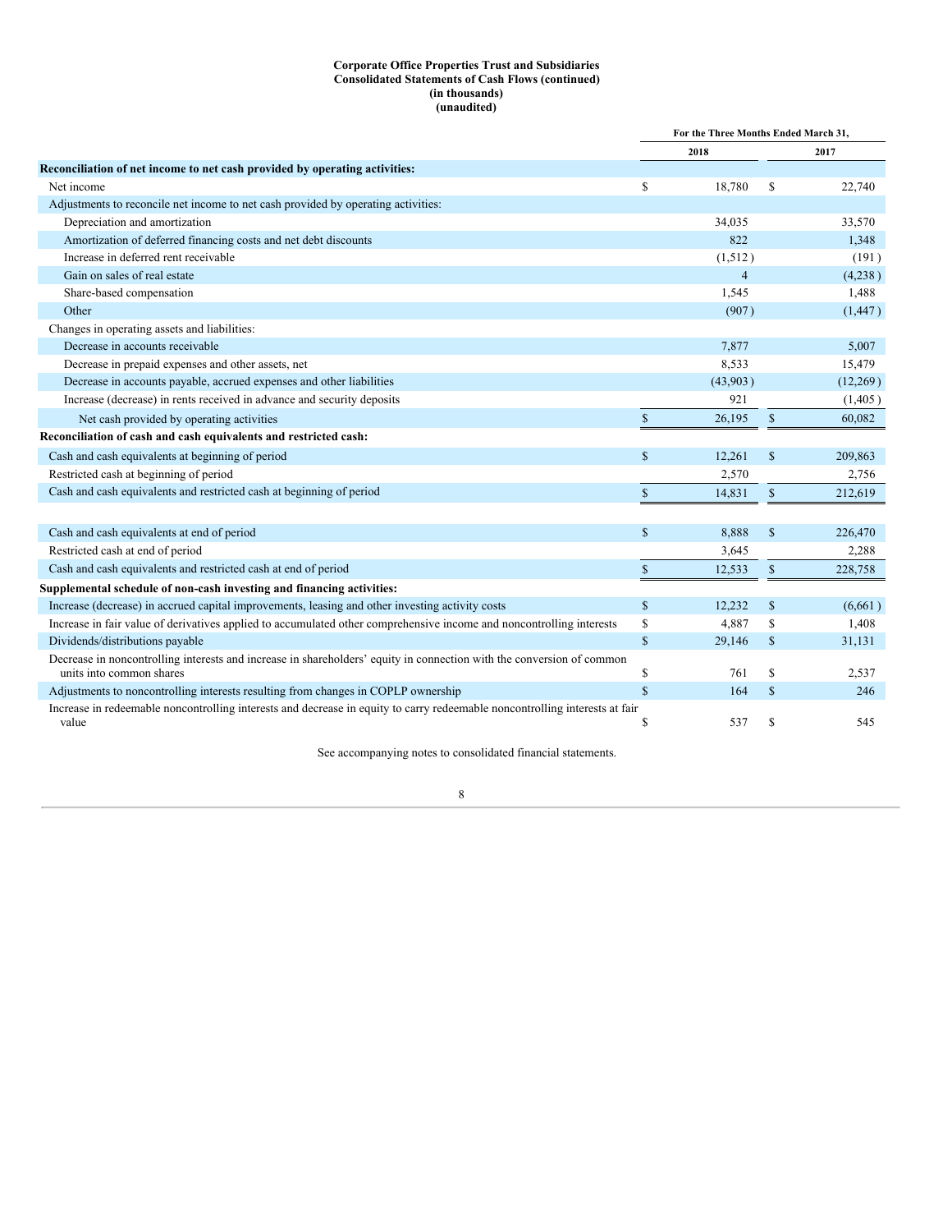**Corporate Office Properties Trust and Subsidiaries**
**Consolidated Statements of Cash Flows (continued)**
**(in thousands)**
**(unaudited)**

| | For the Three Months Ended March 31, | |
|---|---|---|
| | 2018 | 2017 |
| **Reconciliation of net income to net cash provided by operating activities:** | | |
| Net income | $ 18,780 | $ 22,740 |
| Adjustments to reconcile net income to net cash provided by operating activities: | | |
| Depreciation and amortization | 34,035 | 33,570 |
| Amortization of deferred financing costs and net debt discounts | 822 | 1,348 |
| Increase in deferred rent receivable | (1,512) | (191) |
| Gain on sales of real estate | 4 | (4,238) |
| Share-based compensation | 1,545 | 1,488 |
| Other | (907) | (1,447) |
| Changes in operating assets and liabilities: | | |
| Decrease in accounts receivable | 7,877 | 5,007 |
| Decrease in prepaid expenses and other assets, net | 8,533 | 15,479 |
| Decrease in accounts payable, accrued expenses and other liabilities | (43,903) | (12,269) |
| Increase (decrease) in rents received in advance and security deposits | 921 | (1,405) |
| Net cash provided by operating activities | $ 26,195 | $ 60,082 |
| **Reconciliation of cash and cash equivalents and restricted cash:** | | |
| Cash and cash equivalents at beginning of period | $ 12,261 | $ 209,863 |
| Restricted cash at beginning of period | 2,570 | 2,756 |
| Cash and cash equivalents and restricted cash at beginning of period | $ 14,831 | $ 212,619 |
| | | |
| Cash and cash equivalents at end of period | $ 8,888 | $ 226,470 |
| Restricted cash at end of period | 3,645 | 2,288 |
| Cash and cash equivalents and restricted cash at end of period | $ 12,533 | $ 228,758 |
| **Supplemental schedule of non-cash investing and financing activities:** | | |
| Increase (decrease) in accrued capital improvements, leasing and other investing activity costs | $ 12,232 | $ (6,661) |
| Increase in fair value of derivatives applied to accumulated other comprehensive income and noncontrolling interests | $ 4,887 | $ 1,408 |
| Dividends/distributions payable | $ 29,146 | $ 31,131 |
| Decrease in noncontrolling interests and increase in shareholders' equity in connection with the conversion of common units into common shares | $ 761 | $ 2,537 |
| Adjustments to noncontrolling interests resulting from changes in COPLP ownership | $ 164 | $ 246 |
| Increase in redeemable noncontrolling interests and decrease in equity to carry redeemable noncontrolling interests at fair value | $ 537 | $ 545 |

See accompanying notes to consolidated financial statements.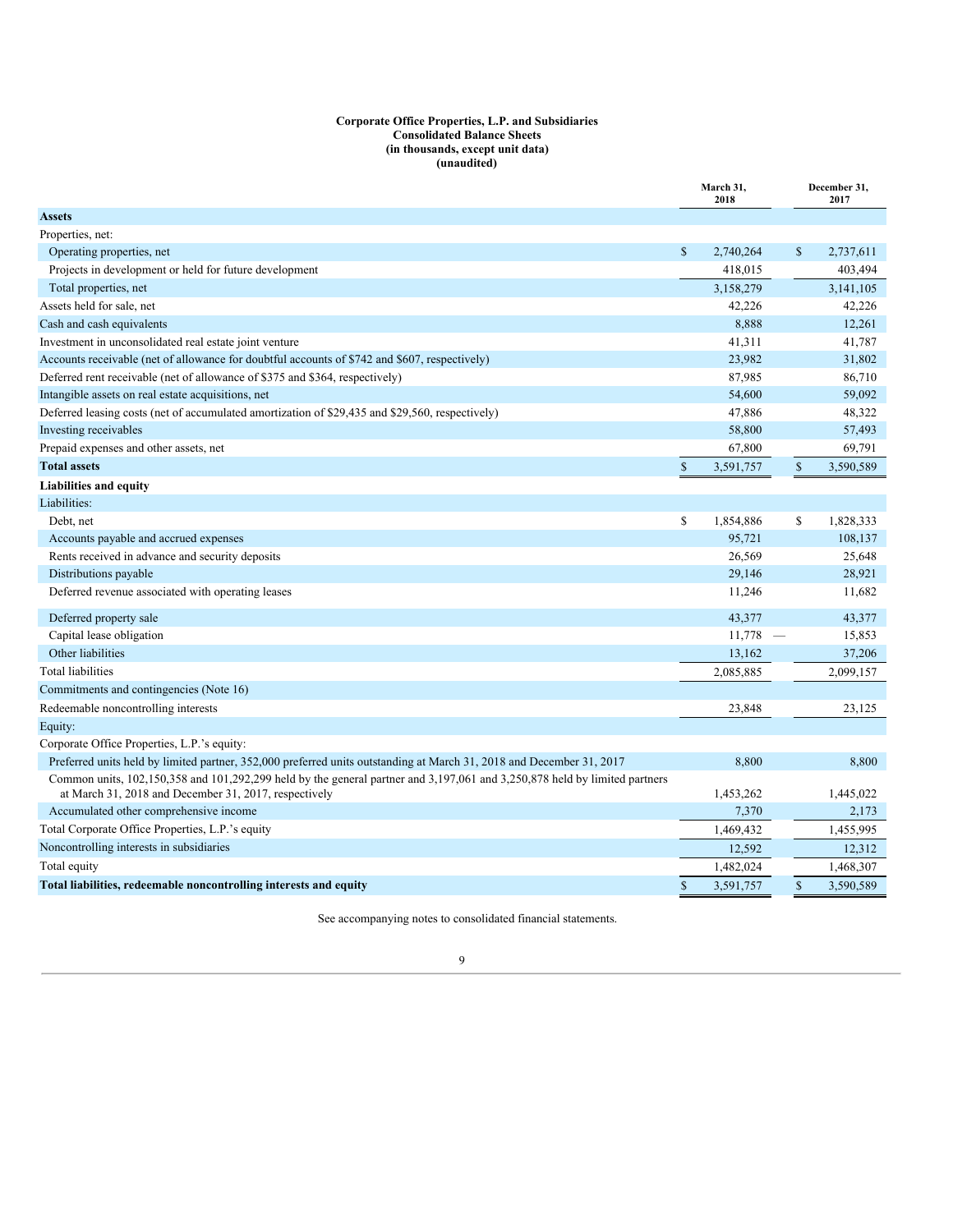**Corporate Office Properties, L.P. and Subsidiaries**
**Consolidated Balance Sheets**
**(in thousands, except unit data)**
**(unaudited)**

| | March 31, 2018 | December 31, 2017 |
|---|---|---|
| **Assets** | | |
| Properties, net: | | |
| Operating properties, net | $ 2,740,264 | $ 2,737,611 |
| Projects in development or held for future development | 418,015 | 403,494 |
| Total properties, net | 3,158,279 | 3,141,105 |
| Assets held for sale, net | 42,226 | 42,226 |
| Cash and cash equivalents | 8,888 | 12,261 |
| Investment in unconsolidated real estate joint venture | 41,311 | 41,787 |
| Accounts receivable (net of allowance for doubtful accounts of $742 and $607, respectively) | 23,982 | 31,802 |
| Deferred rent receivable (net of allowance of $375 and $364, respectively) | 87,985 | 86,710 |
| Intangible assets on real estate acquisitions, net | 54,600 | 59,092 |
| Deferred leasing costs (net of accumulated amortization of $29,435 and $29,560, respectively) | 47,886 | 48,322 |
| Investing receivables | 58,800 | 57,493 |
| Prepaid expenses and other assets, net | 67,800 | 69,791 |
| **Total assets** | $ 3,591,757 | $ 3,590,589 |
| **Liabilities and equity** | | |
| Liabilities: | | |
| Debt, net | $ 1,854,886 | $ 1,828,333 |
| Accounts payable and accrued expenses | 95,721 | 108,137 |
| Rents received in advance and security deposits | 26,569 | 25,648 |
| Distributions payable | 29,146 | 28,921 |
| Deferred revenue associated with operating leases | 11,246 | 11,682 |
| Deferred property sale | 43,377 | 43,377 |
| Capital lease obligation | 11,778 | 15,853 |
| Other liabilities | 13,162 | 37,206 |
| Total liabilities | 2,085,885 | 2,099,157 |
| Commitments and contingencies (Note 16) | | |
| Redeemable noncontrolling interests | 23,848 | 23,125 |
| Equity: | | |
| Corporate Office Properties, L.P.'s equity: | | |
| Preferred units held by limited partner, 352,000 preferred units outstanding at March 31, 2018 and December 31, 2017 | 8,800 | 8,800 |
| Common units, 102,150,358 and 101,292,299 held by the general partner and 3,197,061 and 3,250,878 held by limited partners at March 31, 2018 and December 31, 2017, respectively | 1,453,262 | 1,445,022 |
| Accumulated other comprehensive income | 7,370 | 2,173 |
| Total Corporate Office Properties, L.P.'s equity | 1,469,432 | 1,455,995 |
| Noncontrolling interests in subsidiaries | 12,592 | 12,312 |
| Total equity | 1,482,024 | 1,468,307 |
| **Total liabilities, redeemable noncontrolling interests and equity** | $ 3,591,757 | $ 3,590,589 |

See accompanying notes to consolidated financial statements.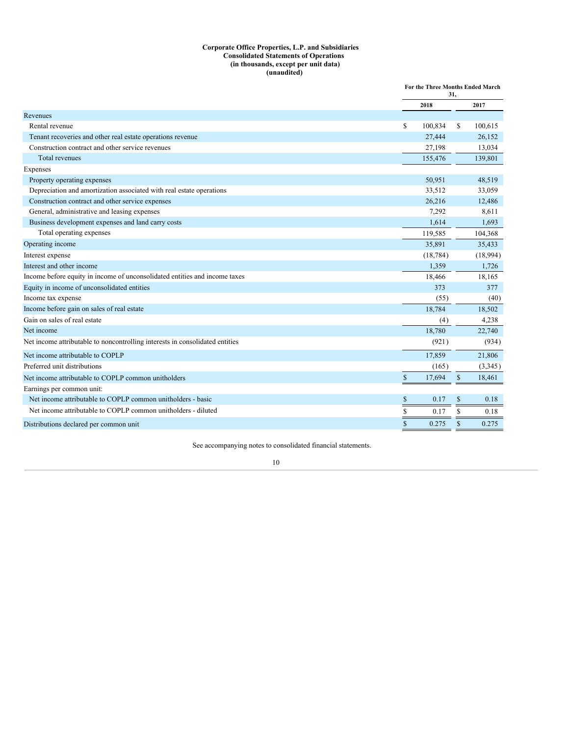**Corporate Office Properties, L.P. and Subsidiaries**
**Consolidated Statements of Operations**
**(in thousands, except per unit data)**
**(unaudited)**

| | For the Three Months Ended March 31, | |
|---|---|---|
| | 2018 | 2017 |
| Revenues | | |
| Rental revenue | $ 100,834 | $ 100,615 |
| Tenant recoveries and other real estate operations revenue | 27,444 | 26,152 |
| Construction contract and other service revenues | 27,198 | 13,034 |
| Total revenues | 155,476 | 139,801 |
| Expenses | | |
| Property operating expenses | 50,951 | 48,519 |
| Depreciation and amortization associated with real estate operations | 33,512 | 33,059 |
| Construction contract and other service expenses | 26,216 | 12,486 |
| General, administrative and leasing expenses | 7,292 | 8,611 |
| Business development expenses and land carry costs | 1,614 | 1,693 |
| Total operating expenses | 119,585 | 104,368 |
| Operating income | 35,891 | 35,433 |
| Interest expense | (18,784) | (18,994) |
| Interest and other income | 1,359 | 1,726 |
| Income before equity in income of unconsolidated entities and income taxes | 18,466 | 18,165 |
| Equity in income of unconsolidated entities | 373 | 377 |
| Income tax expense | (55) | (40) |
| Income before gain on sales of real estate | 18,784 | 18,502 |
| Gain on sales of real estate | (4) | 4,238 |
| Net income | 18,780 | 22,740 |
| Net income attributable to noncontrolling interests in consolidated entities | (921) | (934) |
| Net income attributable to COPLP | 17,859 | 21,806 |
| Preferred unit distributions | (165) | (3,345) |
| Net income attributable to COPLP common unitholders | $ 17,694 | $ 18,461 |
| Earnings per common unit: | | |
| Net income attributable to COPLP common unitholders - basic | $ 0.17 | $ 0.18 |
| Net income attributable to COPLP common unitholders - diluted | $ 0.17 | $ 0.18 |
| Distributions declared per common unit | $ 0.275 | $ 0.275 |

See accompanying notes to consolidated financial statements.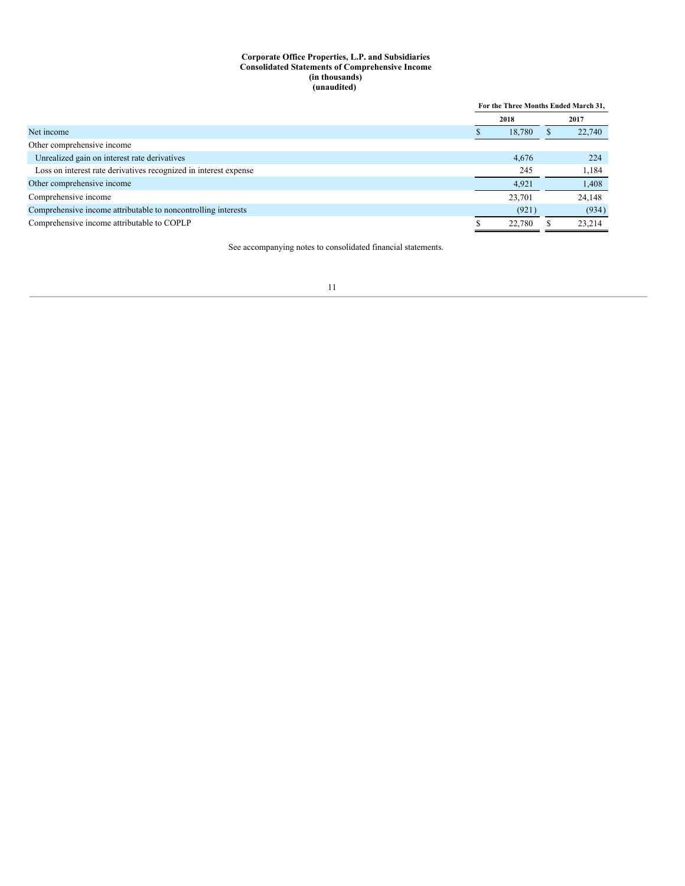**Corporate Office Properties, L.P. and Subsidiaries**
**Consolidated Statements of Comprehensive Income**
**(in thousands)**
**(unaudited)**

| | For the Three Months Ended March 31, | |
|---|---|---|
| | 2018 | 2017 |
| Net income | $ 18,780 | $ 22,740 |
| Other comprehensive income | | |
| Unrealized gain on interest rate derivatives | 4,676 | 224 |
| Loss on interest rate derivatives recognized in interest expense | 245 | 1,184 |
| Other comprehensive income | 4,921 | 1,408 |
| Comprehensive income | 23,701 | 24,148 |
| Comprehensive income attributable to noncontrolling interests | (921) | (934) |
| Comprehensive income attributable to COPLP | $ 22,780 | $ 23,214 |

See accompanying notes to consolidated financial statements.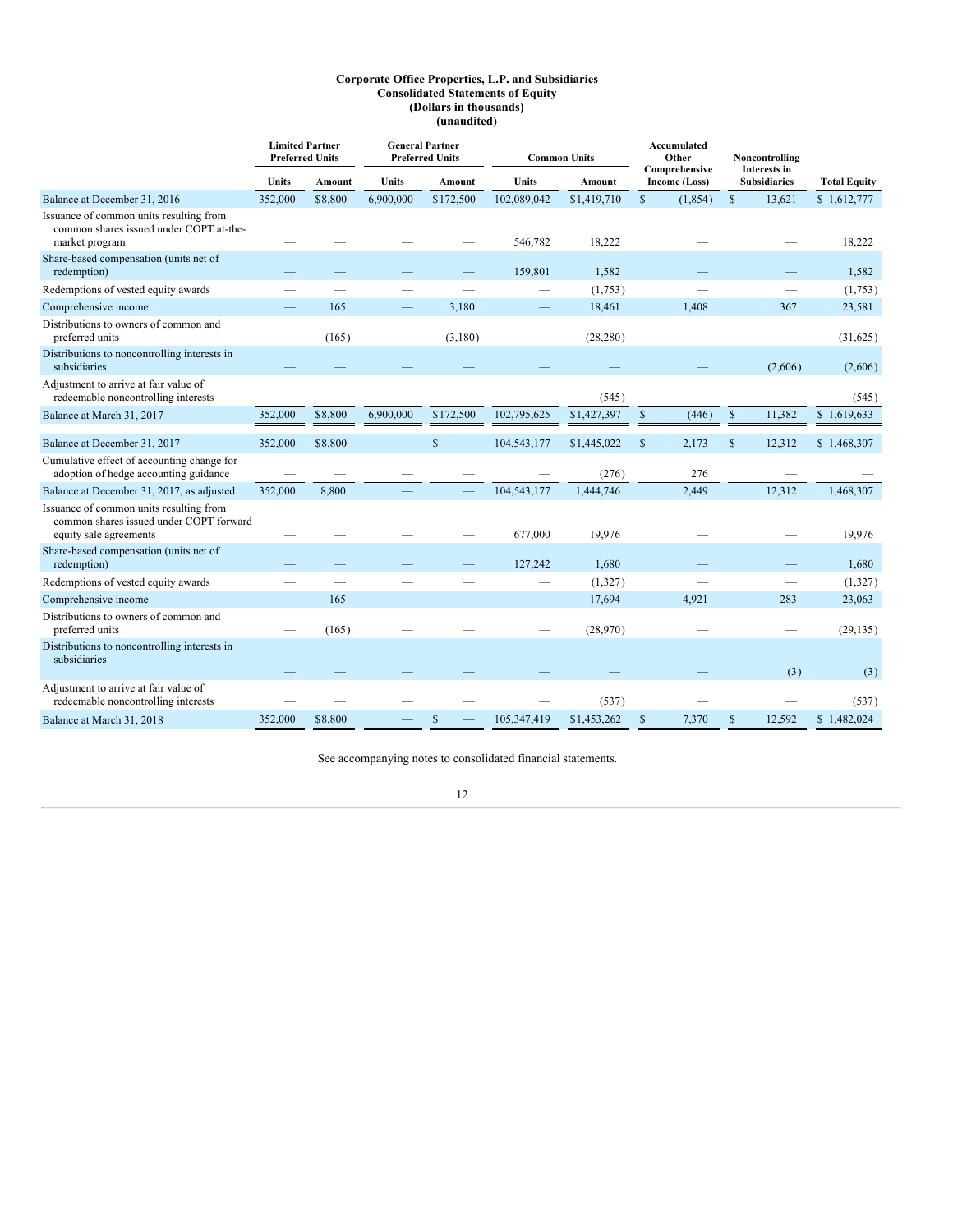**Corporate Office Properties, L.P. and Subsidiaries**
**Consolidated Statements of Equity**
**(Dollars in thousands)**
**(unaudited)**

| | Limited Partner Preferred Units | | General Partner Preferred Units | | Common Units | | Accumulated Other Comprehensive Income (Loss) | Noncontrolling Interests in Subsidiaries | Total Equity |
|---|---|---|---|---|---|---|---|---|---|
| | Units | Amount | Units | Amount | Units | Amount | | | |
| Balance at December 31, 2016 | 352,000 | $8,800 | 6,900,000 | $172,500 | 102,089,042 | $1,419,710 | $ (1,854) | $ 13,621 | $ 1,612,777 |
| Issuance of common units resulting from common shares issued under COPT at-the-market program | — | — | — | — | 546,782 | 18,222 | — | — | 18,222 |
| Share-based compensation (units net of redemption) | — | — | — | — | 159,801 | 1,582 | — | — | 1,582 |
| Redemptions of vested equity awards | — | — | — | — | — | (1,753) | — | — | (1,753) |
| Comprehensive income | — | 165 | — | 3,180 | — | 18,461 | 1,408 | 367 | 23,581 |
| Distributions to owners of common and preferred units | — | (165) | — | (3,180) | — | (28,280) | — | — | (31,625) |
| Distributions to noncontrolling interests in subsidiaries | — | — | — | — | — | — | — | (2,606) | (2,606) |
| Adjustment to arrive at fair value of redeemable noncontrolling interests | — | — | — | — | — | (545) | — | — | (545) |
| Balance at March 31, 2017 | 352,000 | $8,800 | 6,900,000 | $172,500 | 102,795,625 | $1,427,397 | $ (446) | $ 11,382 | $ 1,619,633 |
| | | | | | | | | | |
| Balance at December 31, 2017 | 352,000 | $8,800 | — | $ — | 104,543,177 | $1,445,022 | $ 2,173 | $ 12,312 | $ 1,468,307 |
| Cumulative effect of accounting change for adoption of hedge accounting guidance | — | — | — | — | — | (276) | 276 | — | — |
| Balance at December 31, 2017, as adjusted | 352,000 | 8,800 | — | — | 104,543,177 | 1,444,746 | 2,449 | 12,312 | 1,468,307 |
| Issuance of common units resulting from common shares issued under COPT forward equity sale agreements | — | — | — | — | 677,000 | 19,976 | — | — | 19,976 |
| Share-based compensation (units net of redemption) | — | — | — | — | 127,242 | 1,680 | — | — | 1,680 |
| Redemptions of vested equity awards | — | — | — | — | — | (1,327) | — | — | (1,327) |
| Comprehensive income | — | 165 | — | — | — | 17,694 | 4,921 | 283 | 23,063 |
| Distributions to owners of common and preferred units | — | (165) | — | — | — | (28,970) | — | — | (29,135) |
| Distributions to noncontrolling interests in subsidiaries | — | — | — | — | — | — | — | (3) | (3) |
| Adjustment to arrive at fair value of redeemable noncontrolling interests | — | — | — | — | — | (537) | — | — | (537) |
| Balance at March 31, 2018 | 352,000 | $8,800 | — | $ — | 105,347,419 | $1,453,262 | $ 7,370 | $ 12,592 | $ 1,482,024 |

See accompanying notes to consolidated financial statements.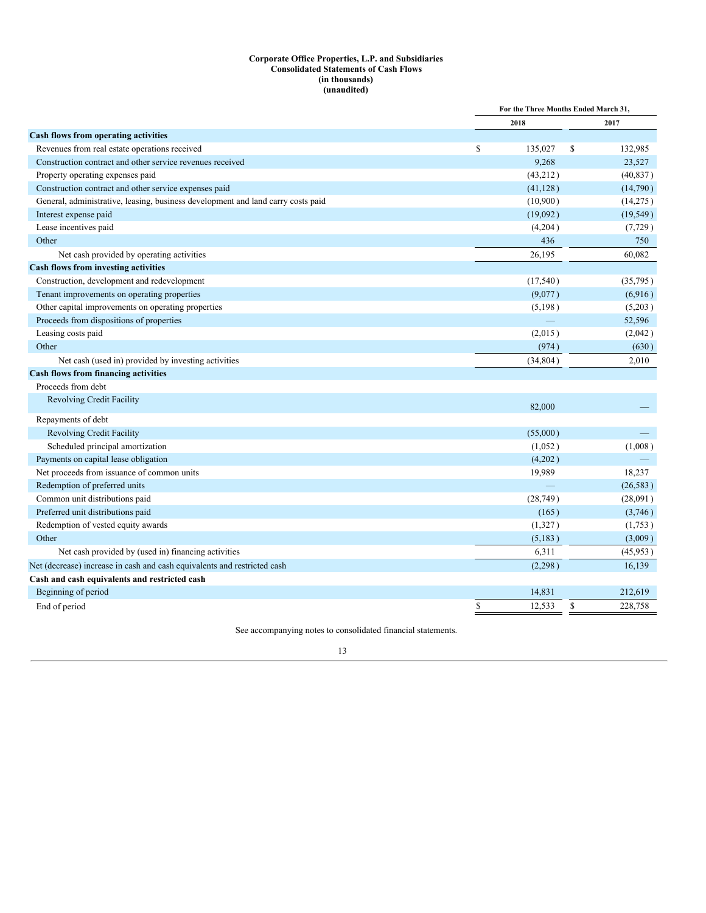**Corporate Office Properties, L.P. and Subsidiaries**
**Consolidated Statements of Cash Flows**
**(in thousands)**
**(unaudited)**

| | For the Three Months Ended March 31, | |
|---|---|---|
| | 2018 | 2017 |
| **Cash flows from operating activities** | | |
| Revenues from real estate operations received | $ 135,027 | $ 132,985 |
| Construction contract and other service revenues received | 9,268 | 23,527 |
| Property operating expenses paid | (43,212) | (40,837) |
| Construction contract and other service expenses paid | (41,128) | (14,790) |
| General, administrative, leasing, business development and land carry costs paid | (10,900) | (14,275) |
| Interest expense paid | (19,092) | (19,549) |
| Lease incentives paid | (4,204) | (7,729) |
| Other | 436 | 750 |
| Net cash provided by operating activities | 26,195 | 60,082 |
| **Cash flows from investing activities** | | |
| Construction, development and redevelopment | (17,540) | (35,795) |
| Tenant improvements on operating properties | (9,077) | (6,916) |
| Other capital improvements on operating properties | (5,198) | (5,203) |
| Proceeds from dispositions of properties | — | 52,596 |
| Leasing costs paid | (2,015) | (2,042) |
| Other | (974) | (630) |
| Net cash (used in) provided by investing activities | (34,804) | 2,010 |
| **Cash flows from financing activities** | | |
| Proceeds from debt | | |
| Revolving Credit Facility | 82,000 | — |
| Repayments of debt | | |
| Revolving Credit Facility | (55,000) | — |
| Scheduled principal amortization | (1,052) | (1,008) |
| Payments on capital lease obligation | (4,202) | — |
| Net proceeds from issuance of common units | 19,989 | 18,237 |
| Redemption of preferred units | — | (26,583) |
| Common unit distributions paid | (28,749) | (28,091) |
| Preferred unit distributions paid | (165) | (3,746) |
| Redemption of vested equity awards | (1,327) | (1,753) |
| Other | (5,183) | (3,009) |
| Net cash provided by (used in) financing activities | 6,311 | (45,953) |
| Net (decrease) increase in cash and cash equivalents and restricted cash | (2,298) | 16,139 |
| **Cash and cash equivalents and restricted cash** | | |
| Beginning of period | 14,831 | 212,619 |
| End of period | $ 12,533 | $ 228,758 |

See accompanying notes to consolidated financial statements.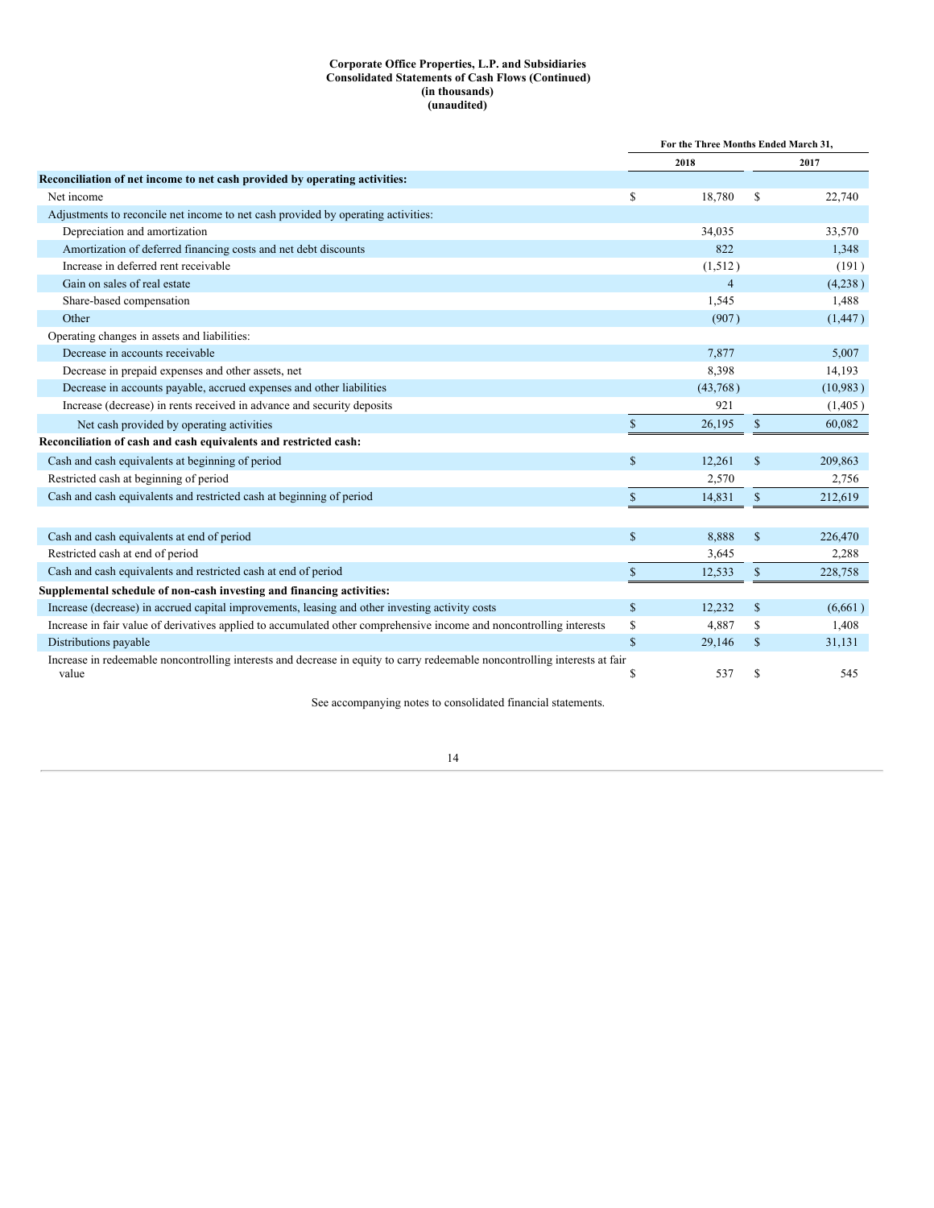**Corporate Office Properties, L.P. and Subsidiaries**
**Consolidated Statements of Cash Flows (Continued)**
**(in thousands)**
**(unaudited)**

| | For the Three Months Ended March 31, | |
|---|---|---|
| | 2018 | 2017 |
| **Reconciliation of net income to net cash provided by operating activities:** | | |
| Net income | $ 18,780 | $ 22,740 |
| Adjustments to reconcile net income to net cash provided by operating activities: | | |
| Depreciation and amortization | 34,035 | 33,570 |
| Amortization of deferred financing costs and net debt discounts | 822 | 1,348 |
| Increase in deferred rent receivable | (1,512) | (191) |
| Gain on sales of real estate | 4 | (4,238) |
| Share-based compensation | 1,545 | 1,488 |
| Other | (907) | (1,447) |
| Operating changes in assets and liabilities: | | |
| Decrease in accounts receivable | 7,877 | 5,007 |
| Decrease in prepaid expenses and other assets, net | 8,398 | 14,193 |
| Decrease in accounts payable, accrued expenses and other liabilities | (43,768) | (10,983) |
| Increase (decrease) in rents received in advance and security deposits | 921 | (1,405) |
| Net cash provided by operating activities | $ 26,195 | $ 60,082 |
| **Reconciliation of cash and cash equivalents and restricted cash:** | | |
| Cash and cash equivalents at beginning of period | $ 12,261 | $ 209,863 |
| Restricted cash at beginning of period | 2,570 | 2,756 |
| Cash and cash equivalents and restricted cash at beginning of period | $ 14,831 | $ 212,619 |
| | | |
| Cash and cash equivalents at end of period | $ 8,888 | $ 226,470 |
| Restricted cash at end of period | 3,645 | 2,288 |
| Cash and cash equivalents and restricted cash at end of period | $ 12,533 | $ 228,758 |
| **Supplemental schedule of non-cash investing and financing activities:** | | |
| Increase (decrease) in accrued capital improvements, leasing and other investing activity costs | $ 12,232 | $ (6,661) |
| Increase in fair value of derivatives applied to accumulated other comprehensive income and noncontrolling interests | $ 4,887 | $ 1,408 |
| Distributions payable | $ 29,146 | $ 31,131 |
| Increase in redeemable noncontrolling interests and decrease in equity to carry redeemable noncontrolling interests at fair value | $ 537 | $ 545 |

See accompanying notes to consolidated financial statements.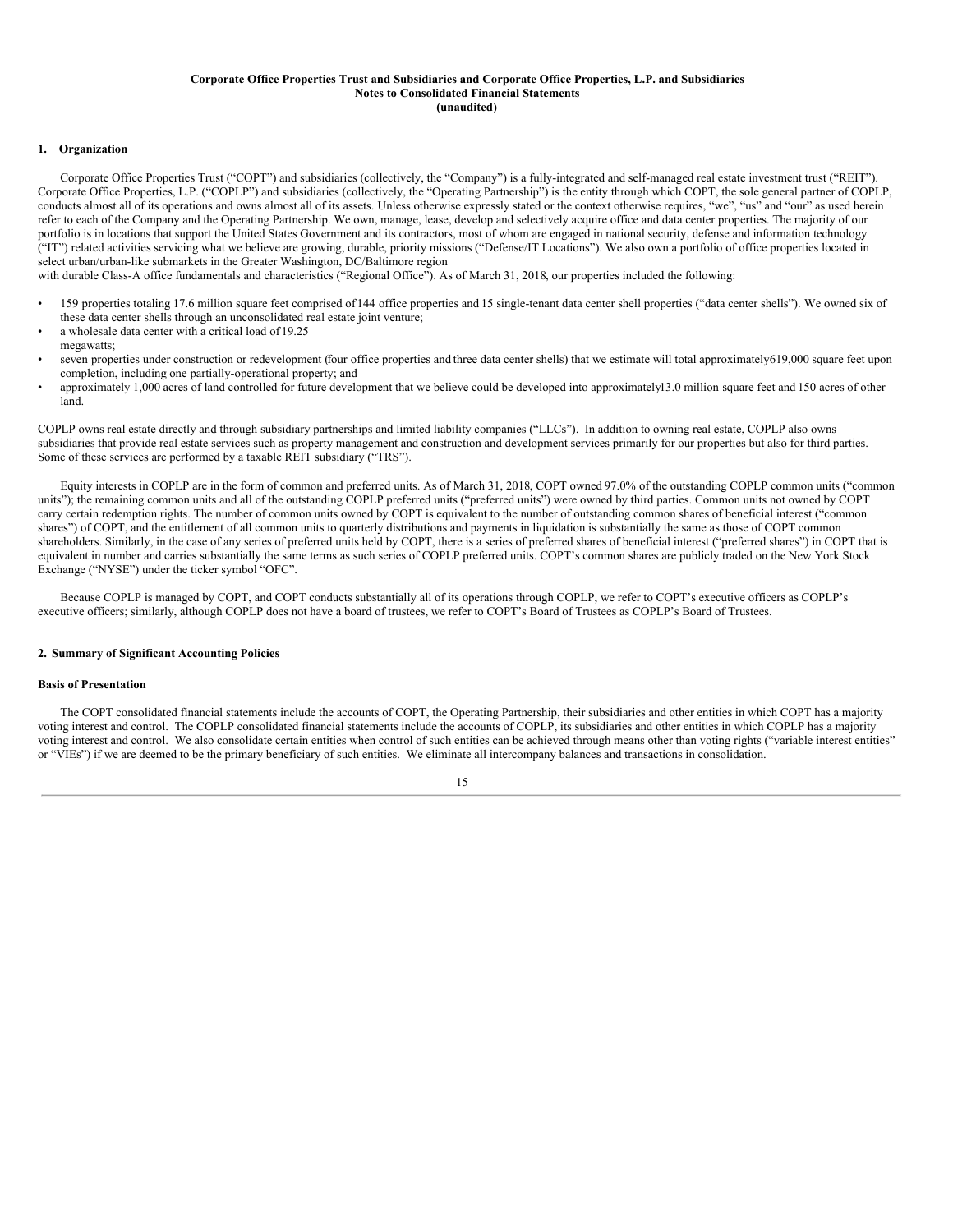**Corporate Office Properties Trust and Subsidiaries and Corporate Office Properties, L.P. and Subsidiaries**
**Notes to Consolidated Financial Statements**
**(unaudited)**

## 1. Organization

Corporate Office Properties Trust ("COPT") and subsidiaries (collectively, the "Company") is a fully-integrated and self-managed real estate investment trust ("REIT"). Corporate Office Properties, L.P. ("COPLP") and subsidiaries (collectively, the "Operating Partnership") is the entity through which COPT, the sole general partner of COPLP, conducts almost all of its operations and owns almost all of its assets. Unless otherwise expressly stated or the context otherwise requires, "we", "us" and "our" as used herein refer to each of the Company and the Operating Partnership. We own, manage, lease, develop and selectively acquire office and data center properties. The majority of our portfolio is in locations that support the United States Government and its contractors, most of whom are engaged in national security, defense and information technology ("IT") related activities servicing what we believe are growing, durable, priority missions ("Defense/IT Locations"). We also own a portfolio of office properties located in select urban/urban-like submarkets in the Greater Washington, DC/Baltimore region with durable Class-A office fundamentals and characteristics ("Regional Office"). As of March 31, 2018, our properties included the following:

- 159 properties totaling 17.6 million square feet comprised of 144 office properties and 15 single-tenant data center shell properties ("data center shells"). We owned six of these data center shells through an unconsolidated real estate joint venture;
- a wholesale data center with a critical load of 19.25 megawatts;
- seven properties under construction or redevelopment (four office properties and three data center shells) that we estimate will total approximately 619,000 square feet upon completion, including one partially-operational property; and
- approximately 1,000 acres of land controlled for future development that we believe could be developed into approximately 13.0 million square feet and 150 acres of other land.

COPLP owns real estate directly and through subsidiary partnerships and limited liability companies ("LLCs"). In addition to owning real estate, COPLP also owns subsidiaries that provide real estate services such as property management and construction and development services primarily for our properties but also for third parties. Some of these services are performed by a taxable REIT subsidiary ("TRS").

Equity interests in COPLP are in the form of common and preferred units. As of March 31, 2018, COPT owned 97.0% of the outstanding COPLP common units ("common units"); the remaining common units and all of the outstanding COPLP preferred units ("preferred units") were owned by third parties. Common units not owned by COPT carry certain redemption rights. The number of common units owned by COPT is equivalent to the number of outstanding common shares of beneficial interest ("common shares") of COPT, and the entitlement of all common units to quarterly distributions and payments in liquidation is substantially the same as those of COPT common shareholders. Similarly, in the case of any series of preferred units held by COPT, there is a series of preferred shares of beneficial interest ("preferred shares") in COPT that is equivalent in number and carries substantially the same terms as such series of COPLP preferred units. COPT's common shares are publicly traded on the New York Stock Exchange ("NYSE") under the ticker symbol "OFC".

Because COPLP is managed by COPT, and COPT conducts substantially all of its operations through COPLP, we refer to COPT's executive officers as COPLP's executive officers; similarly, although COPLP does not have a board of trustees, we refer to COPT's Board of Trustees as COPLP's Board of Trustees.

## 2. Summary of Significant Accounting Policies

### Basis of Presentation

The COPT consolidated financial statements include the accounts of COPT, the Operating Partnership, their subsidiaries and other entities in which COPT has a majority voting interest and control. The COPLP consolidated financial statements include the accounts of COPLP, its subsidiaries and other entities in which COPLP has a majority voting interest and control. We also consolidate certain entities when control of such entities can be achieved through means other than voting rights ("variable interest entities" or "VIEs") if we are deemed to be the primary beneficiary of such entities. We eliminate all intercompany balances and transactions in consolidation.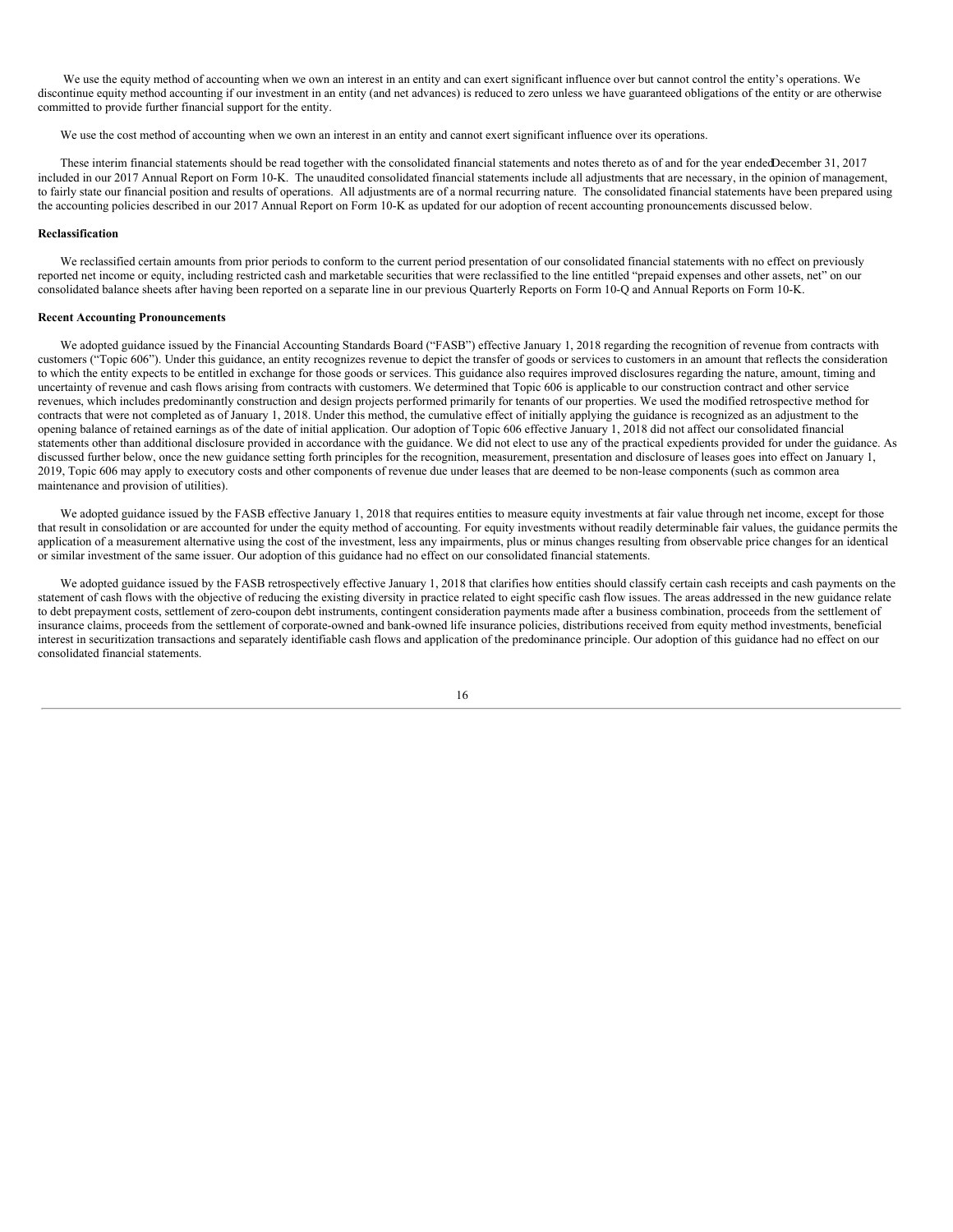We use the equity method of accounting when we own an interest in an entity and can exert significant influence over but cannot control the entity's operations. We discontinue equity method accounting if our investment in an entity (and net advances) is reduced to zero unless we have guaranteed obligations of the entity or are otherwise committed to provide further financial support for the entity.

We use the cost method of accounting when we own an interest in an entity and cannot exert significant influence over its operations.

These interim financial statements should be read together with the consolidated financial statements and notes thereto as of and for the year ended December 31, 2017 included in our 2017 Annual Report on Form 10-K. The unaudited consolidated financial statements include all adjustments that are necessary, in the opinion of management, to fairly state our financial position and results of operations. All adjustments are of a normal recurring nature. The consolidated financial statements have been prepared using the accounting policies described in our 2017 Annual Report on Form 10-K as updated for our adoption of recent accounting pronouncements discussed below.

**Reclassification**

We reclassified certain amounts from prior periods to conform to the current period presentation of our consolidated financial statements with no effect on previously reported net income or equity, including restricted cash and marketable securities that were reclassified to the line entitled "prepaid expenses and other assets, net" on our consolidated balance sheets after having been reported on a separate line in our previous Quarterly Reports on Form 10-Q and Annual Reports on Form 10-K.

**Recent Accounting Pronouncements**

We adopted guidance issued by the Financial Accounting Standards Board ("FASB") effective January 1, 2018 regarding the recognition of revenue from contracts with customers ("Topic 606"). Under this guidance, an entity recognizes revenue to depict the transfer of goods or services to customers in an amount that reflects the consideration to which the entity expects to be entitled in exchange for those goods or services. This guidance also requires improved disclosures regarding the nature, amount, timing and uncertainty of revenue and cash flows arising from contracts with customers. We determined that Topic 606 is applicable to our construction contract and other service revenues, which includes predominantly construction and design projects performed primarily for tenants of our properties. We used the modified retrospective method for contracts that were not completed as of January 1, 2018. Under this method, the cumulative effect of initially applying the guidance is recognized as an adjustment to the opening balance of retained earnings as of the date of initial application. Our adoption of Topic 606 effective January 1, 2018 did not affect our consolidated financial statements other than additional disclosure provided in accordance with the guidance. We did not elect to use any of the practical expedients provided for under the guidance. As discussed further below, once the new guidance setting forth principles for the recognition, measurement, presentation and disclosure of leases goes into effect on January 1, 2019, Topic 606 may apply to executory costs and other components of revenue due under leases that are deemed to be non-lease components (such as common area maintenance and provision of utilities).

We adopted guidance issued by the FASB effective January 1, 2018 that requires entities to measure equity investments at fair value through net income, except for those that result in consolidation or are accounted for under the equity method of accounting. For equity investments without readily determinable fair values, the guidance permits the application of a measurement alternative using the cost of the investment, less any impairments, plus or minus changes resulting from observable price changes for an identical or similar investment of the same issuer. Our adoption of this guidance had no effect on our consolidated financial statements.

We adopted guidance issued by the FASB retrospectively effective January 1, 2018 that clarifies how entities should classify certain cash receipts and cash payments on the statement of cash flows with the objective of reducing the existing diversity in practice related to eight specific cash flow issues. The areas addressed in the new guidance relate to debt prepayment costs, settlement of zero-coupon debt instruments, contingent consideration payments made after a business combination, proceeds from the settlement of insurance claims, proceeds from the settlement of corporate-owned and bank-owned life insurance policies, distributions received from equity method investments, beneficial interest in securitization transactions and separately identifiable cash flows and application of the predominance principle. Our adoption of this guidance had no effect on our consolidated financial statements.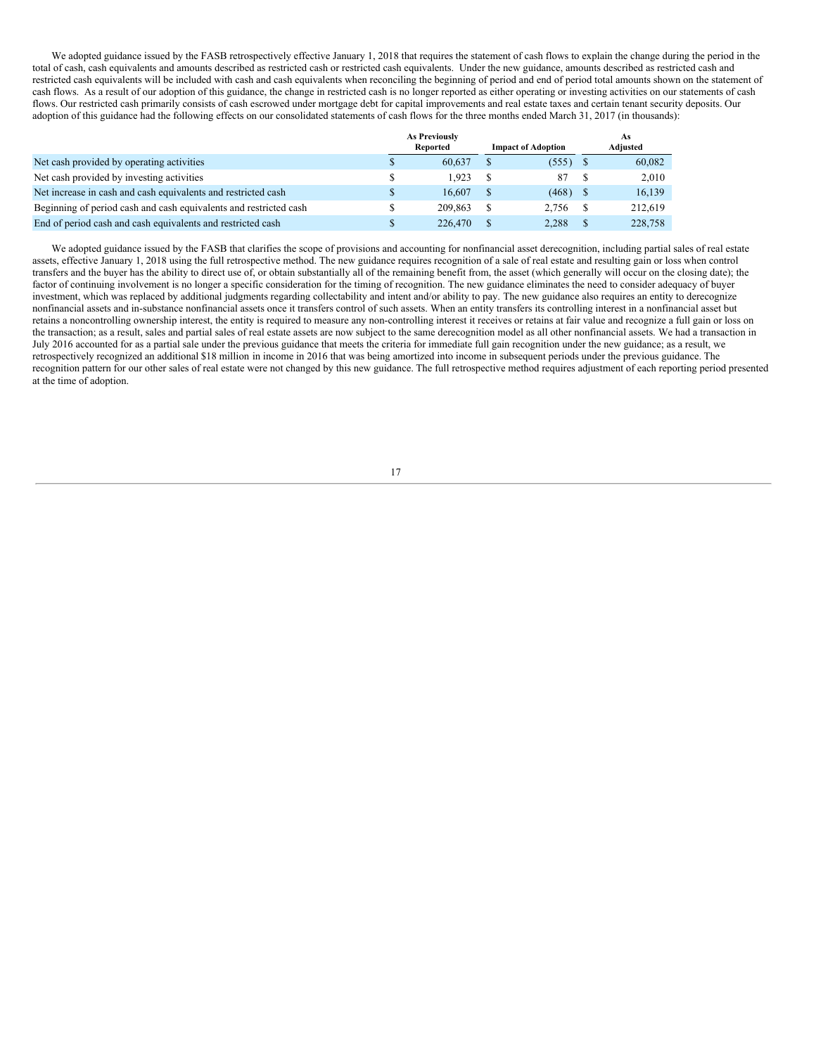We adopted guidance issued by the FASB retrospectively effective January 1, 2018 that requires the statement of cash flows to explain the change during the period in the total of cash, cash equivalents and amounts described as restricted cash or restricted cash equivalents. Under the new guidance, amounts described as restricted cash and restricted cash equivalents will be included with cash and cash equivalents when reconciling the beginning of period and end of period total amounts shown on the statement of cash flows. As a result of our adoption of this guidance, the change in restricted cash is no longer reported as either operating or investing activities on our statements of cash flows. Our restricted cash primarily consists of cash escrowed under mortgage debt for capital improvements and real estate taxes and certain tenant security deposits. Our adoption of this guidance had the following effects on our consolidated statements of cash flows for the three months ended March 31, 2017 (in thousands):

| | As Previously Reported | Impact of Adoption | As Adjusted |
|---|---|---|---|
| Net cash provided by operating activities | $ 60,637 | $ (555) | $ 60,082 |
| Net cash provided by investing activities | $ 1,923 | $ 87 | $ 2,010 |
| Net increase in cash and cash equivalents and restricted cash | $ 16,607 | $ (468) | $ 16,139 |
| Beginning of period cash and cash equivalents and restricted cash | $ 209,863 | $ 2,756 | $ 212,619 |
| End of period cash and cash equivalents and restricted cash | $ 226,470 | $ 2,288 | $ 228,758 |

We adopted guidance issued by the FASB that clarifies the scope of provisions and accounting for nonfinancial asset derecognition, including partial sales of real estate assets, effective January 1, 2018 using the full retrospective method. The new guidance requires recognition of a sale of real estate and resulting gain or loss when control transfers and the buyer has the ability to direct use of, or obtain substantially all of the remaining benefit from, the asset (which generally will occur on the closing date); the factor of continuing involvement is no longer a specific consideration for the timing of recognition. The new guidance eliminates the need to consider adequacy of buyer investment, which was replaced by additional judgments regarding collectability and intent and/or ability to pay. The new guidance also requires an entity to derecognize nonfinancial assets and in-substance nonfinancial assets once it transfers control of such assets. When an entity transfers its controlling interest in a nonfinancial asset but retains a noncontrolling ownership interest, the entity is required to measure any non-controlling interest it receives or retains at fair value and recognize a full gain or loss on the transaction; as a result, sales and partial sales of real estate assets are now subject to the same derecognition model as all other nonfinancial assets. We had a transaction in July 2016 accounted for as a partial sale under the previous guidance that meets the criteria for immediate full gain recognition under the new guidance; as a result, we retrospectively recognized an additional $18 million in income in 2016 that was being amortized into income in subsequent periods under the previous guidance. The recognition pattern for our other sales of real estate were not changed by this new guidance. The full retrospective method requires adjustment of each reporting period presented at the time of adoption.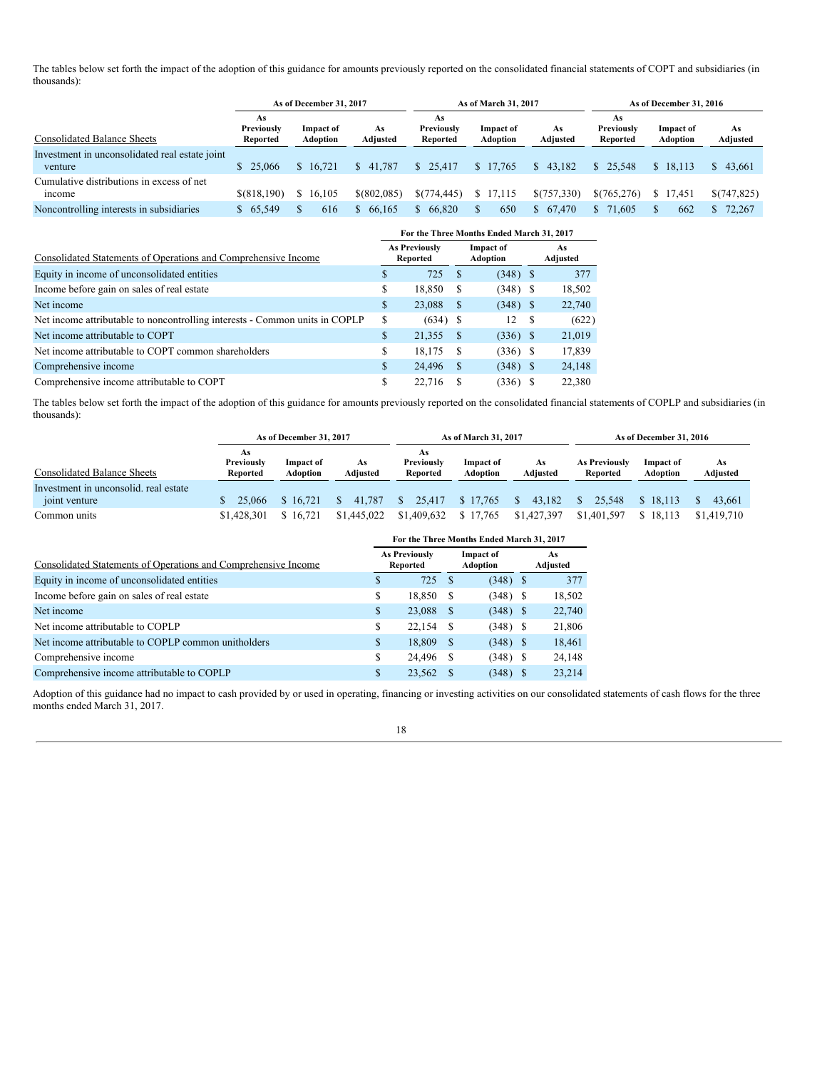The tables below set forth the impact of the adoption of this guidance for amounts previously reported on the consolidated financial statements of COPT and subsidiaries (in thousands):

| | As of December 31, 2017 | | | As of March 31, 2017 | | | As of December 31, 2016 | | |
|---|---|---|---|---|---|---|---|---|---|
| Consolidated Balance Sheets | As Previously Reported | Impact of Adoption | As Adjusted | As Previously Reported | Impact of Adoption | As Adjusted | As Previously Reported | Impact of Adoption | As Adjusted |
| Investment in unconsolidated real estate joint venture | $ 25,066 | $ 16,721 | $ 41,787 | $ 25,417 | $ 17,765 | $ 43,182 | $ 25,548 | $ 18,113 | $ 43,661 |
| Cumulative distributions in excess of net income | $(818,190) | $ 16,105 | $(802,085) | $(774,445) | $ 17,115 | $(757,330) | $(765,276) | $ 17,451 | $(747,825) |
| Noncontrolling interests in subsidiaries | $ 65,549 | $ 616 | $ 66,165 | $ 66,820 | $ 650 | $ 67,470 | $ 71,605 | $ 662 | $ 72,267 |

| | For the Three Months Ended March 31, 2017 | | |
|---|---|---|---|
| Consolidated Statements of Operations and Comprehensive Income | As Previously Reported | Impact of Adoption | As Adjusted |
| Equity in income of unconsolidated entities | $ 725 | $ (348) | $ 377 |
| Income before gain on sales of real estate | $ 18,850 | $ (348) | $ 18,502 |
| Net income | $ 23,088 | $ (348) | $ 22,740 |
| Net income attributable to noncontrolling interests - Common units in COPLP | $ (634) | $ 12 | $ (622) |
| Net income attributable to COPT | $ 21,355 | $ (336) | $ 21,019 |
| Net income attributable to COPT common shareholders | $ 18,175 | $ (336) | $ 17,839 |
| Comprehensive income | $ 24,496 | $ (348) | $ 24,148 |
| Comprehensive income attributable to COPT | $ 22,716 | $ (336) | $ 22,380 |

The tables below set forth the impact of the adoption of this guidance for amounts previously reported on the consolidated financial statements of COPLP and subsidiaries (in thousands):

| | As of December 31, 2017 | | | As of March 31, 2017 | | | As of December 31, 2016 | | |
|---|---|---|---|---|---|---|---|---|---|
| Consolidated Balance Sheets | As Previously Reported | Impact of Adoption | As Adjusted | As Previously Reported | Impact of Adoption | As Adjusted | As Previously Reported | Impact of Adoption | As Adjusted |
| Investment in unconsolid. real estate joint venture | $ 25,066 | $ 16,721 | $ 41,787 | $ 25,417 | $ 17,765 | $ 43,182 | $ 25,548 | $ 18,113 | $ 43,661 |
| Common units | $1,428,301 | $ 16,721 | $1,445,022 | $1,409,632 | $ 17,765 | $1,427,397 | $1,401,597 | $ 18,113 | $1,419,710 |

| | For the Three Months Ended March 31, 2017 | | |
|---|---|---|---|
| Consolidated Statements of Operations and Comprehensive Income | As Previously Reported | Impact of Adoption | As Adjusted |
| Equity in income of unconsolidated entities | $ 725 | $ (348) | $ 377 |
| Income before gain on sales of real estate | $ 18,850 | $ (348) | $ 18,502 |
| Net income | $ 23,088 | $ (348) | $ 22,740 |
| Net income attributable to COPLP | $ 22,154 | $ (348) | $ 21,806 |
| Net income attributable to COPLP common unitholders | $ 18,809 | $ (348) | $ 18,461 |
| Comprehensive income | $ 24,496 | $ (348) | $ 24,148 |
| Comprehensive income attributable to COPLP | $ 23,562 | $ (348) | $ 23,214 |

Adoption of this guidance had no impact to cash provided by or used in operating, financing or investing activities on our consolidated statements of cash flows for the three months ended March 31, 2017.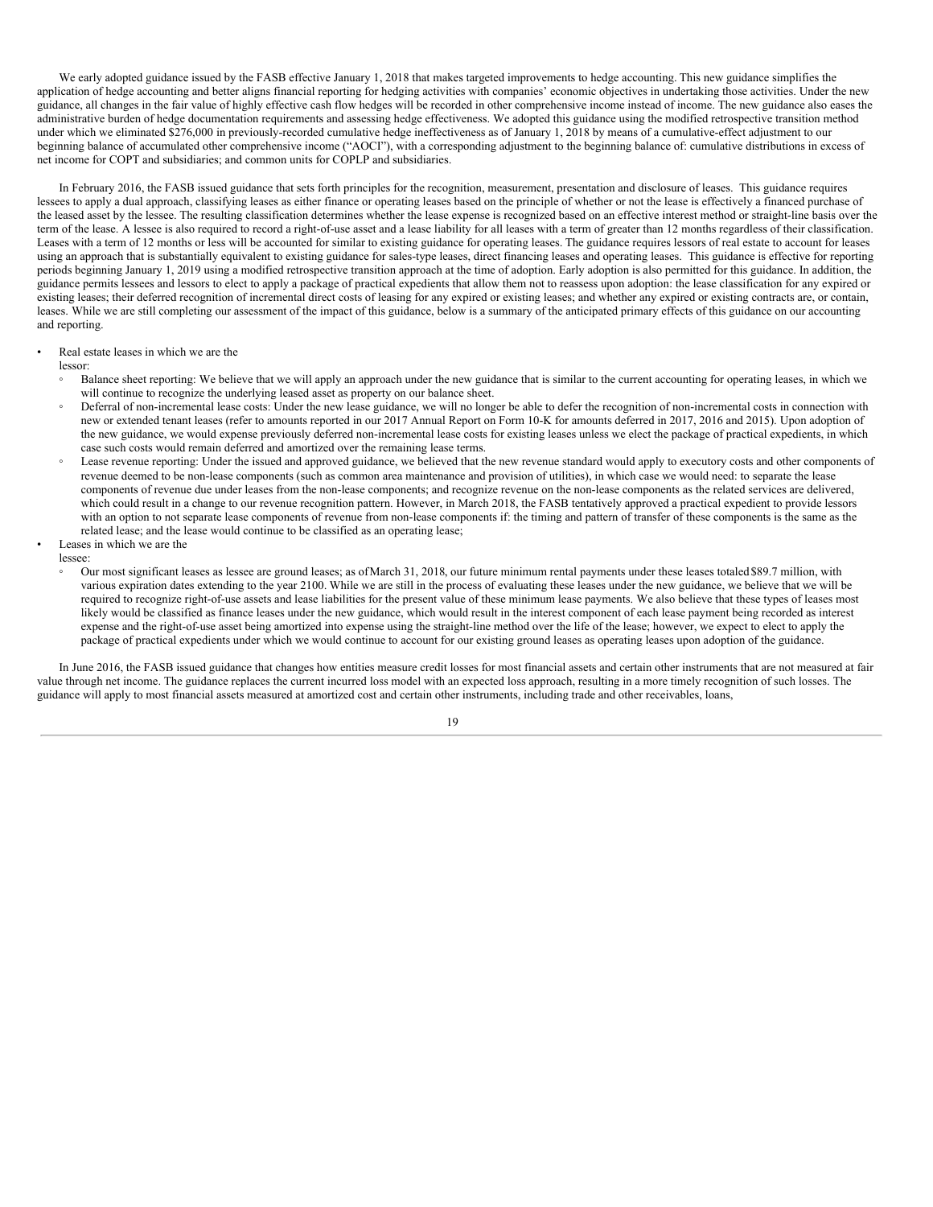We early adopted guidance issued by the FASB effective January 1, 2018 that makes targeted improvements to hedge accounting. This new guidance simplifies the application of hedge accounting and better aligns financial reporting for hedging activities with companies' economic objectives in undertaking those activities. Under the new guidance, all changes in the fair value of highly effective cash flow hedges will be recorded in other comprehensive income instead of income. The new guidance also eases the administrative burden of hedge documentation requirements and assessing hedge effectiveness. We adopted this guidance using the modified retrospective transition method under which we eliminated $276,000 in previously-recorded cumulative hedge ineffectiveness as of January 1, 2018 by means of a cumulative-effect adjustment to our beginning balance of accumulated other comprehensive income ("AOCI"), with a corresponding adjustment to the beginning balance of: cumulative distributions in excess of net income for COPT and subsidiaries; and common units for COPLP and subsidiaries.

In February 2016, the FASB issued guidance that sets forth principles for the recognition, measurement, presentation and disclosure of leases. This guidance requires lessees to apply a dual approach, classifying leases as either finance or operating leases based on the principle of whether or not the lease is effectively a financed purchase of the leased asset by the lessee. The resulting classification determines whether the lease expense is recognized based on an effective interest method or straight-line basis over the term of the lease. A lessee is also required to record a right-of-use asset and a lease liability for all leases with a term of greater than 12 months regardless of their classification. Leases with a term of 12 months or less will be accounted for similar to existing guidance for operating leases. The guidance requires lessors of real estate to account for leases using an approach that is substantially equivalent to existing guidance for sales-type leases, direct financing leases and operating leases. This guidance is effective for reporting periods beginning January 1, 2019 using a modified retrospective transition approach at the time of adoption. Early adoption is also permitted for this guidance. In addition, the guidance permits lessees and lessors to elect to apply a package of practical expedients that allow them not to reassess upon adoption: the lease classification for any expired or existing leases; their deferred recognition of incremental direct costs of leasing for any expired or existing leases; and whether any expired or existing contracts are, or contain, leases. While we are still completing our assessment of the impact of this guidance, below is a summary of the anticipated primary effects of this guidance on our accounting and reporting.

- Real estate leases in which we are the lessor:
  - Balance sheet reporting: We believe that we will apply an approach under the new guidance that is similar to the current accounting for operating leases, in which we will continue to recognize the underlying leased asset as property on our balance sheet.
  - Deferral of non-incremental lease costs: Under the new lease guidance, we will no longer be able to defer the recognition of non-incremental costs in connection with new or extended tenant leases (refer to amounts reported in our 2017 Annual Report on Form 10-K for amounts deferred in 2017, 2016 and 2015). Upon adoption of the new guidance, we would expense previously deferred non-incremental lease costs for existing leases unless we elect the package of practical expedients, in which case such costs would remain deferred and amortized over the remaining lease terms.
  - Lease revenue reporting: Under the issued and approved guidance, we believed that the new revenue standard would apply to executory costs and other components of revenue deemed to be non-lease components (such as common area maintenance and provision of utilities), in which case we would need: to separate the lease components of revenue due under leases from the non-lease components; and recognize revenue on the non-lease components as the related services are delivered, which could result in a change to our revenue recognition pattern. However, in March 2018, the FASB tentatively approved a practical expedient to provide lessors with an option to not separate lease components of revenue from non-lease components if: the timing and pattern of transfer of these components is the same as the related lease; and the lease would continue to be classified as an operating lease;
- Leases in which we are the lessee:
  - Our most significant leases as lessee are ground leases; as of March 31, 2018, our future minimum rental payments under these leases totaled $89.7 million, with various expiration dates extending to the year 2100. While we are still in the process of evaluating these leases under the new guidance, we believe that we will be required to recognize right-of-use assets and lease liabilities for the present value of these minimum lease payments. We also believe that these types of leases most likely would be classified as finance leases under the new guidance, which would result in the interest component of each lease payment being recorded as interest expense and the right-of-use asset being amortized into expense using the straight-line method over the life of the lease; however, we expect to elect to apply the package of practical expedients under which we would continue to account for our existing ground leases as operating leases upon adoption of the guidance.

In June 2016, the FASB issued guidance that changes how entities measure credit losses for most financial assets and certain other instruments that are not measured at fair value through net income. The guidance replaces the current incurred loss model with an expected loss approach, resulting in a more timely recognition of such losses. The guidance will apply to most financial assets measured at amortized cost and certain other instruments, including trade and other receivables, loans,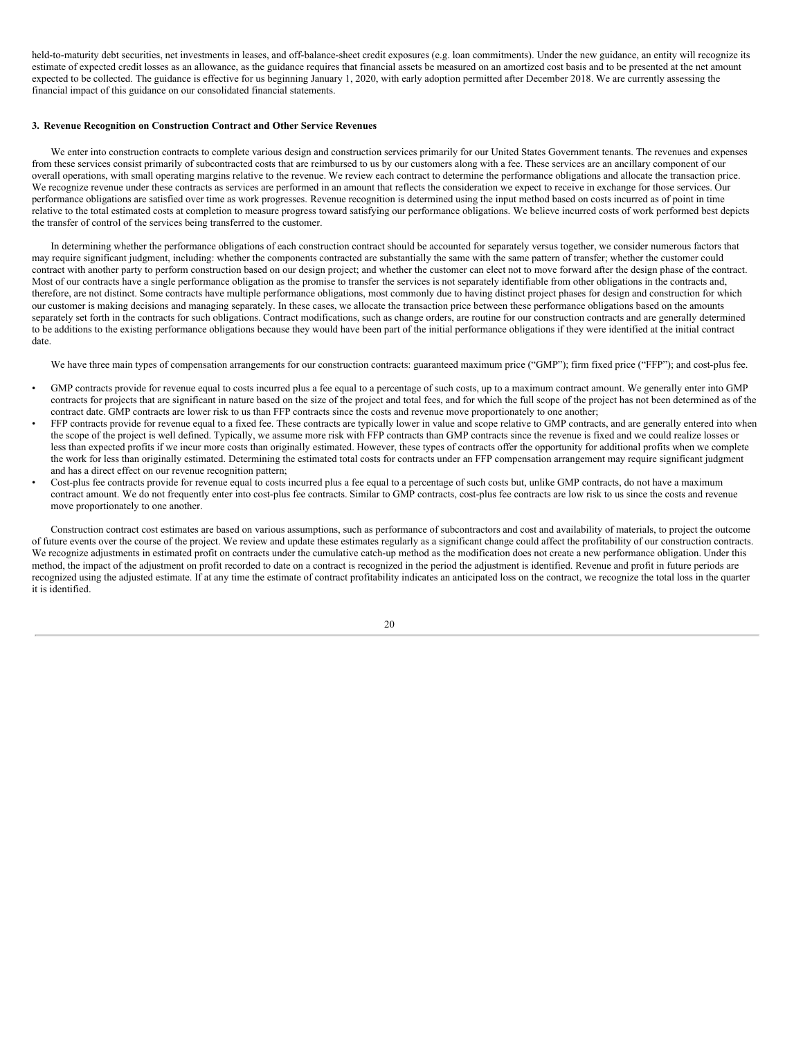held-to-maturity debt securities, net investments in leases, and off-balance-sheet credit exposures (e.g. loan commitments). Under the new guidance, an entity will recognize its estimate of expected credit losses as an allowance, as the guidance requires that financial assets be measured on an amortized cost basis and to be presented at the net amount expected to be collected. The guidance is effective for us beginning January 1, 2020, with early adoption permitted after December 2018. We are currently assessing the financial impact of this guidance on our consolidated financial statements.

### 3. Revenue Recognition on Construction Contract and Other Service Revenues

We enter into construction contracts to complete various design and construction services primarily for our United States Government tenants. The revenues and expenses from these services consist primarily of subcontracted costs that are reimbursed to us by our customers along with a fee. These services are an ancillary component of our overall operations, with small operating margins relative to the revenue. We review each contract to determine the performance obligations and allocate the transaction price. We recognize revenue under these contracts as services are performed in an amount that reflects the consideration we expect to receive in exchange for those services. Our performance obligations are satisfied over time as work progresses. Revenue recognition is determined using the input method based on costs incurred as of point in time relative to the total estimated costs at completion to measure progress toward satisfying our performance obligations. We believe incurred costs of work performed best depicts the transfer of control of the services being transferred to the customer.

In determining whether the performance obligations of each construction contract should be accounted for separately versus together, we consider numerous factors that may require significant judgment, including: whether the components contracted are substantially the same with the same pattern of transfer; whether the customer could contract with another party to perform construction based on our design project; and whether the customer can elect not to move forward after the design phase of the contract. Most of our contracts have a single performance obligation as the promise to transfer the services is not separately identifiable from other obligations in the contracts and, therefore, are not distinct. Some contracts have multiple performance obligations, most commonly due to having distinct project phases for design and construction for which our customer is making decisions and managing separately. In these cases, we allocate the transaction price between these performance obligations based on the amounts separately set forth in the contracts for such obligations. Contract modifications, such as change orders, are routine for our construction contracts and are generally determined to be additions to the existing performance obligations because they would have been part of the initial performance obligations if they were identified at the initial contract date.

We have three main types of compensation arrangements for our construction contracts: guaranteed maximum price ("GMP"); firm fixed price ("FFP"); and cost-plus fee.

- GMP contracts provide for revenue equal to costs incurred plus a fee equal to a percentage of such costs, up to a maximum contract amount. We generally enter into GMP contracts for projects that are significant in nature based on the size of the project and total fees, and for which the full scope of the project has not been determined as of the contract date. GMP contracts are lower risk to us than FFP contracts since the costs and revenue move proportionately to one another;
- FFP contracts provide for revenue equal to a fixed fee. These contracts are typically lower in value and scope relative to GMP contracts, and are generally entered into when the scope of the project is well defined. Typically, we assume more risk with FFP contracts than GMP contracts since the revenue is fixed and we could realize losses or less than expected profits if we incur more costs than originally estimated. However, these types of contracts offer the opportunity for additional profits when we complete the work for less than originally estimated. Determining the estimated total costs for contracts under an FFP compensation arrangement may require significant judgment and has a direct effect on our revenue recognition pattern;
- Cost-plus fee contracts provide for revenue equal to costs incurred plus a fee equal to a percentage of such costs but, unlike GMP contracts, do not have a maximum contract amount. We do not frequently enter into cost-plus fee contracts. Similar to GMP contracts, cost-plus fee contracts are low risk to us since the costs and revenue move proportionately to one another.

Construction contract cost estimates are based on various assumptions, such as performance of subcontractors and cost and availability of materials, to project the outcome of future events over the course of the project. We review and update these estimates regularly as a significant change could affect the profitability of our construction contracts. We recognize adjustments in estimated profit on contracts under the cumulative catch-up method as the modification does not create a new performance obligation. Under this method, the impact of the adjustment on profit recorded to date on a contract is recognized in the period the adjustment is identified. Revenue and profit in future periods are recognized using the adjusted estimate. If at any time the estimate of contract profitability indicates an anticipated loss on the contract, we recognize the total loss in the quarter it is identified.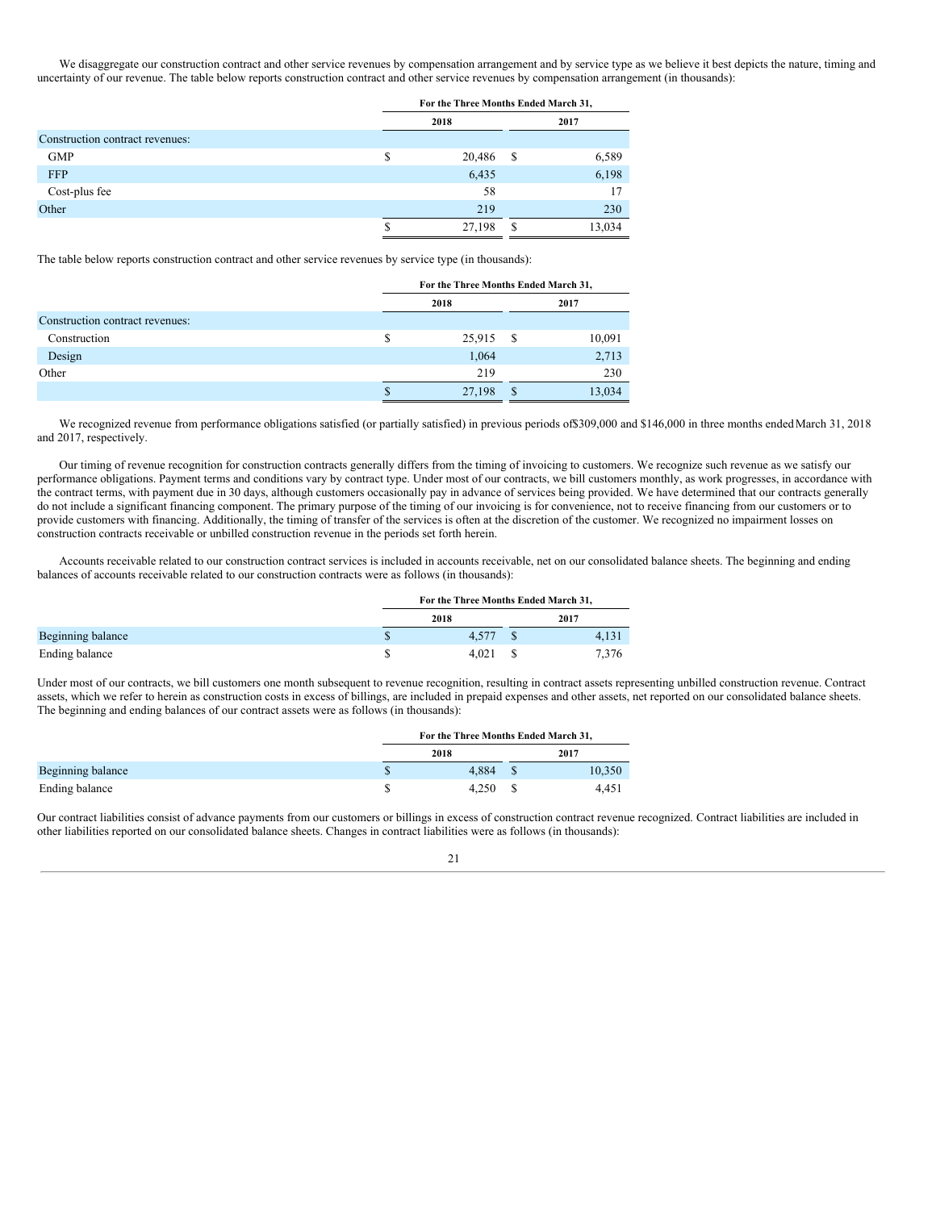We disaggregate our construction contract and other service revenues by compensation arrangement and by service type as we believe it best depicts the nature, timing and uncertainty of our revenue. The table below reports construction contract and other service revenues by compensation arrangement (in thousands):

| | For the Three Months Ended March 31, | |
|---|---|---|
| | 2018 | 2017 |
| Construction contract revenues: | | |
| GMP | $ 20,486 | $ 6,589 |
| FFP | 6,435 | 6,198 |
| Cost-plus fee | 58 | 17 |
| Other | 219 | 230 |
| | $ 27,198 | $ 13,034 |

The table below reports construction contract and other service revenues by service type (in thousands):

| | For the Three Months Ended March 31, | |
|---|---|---|
| | 2018 | 2017 |
| Construction contract revenues: | | |
| Construction | $ 25,915 | $ 10,091 |
| Design | 1,064 | 2,713 |
| Other | 219 | 230 |
| | $ 27,198 | $ 13,034 |

We recognized revenue from performance obligations satisfied (or partially satisfied) in previous periods of$309,000 and $146,000 in three months endedMarch 31, 2018 and 2017, respectively.

Our timing of revenue recognition for construction contracts generally differs from the timing of invoicing to customers. We recognize such revenue as we satisfy our performance obligations. Payment terms and conditions vary by contract type. Under most of our contracts, we bill customers monthly, as work progresses, in accordance with the contract terms, with payment due in 30 days, although customers occasionally pay in advance of services being provided. We have determined that our contracts generally do not include a significant financing component. The primary purpose of the timing of our invoicing is for convenience, not to receive financing from our customers or to provide customers with financing. Additionally, the timing of transfer of the services is often at the discretion of the customer. We recognized no impairment losses on construction contracts receivable or unbilled construction revenue in the periods set forth herein.

Accounts receivable related to our construction contract services is included in accounts receivable, net on our consolidated balance sheets. The beginning and ending balances of accounts receivable related to our construction contracts were as follows (in thousands):

| | For the Three Months Ended March 31, | |
|---|---|---|
| | 2018 | 2017 |
| Beginning balance | $ 4,577 | $ 4,131 |
| Ending balance | $ 4,021 | $ 7,376 |

Under most of our contracts, we bill customers one month subsequent to revenue recognition, resulting in contract assets representing unbilled construction revenue. Contract assets, which we refer to herein as construction costs in excess of billings, are included in prepaid expenses and other assets, net reported on our consolidated balance sheets. The beginning and ending balances of our contract assets were as follows (in thousands):

| | For the Three Months Ended March 31, | |
|---|---|---|
| | 2018 | 2017 |
| Beginning balance | $ 4,884 | $ 10,350 |
| Ending balance | $ 4,250 | $ 4,451 |

Our contract liabilities consist of advance payments from our customers or billings in excess of construction contract revenue recognized. Contract liabilities are included in other liabilities reported on our consolidated balance sheets. Changes in contract liabilities were as follows (in thousands):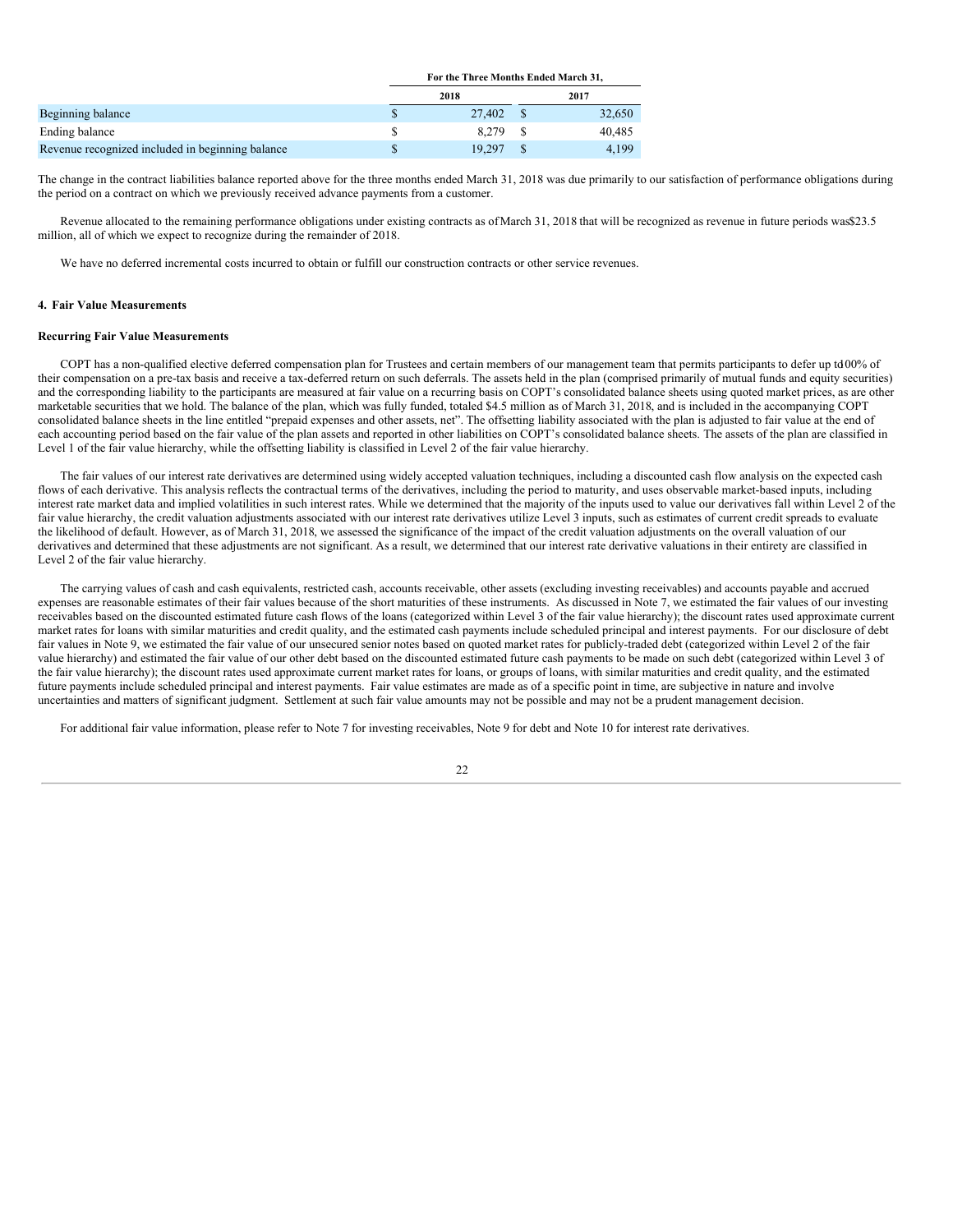| | For the Three Months Ended March 31, | |
| --- | --- | --- |
| | 2018 | 2017 |
| Beginning balance | $ 27,402 | $ 32,650 |
| Ending balance | $ 8,279 | $ 40,485 |
| Revenue recognized included in beginning balance | $ 19,297 | $ 4,199 |

The change in the contract liabilities balance reported above for the three months ended March 31, 2018 was due primarily to our satisfaction of performance obligations during the period on a contract on which we previously received advance payments from a customer.

Revenue allocated to the remaining performance obligations under existing contracts as of March 31, 2018 that will be recognized as revenue in future periods was $23.5 million, all of which we expect to recognize during the remainder of 2018.

We have no deferred incremental costs incurred to obtain or fulfill our construction contracts or other service revenues.

## 4. Fair Value Measurements

### Recurring Fair Value Measurements

COPT has a non-qualified elective deferred compensation plan for Trustees and certain members of our management team that permits participants to defer up to 100% of their compensation on a pre-tax basis and receive a tax-deferred return on such deferrals. The assets held in the plan (comprised primarily of mutual funds and equity securities) and the corresponding liability to the participants are measured at fair value on a recurring basis on COPT's consolidated balance sheets using quoted market prices, as are other marketable securities that we hold. The balance of the plan, which was fully funded, totaled $4.5 million as of March 31, 2018, and is included in the accompanying COPT consolidated balance sheets in the line entitled "prepaid expenses and other assets, net". The offsetting liability associated with the plan is adjusted to fair value at the end of each accounting period based on the fair value of the plan assets and reported in other liabilities on COPT's consolidated balance sheets. The assets of the plan are classified in Level 1 of the fair value hierarchy, while the offsetting liability is classified in Level 2 of the fair value hierarchy.

The fair values of our interest rate derivatives are determined using widely accepted valuation techniques, including a discounted cash flow analysis on the expected cash flows of each derivative. This analysis reflects the contractual terms of the derivatives, including the period to maturity, and uses observable market-based inputs, including interest rate market data and implied volatilities in such interest rates. While we determined that the majority of the inputs used to value our derivatives fall within Level 2 of the fair value hierarchy, the credit valuation adjustments associated with our interest rate derivatives utilize Level 3 inputs, such as estimates of current credit spreads to evaluate the likelihood of default. However, as of March 31, 2018, we assessed the significance of the impact of the credit valuation adjustments on the overall valuation of our derivatives and determined that these adjustments are not significant. As a result, we determined that our interest rate derivative valuations in their entirety are classified in Level 2 of the fair value hierarchy.

The carrying values of cash and cash equivalents, restricted cash, accounts receivable, other assets (excluding investing receivables) and accounts payable and accrued expenses are reasonable estimates of their fair values because of the short maturities of these instruments. As discussed in Note 7, we estimated the fair values of our investing receivables based on the discounted estimated future cash flows of the loans (categorized within Level 3 of the fair value hierarchy); the discount rates used approximate current market rates for loans with similar maturities and credit quality, and the estimated cash payments include scheduled principal and interest payments. For our disclosure of debt fair values in Note 9, we estimated the fair value of our unsecured senior notes based on quoted market rates for publicly-traded debt (categorized within Level 2 of the fair value hierarchy) and estimated the fair value of our other debt based on the discounted estimated future cash payments to be made on such debt (categorized within Level 3 of the fair value hierarchy); the discount rates used approximate current market rates for loans, or groups of loans, with similar maturities and credit quality, and the estimated future payments include scheduled principal and interest payments. Fair value estimates are made as of a specific point in time, are subjective in nature and involve uncertainties and matters of significant judgment. Settlement at such fair value amounts may not be possible and may not be a prudent management decision.

For additional fair value information, please refer to Note 7 for investing receivables, Note 9 for debt and Note 10 for interest rate derivatives.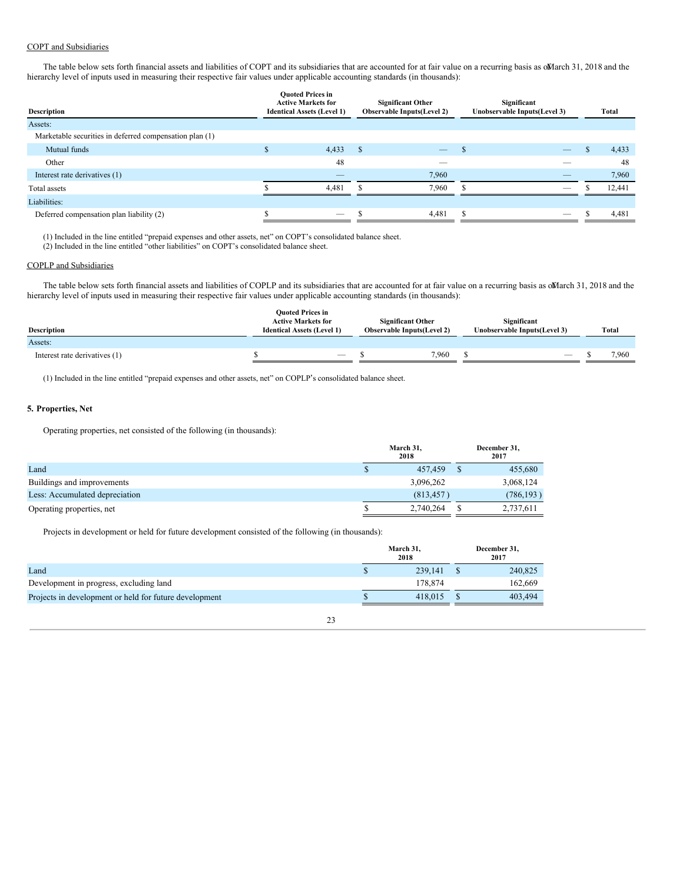COPT and Subsidiaries

The table below sets forth financial assets and liabilities of COPT and its subsidiaries that are accounted for at fair value on a recurring basis as of March 31, 2018 and the hierarchy level of inputs used in measuring their respective fair values under applicable accounting standards (in thousands):

| Description | Quoted Prices in Active Markets for Identical Assets (Level 1) | Significant Other Observable Inputs(Level 2) | Significant Unobservable Inputs(Level 3) | Total |
|---|---|---|---|---|
| Assets: | | | | |
| Marketable securities in deferred compensation plan (1) | | | | |
| Mutual funds | $ 4,433 | $ — | $ — | $ 4,433 |
| Other | 48 | — | — | 48 |
| Interest rate derivatives (1) | — | 7,960 | — | 7,960 |
| Total assets | $ 4,481 | $ 7,960 | $ — | $ 12,441 |
| Liabilities: | | | | |
| Deferred compensation plan liability (2) | $ — | $ 4,481 | $ — | $ 4,481 |

(1) Included in the line entitled "prepaid expenses and other assets, net" on COPT's consolidated balance sheet.
(2) Included in the line entitled "other liabilities" on COPT's consolidated balance sheet.

COPLP and Subsidiaries

The table below sets forth financial assets and liabilities of COPLP and its subsidiaries that are accounted for at fair value on a recurring basis as of March 31, 2018 and the hierarchy level of inputs used in measuring their respective fair values under applicable accounting standards (in thousands):

| Description | Quoted Prices in Active Markets for Identical Assets (Level 1) | Significant Other Observable Inputs(Level 2) | Significant Unobservable Inputs(Level 3) | Total |
|---|---|---|---|---|
| Assets: | | | | |
| Interest rate derivatives (1) | $ — | $ 7,960 | $ — | $ 7,960 |

(1) Included in the line entitled "prepaid expenses and other assets, net" on COPLP's consolidated balance sheet.

## 5. Properties, Net

Operating properties, net consisted of the following (in thousands):

| | March 31, 2018 | December 31, 2017 |
|---|---|---|
| Land | $ 457,459 | $ 455,680 |
| Buildings and improvements | 3,096,262 | 3,068,124 |
| Less: Accumulated depreciation | (813,457 ) | (786,193 ) |
| Operating properties, net | $ 2,740,264 | $ 2,737,611 |

Projects in development or held for future development consisted of the following (in thousands):

| | March 31, 2018 | December 31, 2017 |
|---|---|---|
| Land | $ 239,141 | $ 240,825 |
| Development in progress, excluding land | 178,874 | 162,669 |
| Projects in development or held for future development | $ 418,015 | $ 403,494 |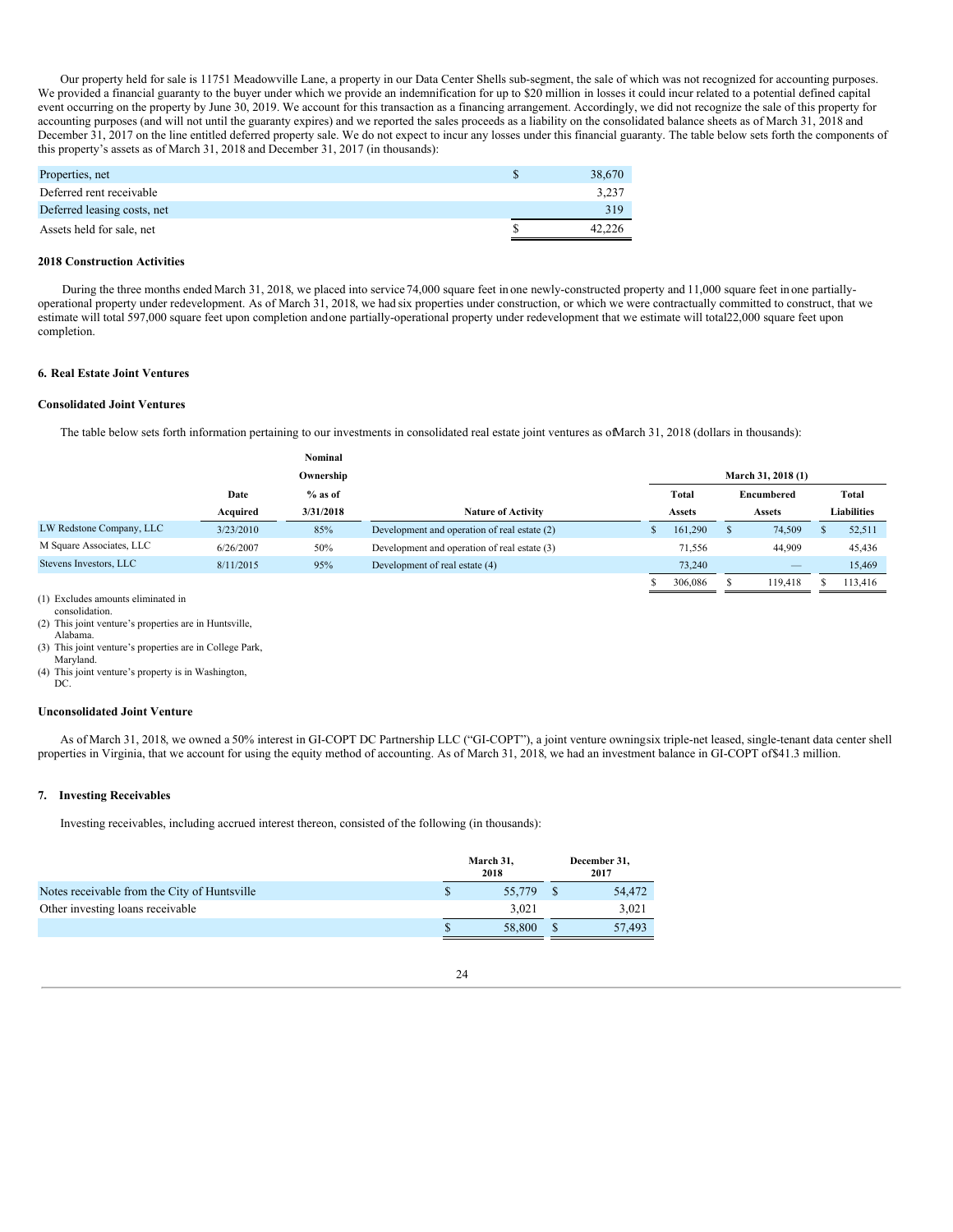Our property held for sale is 11751 Meadowville Lane, a property in our Data Center Shells sub-segment, the sale of which was not recognized for accounting purposes. We provided a financial guaranty to the buyer under which we provide an indemnification for up to $20 million in losses it could incur related to a potential defined capital event occurring on the property by June 30, 2019. We account for this transaction as a financing arrangement. Accordingly, we did not recognize the sale of this property for accounting purposes (and will not until the guaranty expires) and we reported the sales proceeds as a liability on the consolidated balance sheets as of March 31, 2018 and December 31, 2017 on the line entitled deferred property sale. We do not expect to incur any losses under this financial guaranty. The table below sets forth the components of this property's assets as of March 31, 2018 and December 31, 2017 (in thousands):

| | | |
|---|---|---|
| Properties, net | $ | 38,670 |
| Deferred rent receivable | | 3,237 |
| Deferred leasing costs, net | | 319 |
| Assets held for sale, net | $ | 42,226 |

**2018 Construction Activities**

During the three months ended March 31, 2018, we placed into service 74,000 square feet in one newly-constructed property and 11,000 square feet in one partially-operational property under redevelopment. As of March 31, 2018, we had six properties under construction, or which we were contractually committed to construct, that we estimate will total 597,000 square feet upon completion and one partially-operational property under redevelopment that we estimate will total 22,000 square feet upon completion.

## 6. Real Estate Joint Ventures

**Consolidated Joint Ventures**

The table below sets forth information pertaining to our investments in consolidated real estate joint ventures as of March 31, 2018 (dollars in thousands):

| | Date Acquired | Nominal Ownership % as of 3/31/2018 | Nature of Activity | March 31, 2018 (1) Total Assets | Encumbered Assets | Total Liabilities |
|---|---|---|---|---|---|---|
| LW Redstone Company, LLC | 3/23/2010 | 85% | Development and operation of real estate (2) | $ 161,290 | $ 74,509 | $ 52,511 |
| M Square Associates, LLC | 6/26/2007 | 50% | Development and operation of real estate (3) | 71,556 | 44,909 | 45,436 |
| Stevens Investors, LLC | 8/11/2015 | 95% | Development of real estate (4) | 73,240 | — | 15,469 |
| | | | | $ 306,086 | $ 119,418 | $ 113,416 |

(1) Excludes amounts eliminated in consolidation.
(2) This joint venture's properties are in Huntsville, Alabama.
(3) This joint venture's properties are in College Park, Maryland.
(4) This joint venture's property is in Washington, DC.

**Unconsolidated Joint Venture**

As of March 31, 2018, we owned a 50% interest in GI-COPT DC Partnership LLC ("GI-COPT"), a joint venture owning six triple-net leased, single-tenant data center shell properties in Virginia, that we account for using the equity method of accounting. As of March 31, 2018, we had an investment balance in GI-COPT of $41.3 million.

## 7. Investing Receivables

Investing receivables, including accrued interest thereon, consisted of the following (in thousands):

| | March 31, 2018 | December 31, 2017 |
|---|---|---|
| Notes receivable from the City of Huntsville | $ 55,779 | $ 54,472 |
| Other investing loans receivable | 3,021 | 3,021 |
| | $ 58,800 | $ 57,493 |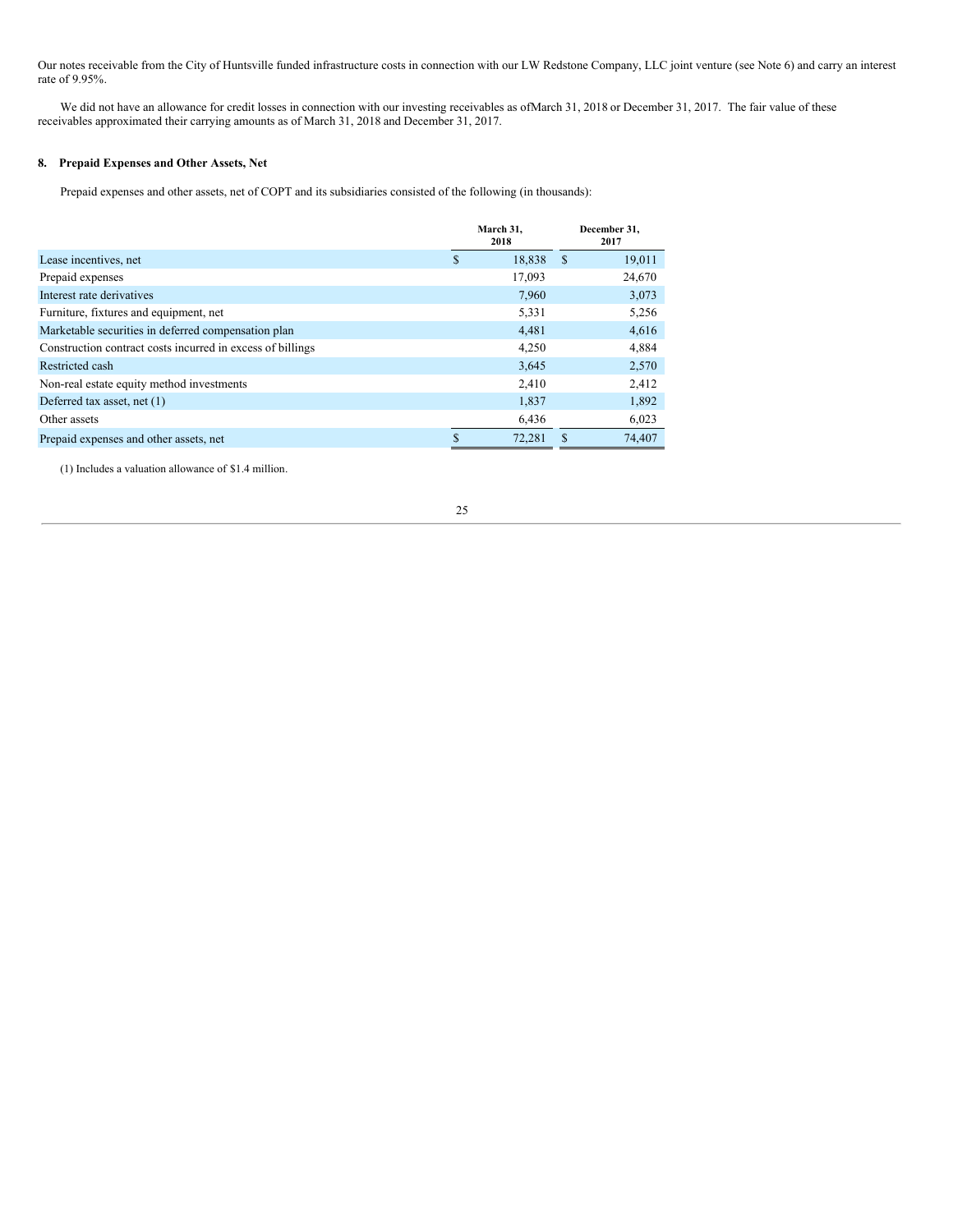Our notes receivable from the City of Huntsville funded infrastructure costs in connection with our LW Redstone Company, LLC joint venture (see Note 6) and carry an interest rate of 9.95%.

We did not have an allowance for credit losses in connection with our investing receivables as ofMarch 31, 2018 or December 31, 2017. The fair value of these receivables approximated their carrying amounts as of March 31, 2018 and December 31, 2017.

## 8. Prepaid Expenses and Other Assets, Net

Prepaid expenses and other assets, net of COPT and its subsidiaries consisted of the following (in thousands):

| | March 31, 2018 | December 31, 2017 |
|---|---|---|
| Lease incentives, net | $ 18,838 | $ 19,011 |
| Prepaid expenses | 17,093 | 24,670 |
| Interest rate derivatives | 7,960 | 3,073 |
| Furniture, fixtures and equipment, net | 5,331 | 5,256 |
| Marketable securities in deferred compensation plan | 4,481 | 4,616 |
| Construction contract costs incurred in excess of billings | 4,250 | 4,884 |
| Restricted cash | 3,645 | 2,570 |
| Non-real estate equity method investments | 2,410 | 2,412 |
| Deferred tax asset, net (1) | 1,837 | 1,892 |
| Other assets | 6,436 | 6,023 |
| Prepaid expenses and other assets, net | $ 72,281 | $ 74,407 |

(1) Includes a valuation allowance of $1.4 million.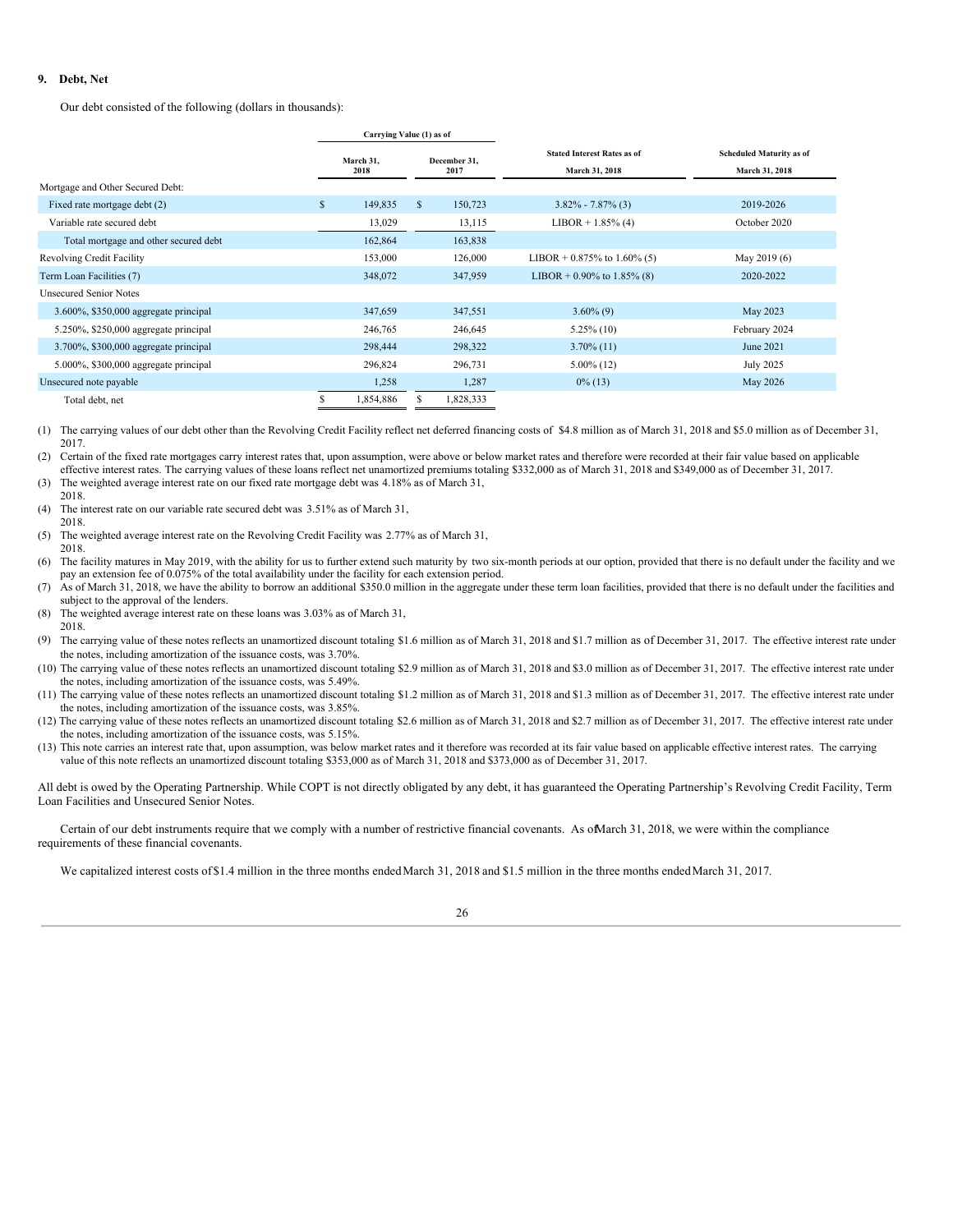## 9. Debt, Net

Our debt consisted of the following (dollars in thousands):

| | Carrying Value (1) as of | | Stated Interest Rates as of | Scheduled Maturity as of |
|---|---|---|---|---|
| | March 31, 2018 | December 31, 2017 | March 31, 2018 | March 31, 2018 |
| Mortgage and Other Secured Debt: | | | | |
| Fixed rate mortgage debt (2) | $ 149,835 | $ 150,723 | 3.82% - 7.87% (3) | 2019-2026 |
| Variable rate secured debt | 13,029 | 13,115 | LIBOR + 1.85% (4) | October 2020 |
| Total mortgage and other secured debt | 162,864 | 163,838 | | |
| Revolving Credit Facility | 153,000 | 126,000 | LIBOR + 0.875% to 1.60% (5) | May 2019 (6) |
| Term Loan Facilities (7) | 348,072 | 347,959 | LIBOR + 0.90% to 1.85% (8) | 2020-2022 |
| Unsecured Senior Notes | | | | |
| 3.600%, $350,000 aggregate principal | 347,659 | 347,551 | 3.60% (9) | May 2023 |
| 5.250%, $250,000 aggregate principal | 246,765 | 246,645 | 5.25% (10) | February 2024 |
| 3.700%, $300,000 aggregate principal | 298,444 | 298,322 | 3.70% (11) | June 2021 |
| 5.000%, $300,000 aggregate principal | 296,824 | 296,731 | 5.00% (12) | July 2025 |
| Unsecured note payable | 1,258 | 1,287 | 0% (13) | May 2026 |
| Total debt, net | $ 1,854,886 | $ 1,828,333 | | |

(1) The carrying values of our debt other than the Revolving Credit Facility reflect net deferred financing costs of $4.8 million as of March 31, 2018 and $5.0 million as of December 31, 2017.

(2) Certain of the fixed rate mortgages carry interest rates that, upon assumption, were above or below market rates and therefore were recorded at their fair value based on applicable effective interest rates. The carrying values of these loans reflect net unamortized premiums totaling $332,000 as of March 31, 2018 and $349,000 as of December 31, 2017.

(3) The weighted average interest rate on our fixed rate mortgage debt was 4.18% as of March 31, 2018.

(4) The interest rate on our variable rate secured debt was 3.51% as of March 31, 2018.

(5) The weighted average interest rate on the Revolving Credit Facility was 2.77% as of March 31, 2018.

(6) The facility matures in May 2019, with the ability for us to further extend such maturity by two six-month periods at our option, provided that there is no default under the facility and we pay an extension fee of 0.075% of the total availability under the facility for each extension period.

(7) As of March 31, 2018, we have the ability to borrow an additional $350.0 million in the aggregate under these term loan facilities, provided that there is no default under the facilities and subject to the approval of the lenders.

(8) The weighted average interest rate on these loans was 3.03% as of March 31, 2018.

(9) The carrying value of these notes reflects an unamortized discount totaling $1.6 million as of March 31, 2018 and $1.7 million as of December 31, 2017. The effective interest rate under the notes, including amortization of the issuance costs, was 3.70%.

(10) The carrying value of these notes reflects an unamortized discount totaling $2.9 million as of March 31, 2018 and $3.0 million as of December 31, 2017. The effective interest rate under the notes, including amortization of the issuance costs, was 5.49%.

(11) The carrying value of these notes reflects an unamortized discount totaling $1.2 million as of March 31, 2018 and $1.3 million as of December 31, 2017. The effective interest rate under the notes, including amortization of the issuance costs, was 3.85%.

(12) The carrying value of these notes reflects an unamortized discount totaling $2.6 million as of March 31, 2018 and $2.7 million as of December 31, 2017. The effective interest rate under the notes, including amortization of the issuance costs, was 5.15%.

(13) This note carries an interest rate that, upon assumption, was below market rates and it therefore was recorded at its fair value based on applicable effective interest rates. The carrying value of this note reflects an unamortized discount totaling $353,000 as of March 31, 2018 and $373,000 as of December 31, 2017.

All debt is owed by the Operating Partnership. While COPT is not directly obligated by any debt, it has guaranteed the Operating Partnership's Revolving Credit Facility, Term Loan Facilities and Unsecured Senior Notes.

Certain of our debt instruments require that we comply with a number of restrictive financial covenants. As of March 31, 2018, we were within the compliance requirements of these financial covenants.

We capitalized interest costs of $1.4 million in the three months ended March 31, 2018 and $1.5 million in the three months ended March 31, 2017.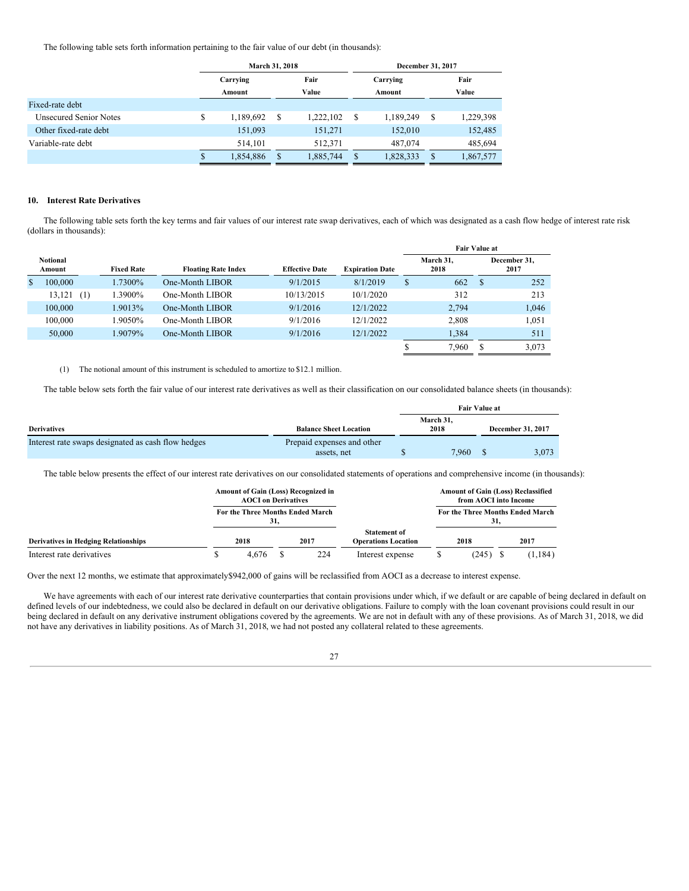The following table sets forth information pertaining to the fair value of our debt (in thousands):

| | March 31, 2018 | | December 31, 2017 | |
|---|---|---|---|---|
| | Carrying Amount | Fair Value | Carrying Amount | Fair Value |
| Fixed-rate debt | | | | |
| Unsecured Senior Notes | $ 1,189,692 | $ 1,222,102 | $ 1,189,249 | $ 1,229,398 |
| Other fixed-rate debt | 151,093 | 151,271 | 152,010 | 152,485 |
| Variable-rate debt | 514,101 | 512,371 | 487,074 | 485,694 |
| | $ 1,854,886 | $ 1,885,744 | $ 1,828,333 | $ 1,867,577 |

## 10. Interest Rate Derivatives

The following table sets forth the key terms and fair values of our interest rate swap derivatives, each of which was designated as a cash flow hedge of interest rate risk (dollars in thousands):

| | | | | | Fair Value at | |
|---|---|---|---|---|---|---|
| Notional Amount | Fixed Rate | Floating Rate Index | Effective Date | Expiration Date | March 31, 2018 | December 31, 2017 |
| $ 100,000 | 1.7300% | One-Month LIBOR | 9/1/2015 | 8/1/2019 | $ 662 | $ 252 |
| 13,121 (1) | 1.3900% | One-Month LIBOR | 10/13/2015 | 10/1/2020 | 312 | 213 |
| 100,000 | 1.9013% | One-Month LIBOR | 9/1/2016 | 12/1/2022 | 2,794 | 1,046 |
| 100,000 | 1.9050% | One-Month LIBOR | 9/1/2016 | 12/1/2022 | 2,808 | 1,051 |
| 50,000 | 1.9079% | One-Month LIBOR | 9/1/2016 | 12/1/2022 | 1,384 | 511 |
| | | | | | $ 7,960 | $ 3,073 |

(1) The notional amount of this instrument is scheduled to amortize to $12.1 million.

The table below sets forth the fair value of our interest rate derivatives as well as their classification on our consolidated balance sheets (in thousands):

| | | Fair Value at | |
|---|---|---|---|
| Derivatives | Balance Sheet Location | March 31, 2018 | December 31, 2017 |
| Interest rate swaps designated as cash flow hedges | Prepaid expenses and other assets, net | $ 7,960 | $ 3,073 |

The table below presents the effect of our interest rate derivatives on our consolidated statements of operations and comprehensive income (in thousands):

| | Amount of Gain (Loss) Recognized in AOCI on Derivatives | | | Amount of Gain (Loss) Reclassified from AOCI into Income | |
|---|---|---|---|---|---|
| | For the Three Months Ended March 31, | | | For the Three Months Ended March 31, | |
| Derivatives in Hedging Relationships | 2018 | 2017 | Statement of Operations Location | 2018 | 2017 |
| Interest rate derivatives | $ 4,676 | $ 224 | Interest expense | $ (245) | $ (1,184) |

Over the next 12 months, we estimate that approximately$942,000 of gains will be reclassified from AOCI as a decrease to interest expense.

We have agreements with each of our interest rate derivative counterparties that contain provisions under which, if we default or are capable of being declared in default on defined levels of our indebtedness, we could also be declared in default on our derivative obligations. Failure to comply with the loan covenant provisions could result in our being declared in default on any derivative instrument obligations covered by the agreements. We are not in default with any of these provisions. As of March 31, 2018, we did not have any derivatives in liability positions. As of March 31, 2018, we had not posted any collateral related to these agreements.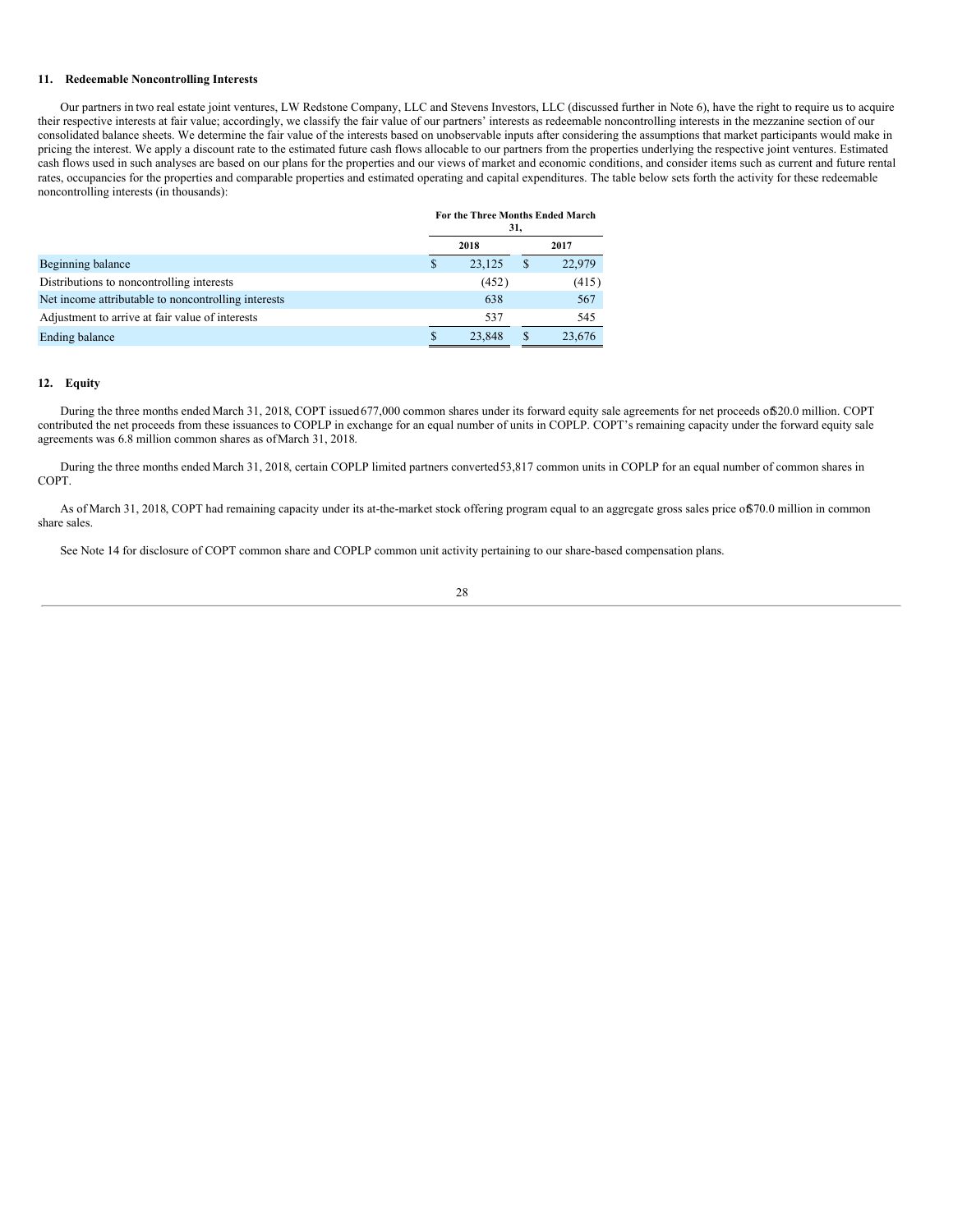### 11. Redeemable Noncontrolling Interests

Our partners in two real estate joint ventures, LW Redstone Company, LLC and Stevens Investors, LLC (discussed further in Note 6), have the right to require us to acquire their respective interests at fair value; accordingly, we classify the fair value of our partners' interests as redeemable noncontrolling interests in the mezzanine section of our consolidated balance sheets. We determine the fair value of the interests based on unobservable inputs after considering the assumptions that market participants would make in pricing the interest. We apply a discount rate to the estimated future cash flows allocable to our partners from the properties underlying the respective joint ventures. Estimated cash flows used in such analyses are based on our plans for the properties and our views of market and economic conditions, and consider items such as current and future rental rates, occupancies for the properties and comparable properties and estimated operating and capital expenditures. The table below sets forth the activity for these redeemable noncontrolling interests (in thousands):

| | For the Three Months Ended March 31, | |
|---|---|---|
| | 2018 | 2017 |
| Beginning balance | $ 23,125 | $ 22,979 |
| Distributions to noncontrolling interests | (452) | (415) |
| Net income attributable to noncontrolling interests | 638 | 567 |
| Adjustment to arrive at fair value of interests | 537 | 545 |
| Ending balance | $ 23,848 | $ 23,676 |

### 12. Equity

During the three months ended March 31, 2018, COPT issued 677,000 common shares under its forward equity sale agreements for net proceeds of $20.0 million. COPT contributed the net proceeds from these issuances to COPLP in exchange for an equal number of units in COPLP. COPT's remaining capacity under the forward equity sale agreements was 6.8 million common shares as of March 31, 2018.

During the three months ended March 31, 2018, certain COPLP limited partners converted 53,817 common units in COPLP for an equal number of common shares in COPT.

As of March 31, 2018, COPT had remaining capacity under its at-the-market stock offering program equal to an aggregate gross sales price of $70.0 million in common share sales.

See Note 14 for disclosure of COPT common share and COPLP common unit activity pertaining to our share-based compensation plans.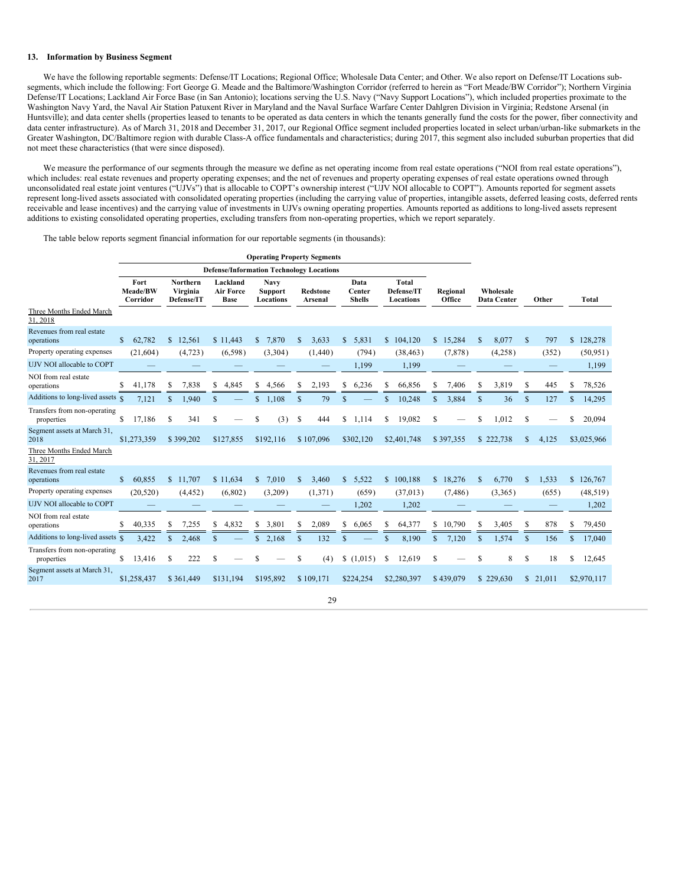### 13. Information by Business Segment

We have the following reportable segments: Defense/IT Locations; Regional Office; Wholesale Data Center; and Other. We also report on Defense/IT Locations sub-segments, which include the following: Fort George G. Meade and the Baltimore/Washington Corridor (referred to herein as "Fort Meade/BW Corridor"); Northern Virginia Defense/IT Locations; Lackland Air Force Base (in San Antonio); locations serving the U.S. Navy ("Navy Support Locations"), which included properties proximate to the Washington Navy Yard, the Naval Air Station Patuxent River in Maryland and the Naval Surface Warfare Center Dahlgren Division in Virginia; Redstone Arsenal (in Huntsville); and data center shells (properties leased to tenants to be operated as data centers in which the tenants generally fund the costs for the power, fiber connectivity and data center infrastructure). As of March 31, 2018 and December 31, 2017, our Regional Office segment included properties located in select urban/urban-like submarkets in the Greater Washington, DC/Baltimore region with durable Class-A office fundamentals and characteristics; during 2017, this segment also included suburban properties that did not meet these characteristics (that were since disposed).

We measure the performance of our segments through the measure we define as net operating income from real estate operations ("NOI from real estate operations"), which includes: real estate revenues and property operating expenses; and the net of revenues and property operating expenses of real estate operations owned through unconsolidated real estate joint ventures ("UJVs") that is allocable to COPT's ownership interest ("UJV NOI allocable to COPT"). Amounts reported for segment assets represent long-lived assets associated with consolidated operating properties (including the carrying value of properties, intangible assets, deferred leasing costs, deferred rents receivable and lease incentives) and the carrying value of investments in UJVs owning operating properties. Amounts reported as additions to long-lived assets represent additions to existing consolidated operating properties, excluding transfers from non-operating properties, which we report separately.

The table below reports segment financial information for our reportable segments (in thousands):

| | Operating Property Segments | | | | | | | | | | |
|---|---|---|---|---|---|---|---|---|---|---|---|
| | Defense/Information Technology Locations | | | | | | | | | | |
| | Fort Meade/BW Corridor | Northern Virginia Defense/IT | Lackland Air Force Base | Navy Support Locations | Redstone Arsenal | Data Center Shells | Total Defense/IT Locations | Regional Office | Wholesale Data Center | Other | Total |
| Three Months Ended March 31, 2018 | | | | | | | | | | | |
| Revenues from real estate operations | $ 62,782 | $ 12,561 | $ 11,443 | $ 7,870 | $ 3,633 | $ 5,831 | $ 104,120 | $ 15,284 | $ 8,077 | $ 797 | $ 128,278 |
| Property operating expenses | (21,604) | (4,723) | (6,598) | (3,304) | (1,440) | (794) | (38,463) | (7,878) | (4,258) | (352) | (50,951) |
| UJV NOI allocable to COPT | — | — | — | — | — | 1,199 | 1,199 | — | — | — | 1,199 |
| NOI from real estate operations | $ 41,178 | $ 7,838 | $ 4,845 | $ 4,566 | $ 2,193 | $ 6,236 | $ 66,856 | $ 7,406 | $ 3,819 | $ 445 | $ 78,526 |
| Additions to long-lived assets | $ 7,121 | $ 1,940 | $ — | $ 1,108 | $ 79 | $ — | $ 10,248 | $ 3,884 | $ 36 | $ 127 | $ 14,295 |
| Transfers from non-operating properties | $ 17,186 | $ 341 | $ — | $ (3) | $ 444 | $ 1,114 | $ 19,082 | $ — | $ 1,012 | $ — | $ 20,094 |
| Segment assets at March 31, 2018 | $1,273,359 | $ 399,202 | $127,855 | $192,116 | $ 107,096 | $302,120 | $2,401,748 | $ 397,355 | $ 222,738 | $ 4,125 | $3,025,966 |
| Three Months Ended March 31, 2017 | | | | | | | | | | | |
| Revenues from real estate operations | $ 60,855 | $ 11,707 | $ 11,634 | $ 7,010 | $ 3,460 | $ 5,522 | $ 100,188 | $ 18,276 | $ 6,770 | $ 1,533 | $ 126,767 |
| Property operating expenses | (20,520) | (4,452) | (6,802) | (3,209) | (1,371) | (659) | (37,013) | (7,486) | (3,365) | (655) | (48,519) |
| UJV NOI allocable to COPT | — | — | — | — | — | 1,202 | 1,202 | — | — | — | 1,202 |
| NOI from real estate operations | $ 40,335 | $ 7,255 | $ 4,832 | $ 3,801 | $ 2,089 | $ 6,065 | $ 64,377 | $ 10,790 | $ 3,405 | $ 878 | $ 79,450 |
| Additions to long-lived assets | $ 3,422 | $ 2,468 | $ — | $ 2,168 | $ 132 | $ — | $ 8,190 | $ 7,120 | $ 1,574 | $ 156 | $ 17,040 |
| Transfers from non-operating properties | $ 13,416 | $ 222 | $ — | $ — | $ (4) | $ (1,015) | $ 12,619 | $ — | $ 8 | $ 18 | $ 12,645 |
| Segment assets at March 31, 2017 | $1,258,437 | $ 361,449 | $131,194 | $195,892 | $ 109,171 | $224,254 | $2,280,397 | $ 439,079 | $ 229,630 | $ 21,011 | $2,970,117 |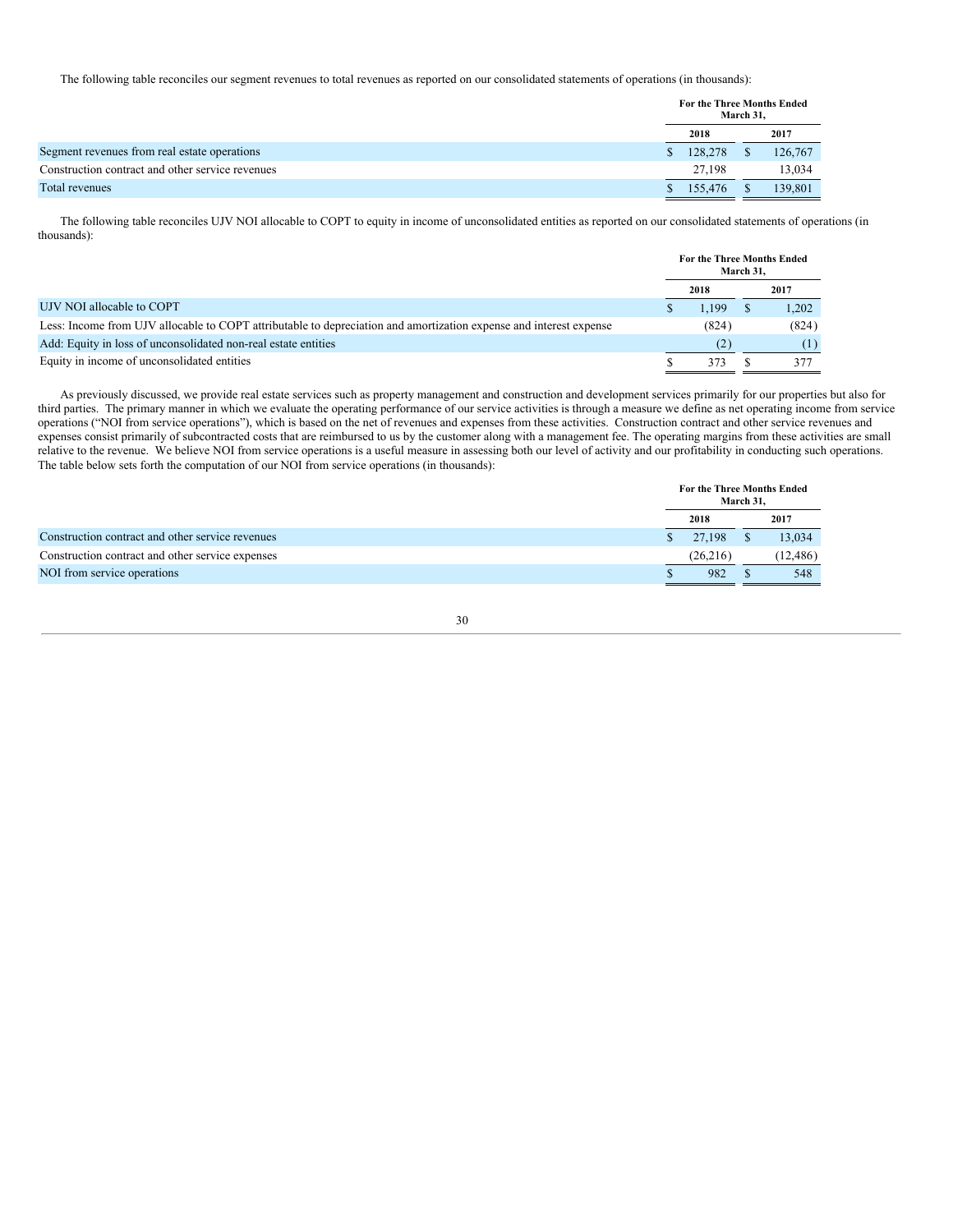The following table reconciles our segment revenues to total revenues as reported on our consolidated statements of operations (in thousands):

| | For the Three Months Ended March 31, | |
|---|---|---|
| | 2018 | 2017 |
| Segment revenues from real estate operations | $ 128,278 | $ 126,767 |
| Construction contract and other service revenues | 27,198 | 13,034 |
| Total revenues | $ 155,476 | $ 139,801 |

The following table reconciles UJV NOI allocable to COPT to equity in income of unconsolidated entities as reported on our consolidated statements of operations (in thousands):

| | For the Three Months Ended March 31, | |
|---|---|---|
| | 2018 | 2017 |
| UJV NOI allocable to COPT | $ 1,199 | $ 1,202 |
| Less: Income from UJV allocable to COPT attributable to depreciation and amortization expense and interest expense | (824) | (824) |
| Add: Equity in loss of unconsolidated non-real estate entities | (2) | (1) |
| Equity in income of unconsolidated entities | $ 373 | $ 377 |

As previously discussed, we provide real estate services such as property management and construction and development services primarily for our properties but also for third parties. The primary manner in which we evaluate the operating performance of our service activities is through a measure we define as net operating income from service operations ("NOI from service operations"), which is based on the net of revenues and expenses from these activities. Construction contract and other service revenues and expenses consist primarily of subcontracted costs that are reimbursed to us by the customer along with a management fee. The operating margins from these activities are small relative to the revenue. We believe NOI from service operations is a useful measure in assessing both our level of activity and our profitability in conducting such operations. The table below sets forth the computation of our NOI from service operations (in thousands):

| | For the Three Months Ended March 31, | |
|---|---|---|
| | 2018 | 2017 |
| Construction contract and other service revenues | $ 27,198 | $ 13,034 |
| Construction contract and other service expenses | (26,216) | (12,486) |
| NOI from service operations | $ 982 | $ 548 |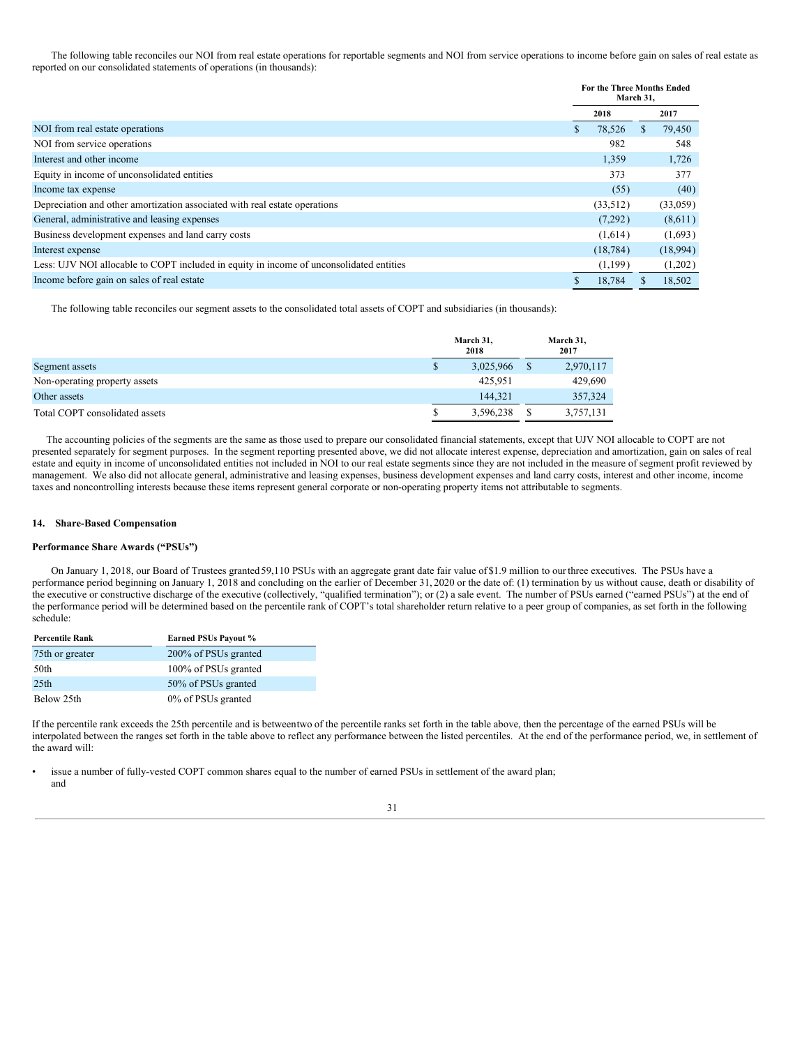The following table reconciles our NOI from real estate operations for reportable segments and NOI from service operations to income before gain on sales of real estate as reported on our consolidated statements of operations (in thousands):

| | For the Three Months Ended March 31, | |
|---|---|---|
| | 2018 | 2017 |
| NOI from real estate operations | $ 78,526 | $ 79,450 |
| NOI from service operations | 982 | 548 |
| Interest and other income | 1,359 | 1,726 |
| Equity in income of unconsolidated entities | 373 | 377 |
| Income tax expense | (55) | (40) |
| Depreciation and other amortization associated with real estate operations | (33,512) | (33,059) |
| General, administrative and leasing expenses | (7,292) | (8,611) |
| Business development expenses and land carry costs | (1,614) | (1,693) |
| Interest expense | (18,784) | (18,994) |
| Less: UJV NOI allocable to COPT included in equity in income of unconsolidated entities | (1,199) | (1,202) |
| Income before gain on sales of real estate | $ 18,784 | $ 18,502 |

The following table reconciles our segment assets to the consolidated total assets of COPT and subsidiaries (in thousands):

| | March 31, 2018 | March 31, 2017 |
|---|---|---|
| Segment assets | $ 3,025,966 | $ 2,970,117 |
| Non-operating property assets | 425,951 | 429,690 |
| Other assets | 144,321 | 357,324 |
| Total COPT consolidated assets | $ 3,596,238 | $ 3,757,131 |

The accounting policies of the segments are the same as those used to prepare our consolidated financial statements, except that UJV NOI allocable to COPT are not presented separately for segment purposes. In the segment reporting presented above, we did not allocate interest expense, depreciation and amortization, gain on sales of real estate and equity in income of unconsolidated entities not included in NOI to our real estate segments since they are not included in the measure of segment profit reviewed by management. We also did not allocate general, administrative and leasing expenses, business development expenses and land carry costs, interest and other income, income taxes and noncontrolling interests because these items represent general corporate or non-operating property items not attributable to segments.

## 14. Share-Based Compensation

### Performance Share Awards ("PSUs")

On January 1, 2018, our Board of Trustees granted 59,110 PSUs with an aggregate grant date fair value of $1.9 million to our three executives. The PSUs have a performance period beginning on January 1, 2018 and concluding on the earlier of December 31, 2020 or the date of: (1) termination by us without cause, death or disability of the executive or constructive discharge of the executive (collectively, "qualified termination"); or (2) a sale event. The number of PSUs earned ("earned PSUs") at the end of the performance period will be determined based on the percentile rank of COPT's total shareholder return relative to a peer group of companies, as set forth in the following schedule:

| Percentile Rank | Earned PSUs Payout % |
|---|---|
| 75th or greater | 200% of PSUs granted |
| 50th | 100% of PSUs granted |
| 25th | 50% of PSUs granted |
| Below 25th | 0% of PSUs granted |

If the percentile rank exceeds the 25th percentile and is between two of the percentile ranks set forth in the table above, then the percentage of the earned PSUs will be interpolated between the ranges set forth in the table above to reflect any performance between the listed percentiles. At the end of the performance period, we, in settlement of the award will:

- issue a number of fully-vested COPT common shares equal to the number of earned PSUs in settlement of the award plan; and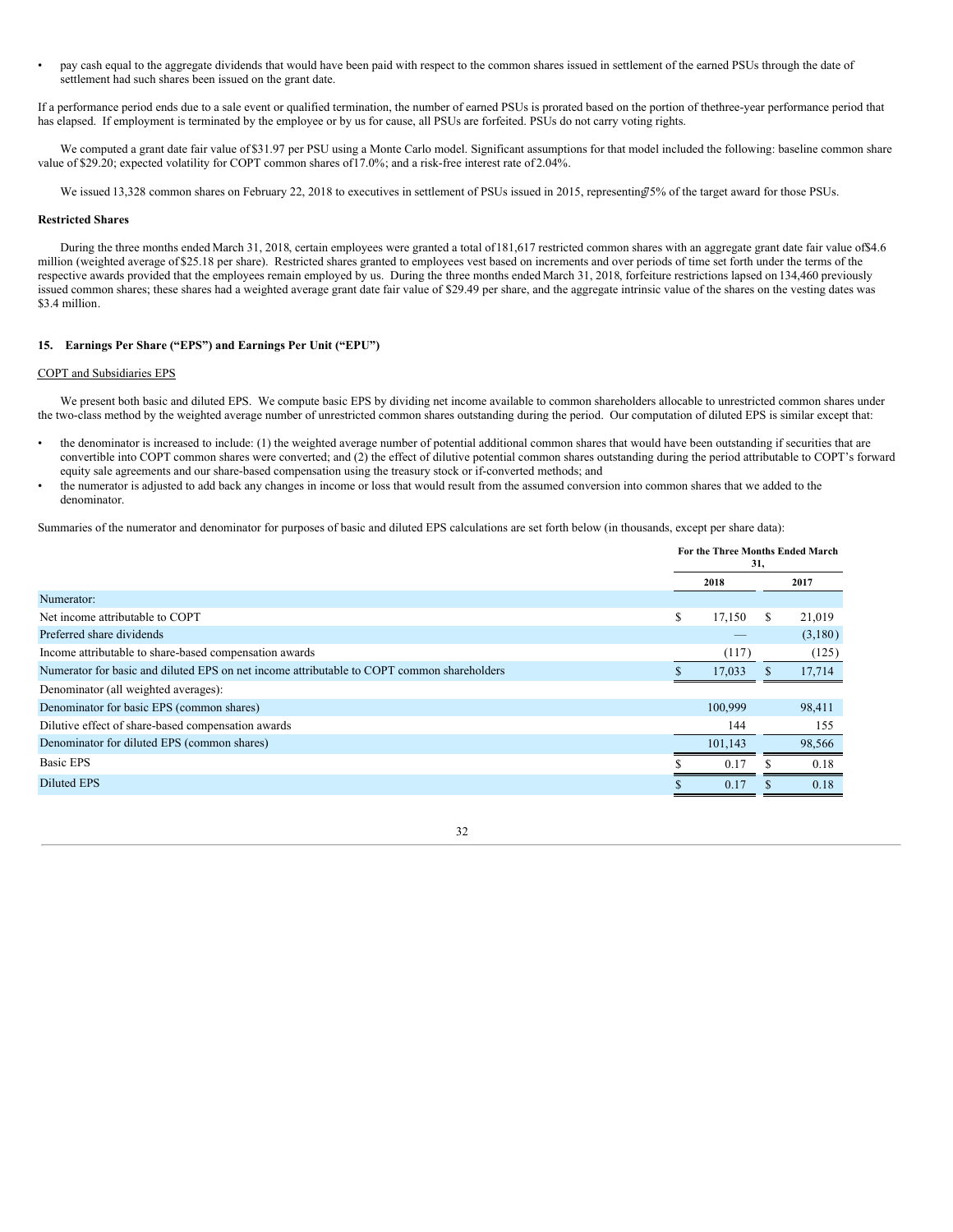- pay cash equal to the aggregate dividends that would have been paid with respect to the common shares issued in settlement of the earned PSUs through the date of settlement had such shares been issued on the grant date.

If a performance period ends due to a sale event or qualified termination, the number of earned PSUs is prorated based on the portion of the three-year performance period that has elapsed. If employment is terminated by the employee or by us for cause, all PSUs are forfeited. PSUs do not carry voting rights.

We computed a grant date fair value of $31.97 per PSU using a Monte Carlo model. Significant assumptions for that model included the following: baseline common share value of $29.20; expected volatility for COPT common shares of 17.0%; and a risk-free interest rate of 2.04%.

We issued 13,328 common shares on February 22, 2018 to executives in settlement of PSUs issued in 2015, representing 75% of the target award for those PSUs.

**Restricted Shares**

During the three months ended March 31, 2018, certain employees were granted a total of 181,617 restricted common shares with an aggregate grant date fair value of $4.6 million (weighted average of $25.18 per share). Restricted shares granted to employees vest based on increments and over periods of time set forth under the terms of the respective awards provided that the employees remain employed by us. During the three months ended March 31, 2018, forfeiture restrictions lapsed on 134,460 previously issued common shares; these shares had a weighted average grant date fair value of $29.49 per share, and the aggregate intrinsic value of the shares on the vesting dates was $3.4 million.

## 15. Earnings Per Share ("EPS") and Earnings Per Unit ("EPU")

COPT and Subsidiaries EPS

We present both basic and diluted EPS. We compute basic EPS by dividing net income available to common shareholders allocable to unrestricted common shares under the two-class method by the weighted average number of unrestricted common shares outstanding during the period. Our computation of diluted EPS is similar except that:

- the denominator is increased to include: (1) the weighted average number of potential additional common shares that would have been outstanding if securities that are convertible into COPT common shares were converted; and (2) the effect of dilutive potential common shares outstanding during the period attributable to COPT's forward equity sale agreements and our share-based compensation using the treasury stock or if-converted methods; and
- the numerator is adjusted to add back any changes in income or loss that would result from the assumed conversion into common shares that we added to the denominator.

Summaries of the numerator and denominator for purposes of basic and diluted EPS calculations are set forth below (in thousands, except per share data):

| | For the Three Months Ended March 31, | |
|---|---|---|
| | 2018 | 2017 |
| Numerator: | | |
| Net income attributable to COPT | $ 17,150 | $ 21,019 |
| Preferred share dividends | — | (3,180) |
| Income attributable to share-based compensation awards | (117) | (125) |
| Numerator for basic and diluted EPS on net income attributable to COPT common shareholders | $ 17,033 | $ 17,714 |
| Denominator (all weighted averages): | | |
| Denominator for basic EPS (common shares) | 100,999 | 98,411 |
| Dilutive effect of share-based compensation awards | 144 | 155 |
| Denominator for diluted EPS (common shares) | 101,143 | 98,566 |
| Basic EPS | $ 0.17 | $ 0.18 |
| Diluted EPS | $ 0.17 | $ 0.18 |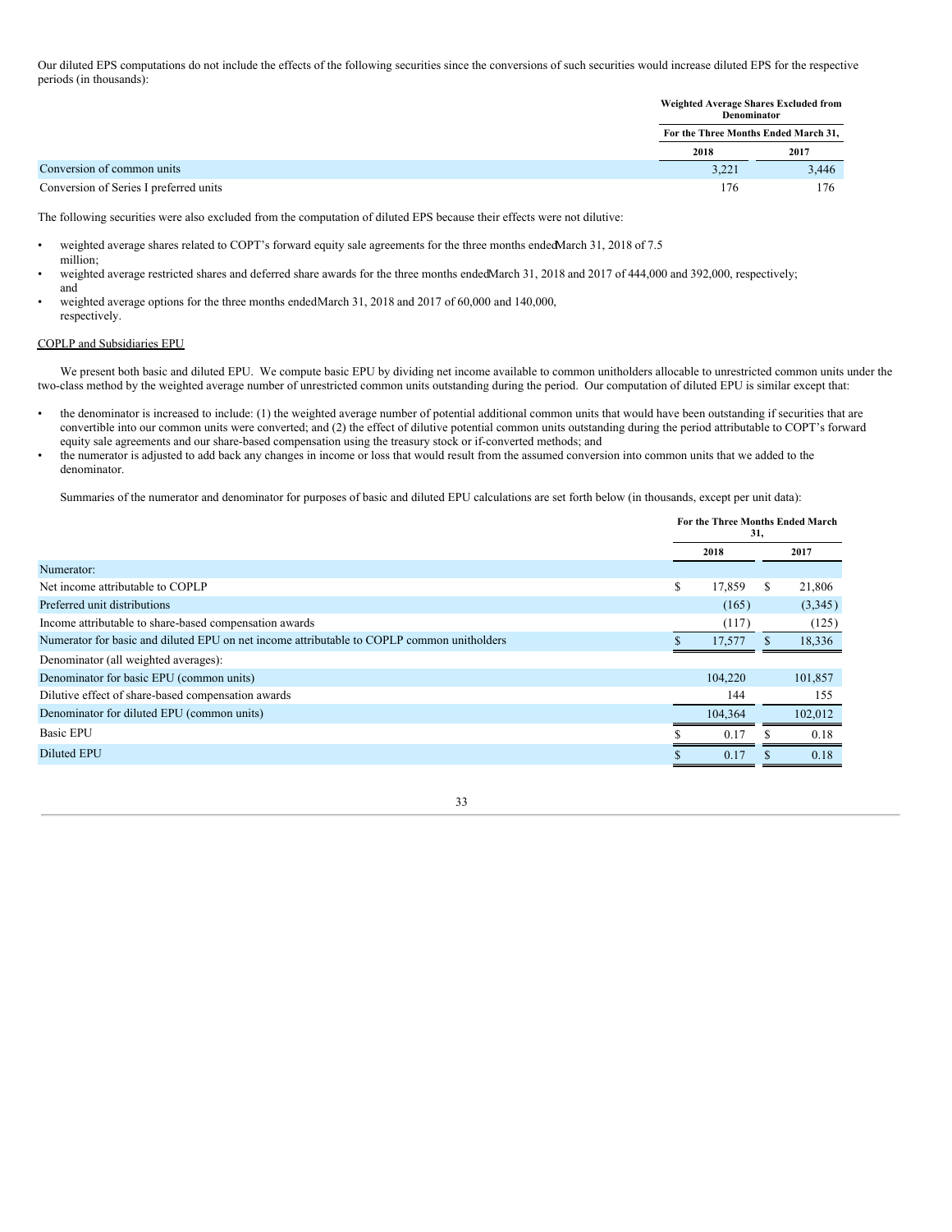Our diluted EPS computations do not include the effects of the following securities since the conversions of such securities would increase diluted EPS for the respective periods (in thousands):

| | Weighted Average Shares Excluded from Denominator | |
|---|---|---|
| | For the Three Months Ended March 31, | |
| | 2018 | 2017 |
| Conversion of common units | 3,221 | 3,446 |
| Conversion of Series I preferred units | 176 | 176 |

The following securities were also excluded from the computation of diluted EPS because their effects were not dilutive:

- weighted average shares related to COPT's forward equity sale agreements for the three months ended March 31, 2018 of 7.5 million;
- weighted average restricted shares and deferred share awards for the three months ended March 31, 2018 and 2017 of 444,000 and 392,000, respectively; and
- weighted average options for the three months ended March 31, 2018 and 2017 of 60,000 and 140,000, respectively.

COPLP and Subsidiaries EPU

We present both basic and diluted EPU. We compute basic EPU by dividing net income available to common unitholders allocable to unrestricted common units under the two-class method by the weighted average number of unrestricted common units outstanding during the period. Our computation of diluted EPU is similar except that:

- the denominator is increased to include: (1) the weighted average number of potential additional common units that would have been outstanding if securities that are convertible into our common units were converted; and (2) the effect of dilutive potential common units outstanding during the period attributable to COPT's forward equity sale agreements and our share-based compensation using the treasury stock or if-converted methods; and
- the numerator is adjusted to add back any changes in income or loss that would result from the assumed conversion into common units that we added to the denominator.

Summaries of the numerator and denominator for purposes of basic and diluted EPU calculations are set forth below (in thousands, except per unit data):

| | For the Three Months Ended March 31, | |
|---|---|---|
| | 2018 | 2017 |
| Numerator: | | |
| Net income attributable to COPLP | $ 17,859 | $ 21,806 |
| Preferred unit distributions | (165) | (3,345) |
| Income attributable to share-based compensation awards | (117) | (125) |
| Numerator for basic and diluted EPU on net income attributable to COPLP common unitholders | $ 17,577 | $ 18,336 |
| Denominator (all weighted averages): | | |
| Denominator for basic EPU (common units) | 104,220 | 101,857 |
| Dilutive effect of share-based compensation awards | 144 | 155 |
| Denominator for diluted EPU (common units) | 104,364 | 102,012 |
| Basic EPU | $ 0.17 | $ 0.18 |
| Diluted EPU | $ 0.17 | $ 0.18 |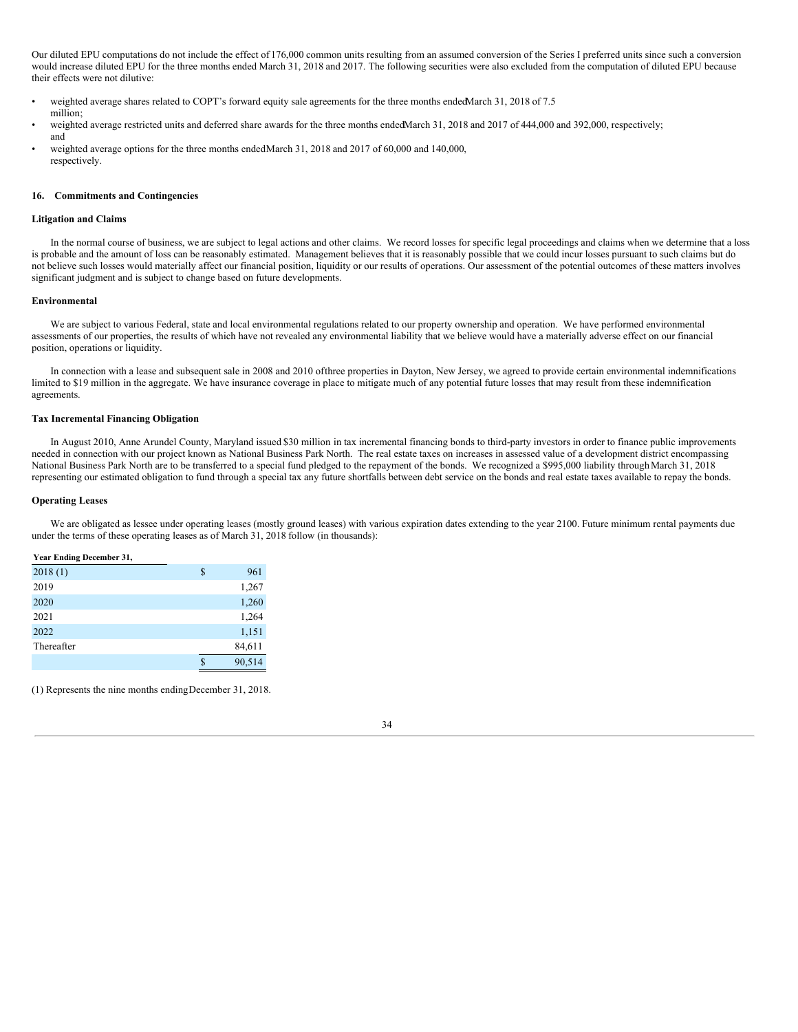Our diluted EPU computations do not include the effect of 176,000 common units resulting from an assumed conversion of the Series I preferred units since such a conversion would increase diluted EPU for the three months ended March 31, 2018 and 2017. The following securities were also excluded from the computation of diluted EPU because their effects were not dilutive:

- weighted average shares related to COPT's forward equity sale agreements for the three months ended March 31, 2018 of 7.5 million;
- weighted average restricted units and deferred share awards for the three months ended March 31, 2018 and 2017 of 444,000 and 392,000, respectively; and
- weighted average options for the three months ended March 31, 2018 and 2017 of 60,000 and 140,000, respectively.

## 16. Commitments and Contingencies

### Litigation and Claims

In the normal course of business, we are subject to legal actions and other claims. We record losses for specific legal proceedings and claims when we determine that a loss is probable and the amount of loss can be reasonably estimated. Management believes that it is reasonably possible that we could incur losses pursuant to such claims but do not believe such losses would materially affect our financial position, liquidity or our results of operations. Our assessment of the potential outcomes of these matters involves significant judgment and is subject to change based on future developments.

### Environmental

We are subject to various Federal, state and local environmental regulations related to our property ownership and operation. We have performed environmental assessments of our properties, the results of which have not revealed any environmental liability that we believe would have a materially adverse effect on our financial position, operations or liquidity.

In connection with a lease and subsequent sale in 2008 and 2010 of three properties in Dayton, New Jersey, we agreed to provide certain environmental indemnifications limited to $19 million in the aggregate. We have insurance coverage in place to mitigate much of any potential future losses that may result from these indemnification agreements.

### Tax Incremental Financing Obligation

In August 2010, Anne Arundel County, Maryland issued $30 million in tax incremental financing bonds to third-party investors in order to finance public improvements needed in connection with our project known as National Business Park North. The real estate taxes on increases in assessed value of a development district encompassing National Business Park North are to be transferred to a special fund pledged to the repayment of the bonds. We recognized a $995,000 liability through March 31, 2018 representing our estimated obligation to fund through a special tax any future shortfalls between debt service on the bonds and real estate taxes available to repay the bonds.

### Operating Leases

We are obligated as lessee under operating leases (mostly ground leases) with various expiration dates extending to the year 2100. Future minimum rental payments due under the terms of these operating leases as of March 31, 2018 follow (in thousands):

| Year Ending December 31, | |
|---|---|
| 2018 (1) | $ 961 |
| 2019 | 1,267 |
| 2020 | 1,260 |
| 2021 | 1,264 |
| 2022 | 1,151 |
| Thereafter | 84,611 |
| | $ 90,514 |

(1) Represents the nine months ending December 31, 2018.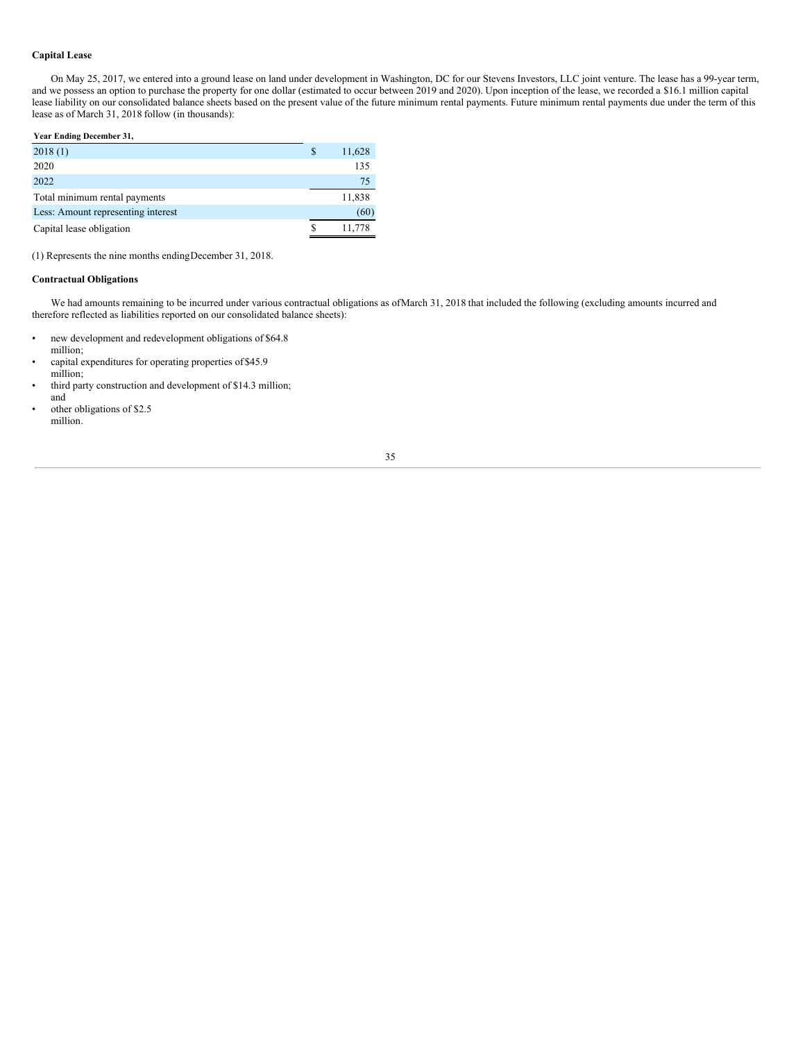### Capital Lease

On May 25, 2017, we entered into a ground lease on land under development in Washington, DC for our Stevens Investors, LLC joint venture. The lease has a 99-year term, and we possess an option to purchase the property for one dollar (estimated to occur between 2019 and 2020). Upon inception of the lease, we recorded a $16.1 million capital lease liability on our consolidated balance sheets based on the present value of the future minimum rental payments. Future minimum rental payments due under the term of this lease as of March 31, 2018 follow (in thousands):

| Year Ending December 31, | |
|---|---|
| 2018 (1) | $ 11,628 |
| 2020 | 135 |
| 2022 | 75 |
| Total minimum rental payments | 11,838 |
| Less: Amount representing interest | (60) |
| Capital lease obligation | $ 11,778 |

(1) Represents the nine months ending December 31, 2018.

### Contractual Obligations

We had amounts remaining to be incurred under various contractual obligations as of March 31, 2018 that included the following (excluding amounts incurred and therefore reflected as liabilities reported on our consolidated balance sheets):

- new development and redevelopment obligations of $64.8 million;
- capital expenditures for operating properties of $45.9 million;
- third party construction and development of $14.3 million; and
- other obligations of $2.5 million.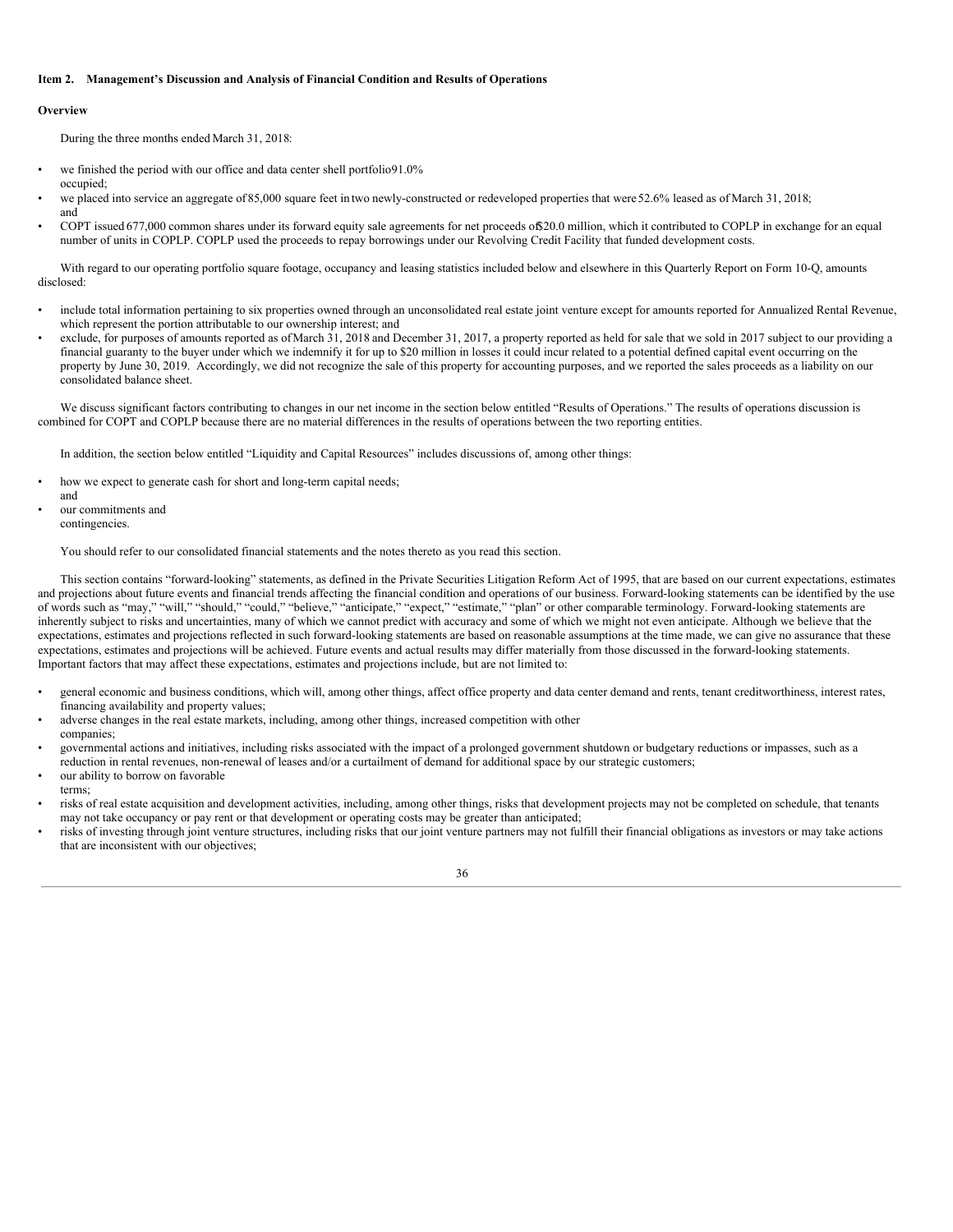**Item 2. Management's Discussion and Analysis of Financial Condition and Results of Operations**

**Overview**

During the three months ended March 31, 2018:

- we finished the period with our office and data center shell portfolio 91.0% occupied;
- we placed into service an aggregate of 85,000 square feet in two newly-constructed or redeveloped properties that were 52.6% leased as of March 31, 2018; and
- COPT issued 677,000 common shares under its forward equity sale agreements for net proceeds of $20.0 million, which it contributed to COPLP in exchange for an equal number of units in COPLP. COPLP used the proceeds to repay borrowings under our Revolving Credit Facility that funded development costs.

With regard to our operating portfolio square footage, occupancy and leasing statistics included below and elsewhere in this Quarterly Report on Form 10-Q, amounts disclosed:

- include total information pertaining to six properties owned through an unconsolidated real estate joint venture except for amounts reported for Annualized Rental Revenue, which represent the portion attributable to our ownership interest; and
- exclude, for purposes of amounts reported as of March 31, 2018 and December 31, 2017, a property reported as held for sale that we sold in 2017 subject to our providing a financial guaranty to the buyer under which we indemnify it for up to $20 million in losses it could incur related to a potential defined capital event occurring on the property by June 30, 2019. Accordingly, we did not recognize the sale of this property for accounting purposes, and we reported the sales proceeds as a liability on our consolidated balance sheet.

We discuss significant factors contributing to changes in our net income in the section below entitled "Results of Operations." The results of operations discussion is combined for COPT and COPLP because there are no material differences in the results of operations between the two reporting entities.

In addition, the section below entitled "Liquidity and Capital Resources" includes discussions of, among other things:

- how we expect to generate cash for short and long-term capital needs; and
- our commitments and contingencies.

You should refer to our consolidated financial statements and the notes thereto as you read this section.

This section contains "forward-looking" statements, as defined in the Private Securities Litigation Reform Act of 1995, that are based on our current expectations, estimates and projections about future events and financial trends affecting the financial condition and operations of our business. Forward-looking statements can be identified by the use of words such as "may," "will," "should," "could," "believe," "anticipate," "expect," "estimate," "plan" or other comparable terminology. Forward-looking statements are inherently subject to risks and uncertainties, many of which we cannot predict with accuracy and some of which we might not even anticipate. Although we believe that the expectations, estimates and projections reflected in such forward-looking statements are based on reasonable assumptions at the time made, we can give no assurance that these expectations, estimates and projections will be achieved. Future events and actual results may differ materially from those discussed in the forward-looking statements. Important factors that may affect these expectations, estimates and projections include, but are not limited to:

- general economic and business conditions, which will, among other things, affect office property and data center demand and rents, tenant creditworthiness, interest rates, financing availability and property values;
- adverse changes in the real estate markets, including, among other things, increased competition with other companies;
- governmental actions and initiatives, including risks associated with the impact of a prolonged government shutdown or budgetary reductions or impasses, such as a reduction in rental revenues, non-renewal of leases and/or a curtailment of demand for additional space by our strategic customers;
- our ability to borrow on favorable terms;
- risks of real estate acquisition and development activities, including, among other things, risks that development projects may not be completed on schedule, that tenants may not take occupancy or pay rent or that development or operating costs may be greater than anticipated;
- risks of investing through joint venture structures, including risks that our joint venture partners may not fulfill their financial obligations as investors or may take actions that are inconsistent with our objectives;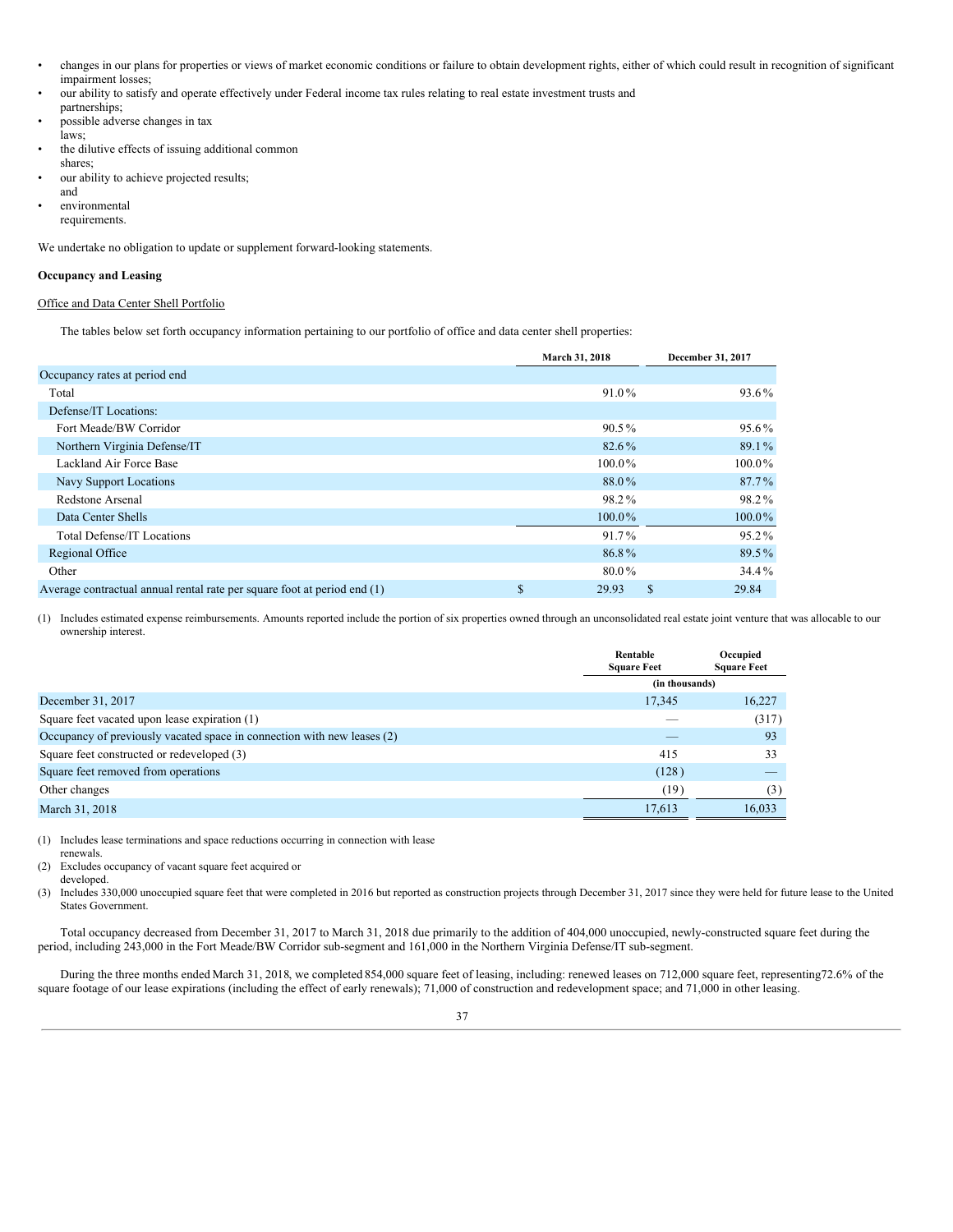- changes in our plans for properties or views of market economic conditions or failure to obtain development rights, either of which could result in recognition of significant impairment losses;
- our ability to satisfy and operate effectively under Federal income tax rules relating to real estate investment trusts and partnerships;
- possible adverse changes in tax laws;
- the dilutive effects of issuing additional common shares;
- our ability to achieve projected results; and
- environmental requirements.

We undertake no obligation to update or supplement forward-looking statements.

**Occupancy and Leasing**

Office and Data Center Shell Portfolio

The tables below set forth occupancy information pertaining to our portfolio of office and data center shell properties:

| | March 31, 2018 | December 31, 2017 |
|---|---|---|
| Occupancy rates at period end | | |
| Total | 91.0% | 93.6% |
| Defense/IT Locations: | | |
| Fort Meade/BW Corridor | 90.5% | 95.6% |
| Northern Virginia Defense/IT | 82.6% | 89.1% |
| Lackland Air Force Base | 100.0% | 100.0% |
| Navy Support Locations | 88.0% | 87.7% |
| Redstone Arsenal | 98.2% | 98.2% |
| Data Center Shells | 100.0% | 100.0% |
| Total Defense/IT Locations | 91.7% | 95.2% |
| Regional Office | 86.8% | 89.5% |
| Other | 80.0% | 34.4% |
| Average contractual annual rental rate per square foot at period end (1) | $ 29.93 | $ 29.84 |

(1) Includes estimated expense reimbursements. Amounts reported include the portion of six properties owned through an unconsolidated real estate joint venture that was allocable to our ownership interest.

| | Rentable Square Feet | Occupied Square Feet |
|---|---|---|
| | (in thousands) | |
| December 31, 2017 | 17,345 | 16,227 |
| Square feet vacated upon lease expiration (1) | — | (317) |
| Occupancy of previously vacated space in connection with new leases (2) | — | 93 |
| Square feet constructed or redeveloped (3) | 415 | 33 |
| Square feet removed from operations | (128) | — |
| Other changes | (19) | (3) |
| March 31, 2018 | 17,613 | 16,033 |

(1) Includes lease terminations and space reductions occurring in connection with lease renewals.
(2) Excludes occupancy of vacant square feet acquired or developed.
(3) Includes 330,000 unoccupied square feet that were completed in 2016 but reported as construction projects through December 31, 2017 since they were held for future lease to the United States Government.

Total occupancy decreased from December 31, 2017 to March 31, 2018 due primarily to the addition of 404,000 unoccupied, newly-constructed square feet during the period, including 243,000 in the Fort Meade/BW Corridor sub-segment and 161,000 in the Northern Virginia Defense/IT sub-segment.

During the three months ended March 31, 2018, we completed 854,000 square feet of leasing, including: renewed leases on 712,000 square feet, representing72.6% of the square footage of our lease expirations (including the effect of early renewals); 71,000 of construction and redevelopment space; and 71,000 in other leasing.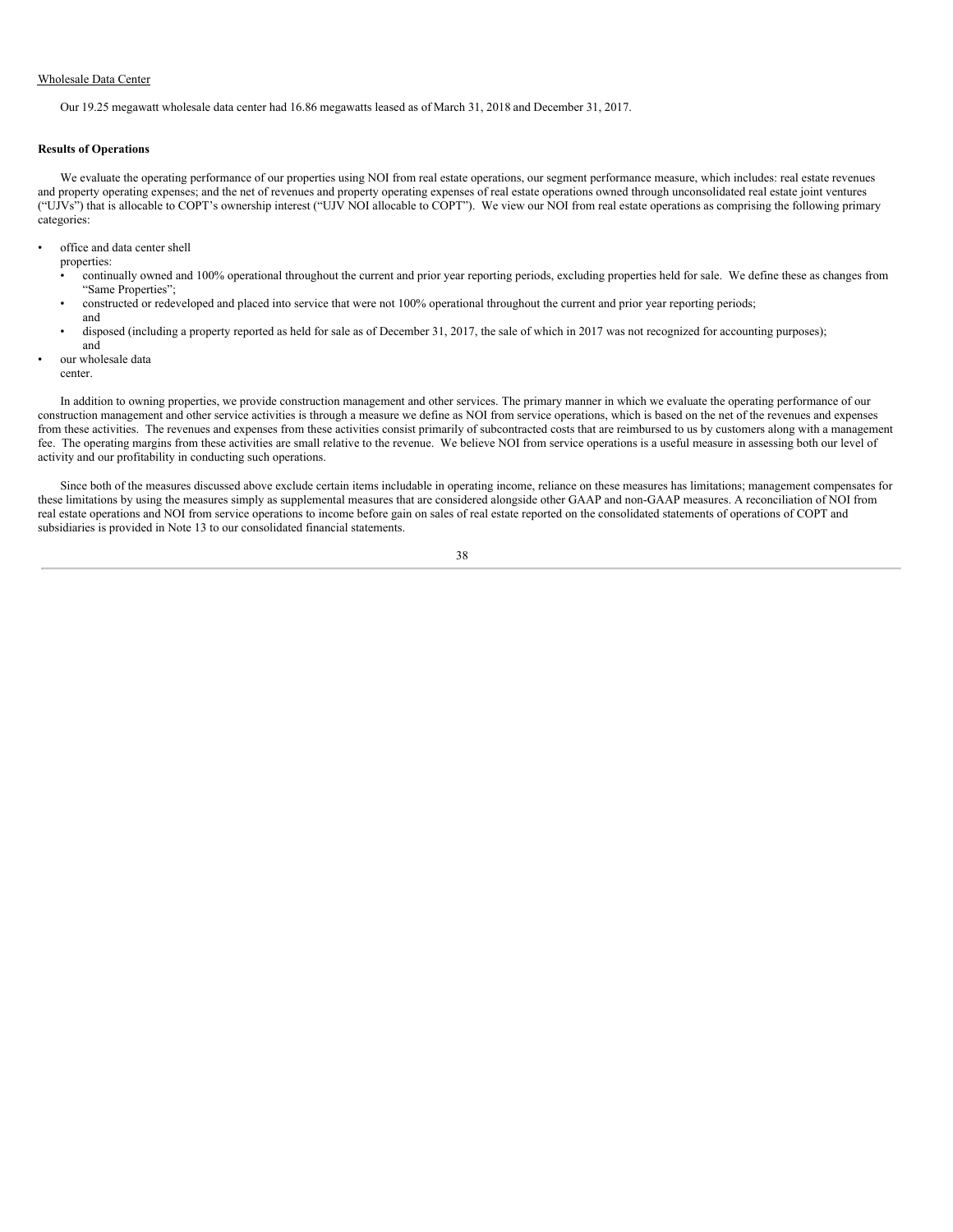Wholesale Data Center

Our 19.25 megawatt wholesale data center had 16.86 megawatts leased as of March 31, 2018 and December 31, 2017.

**Results of Operations**

We evaluate the operating performance of our properties using NOI from real estate operations, our segment performance measure, which includes: real estate revenues and property operating expenses; and the net of revenues and property operating expenses of real estate operations owned through unconsolidated real estate joint ventures ("UJVs") that is allocable to COPT's ownership interest ("UJV NOI allocable to COPT"). We view our NOI from real estate operations as comprising the following primary categories:

- office and data center shell properties:
  - continually owned and 100% operational throughout the current and prior year reporting periods, excluding properties held for sale. We define these as changes from "Same Properties";
  - constructed or redeveloped and placed into service that were not 100% operational throughout the current and prior year reporting periods; and
  - disposed (including a property reported as held for sale as of December 31, 2017, the sale of which in 2017 was not recognized for accounting purposes); and
- our wholesale data center.

In addition to owning properties, we provide construction management and other services. The primary manner in which we evaluate the operating performance of our construction management and other service activities is through a measure we define as NOI from service operations, which is based on the net of the revenues and expenses from these activities. The revenues and expenses from these activities consist primarily of subcontracted costs that are reimbursed to us by customers along with a management fee. The operating margins from these activities are small relative to the revenue. We believe NOI from service operations is a useful measure in assessing both our level of activity and our profitability in conducting such operations.

Since both of the measures discussed above exclude certain items includable in operating income, reliance on these measures has limitations; management compensates for these limitations by using the measures simply as supplemental measures that are considered alongside other GAAP and non-GAAP measures. A reconciliation of NOI from real estate operations and NOI from service operations to income before gain on sales of real estate reported on the consolidated statements of operations of COPT and subsidiaries is provided in Note 13 to our consolidated financial statements.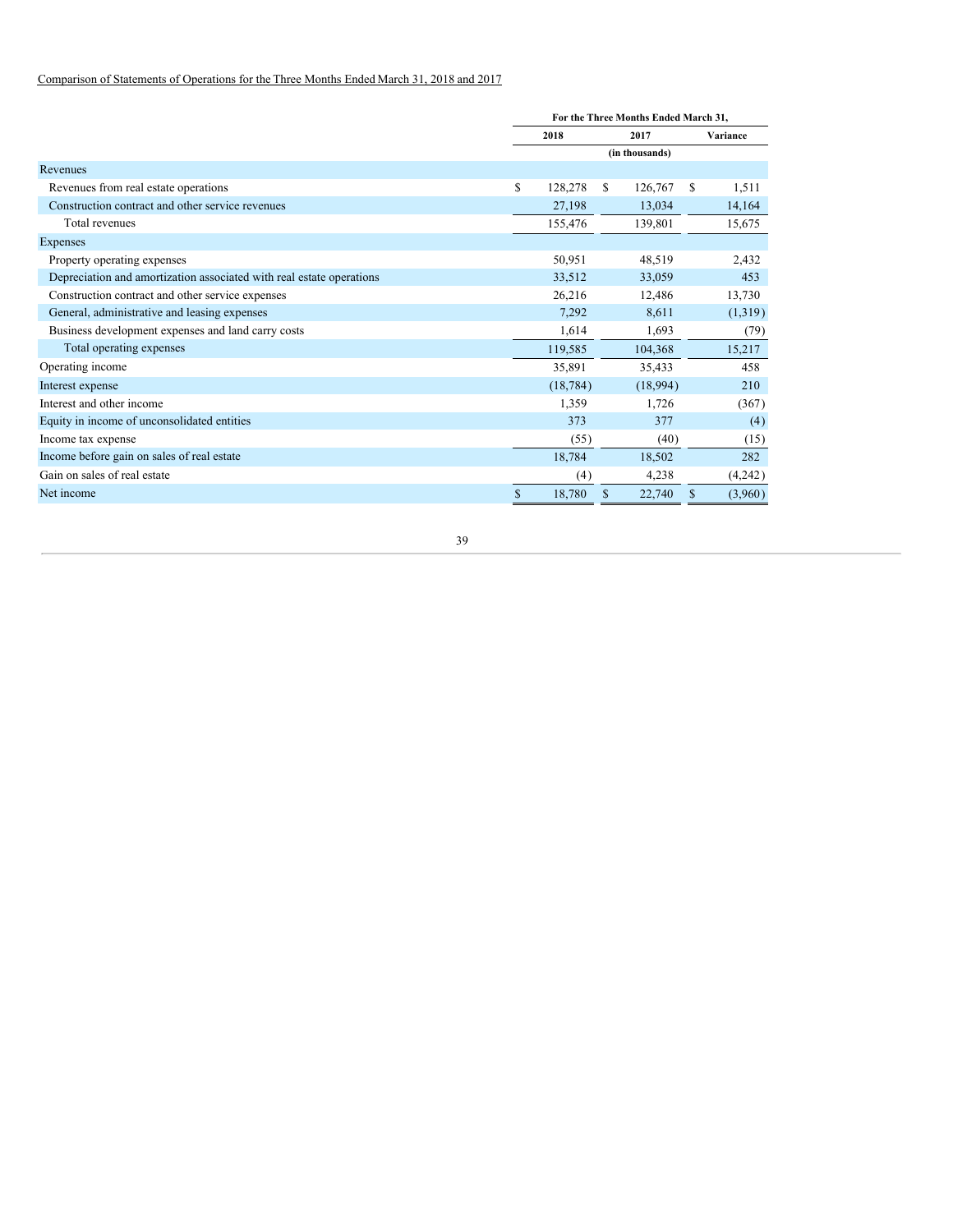Comparison of Statements of Operations for the Three Months Ended March 31, 2018 and 2017

| | For the Three Months Ended March 31, | | |
|---|---|---|---|
| | 2018 | 2017 | Variance |
| | (in thousands) | | |
| Revenues | | | |
| Revenues from real estate operations | $ 128,278 | $ 126,767 | $ 1,511 |
| Construction contract and other service revenues | 27,198 | 13,034 | 14,164 |
| Total revenues | 155,476 | 139,801 | 15,675 |
| Expenses | | | |
| Property operating expenses | 50,951 | 48,519 | 2,432 |
| Depreciation and amortization associated with real estate operations | 33,512 | 33,059 | 453 |
| Construction contract and other service expenses | 26,216 | 12,486 | 13,730 |
| General, administrative and leasing expenses | 7,292 | 8,611 | (1,319) |
| Business development expenses and land carry costs | 1,614 | 1,693 | (79) |
| Total operating expenses | 119,585 | 104,368 | 15,217 |
| Operating income | 35,891 | 35,433 | 458 |
| Interest expense | (18,784) | (18,994) | 210 |
| Interest and other income | 1,359 | 1,726 | (367) |
| Equity in income of unconsolidated entities | 373 | 377 | (4) |
| Income tax expense | (55) | (40) | (15) |
| Income before gain on sales of real estate | 18,784 | 18,502 | 282 |
| Gain on sales of real estate | (4) | 4,238 | (4,242) |
| Net income | $ 18,780 | $ 22,740 | $ (3,960) |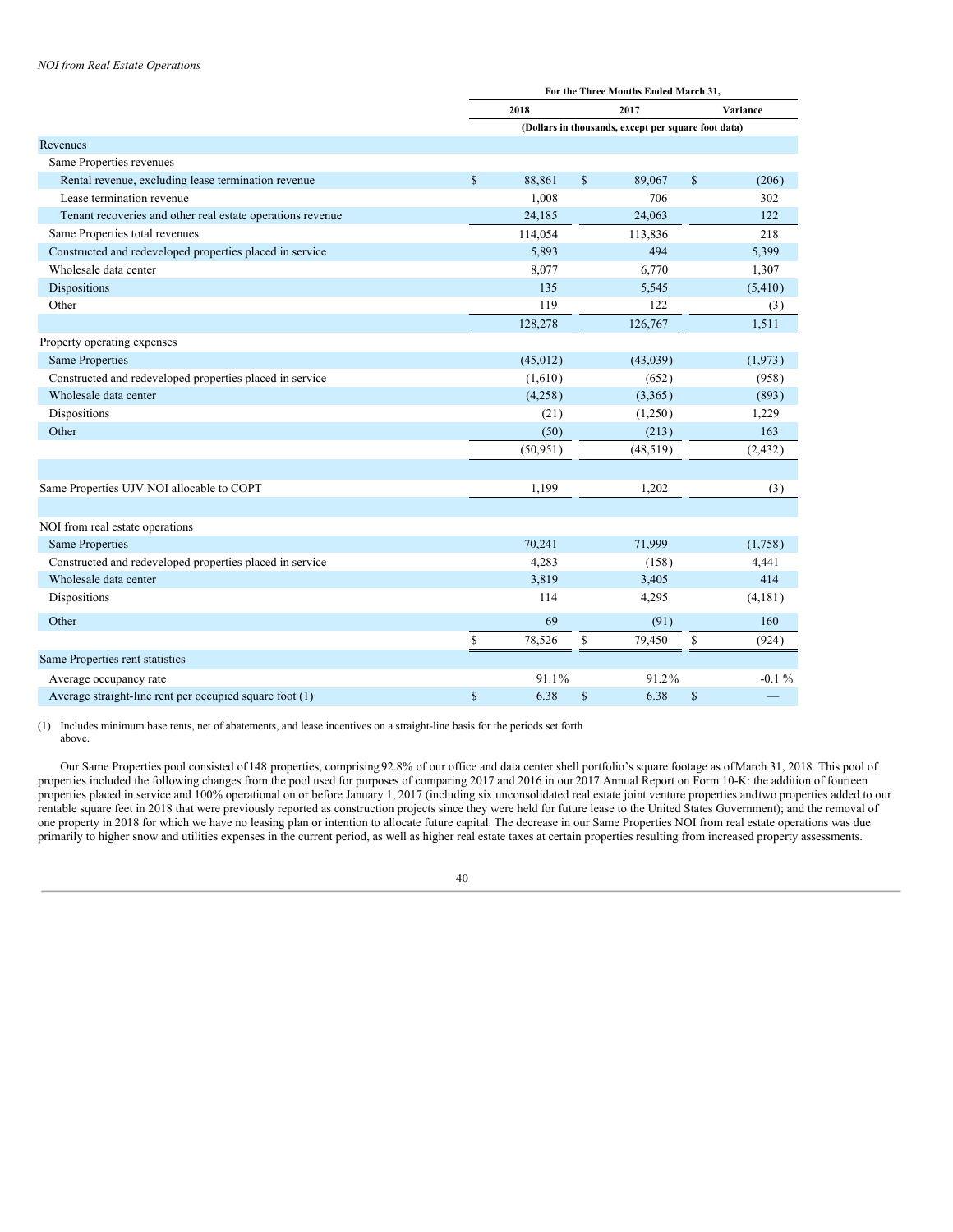*NOI from Real Estate Operations*

| | For the Three Months Ended March 31, | | |
|---|---|---|---|
| | 2018 | 2017 | Variance |
| | (Dollars in thousands, except per square foot data) | | |
| Revenues | | | |
| Same Properties revenues | | | |
| Rental revenue, excluding lease termination revenue | $ 88,861 | $ 89,067 | $ (206) |
| Lease termination revenue | 1,008 | 706 | 302 |
| Tenant recoveries and other real estate operations revenue | 24,185 | 24,063 | 122 |
| Same Properties total revenues | 114,054 | 113,836 | 218 |
| Constructed and redeveloped properties placed in service | 5,893 | 494 | 5,399 |
| Wholesale data center | 8,077 | 6,770 | 1,307 |
| Dispositions | 135 | 5,545 | (5,410) |
| Other | 119 | 122 | (3) |
| | 128,278 | 126,767 | 1,511 |
| Property operating expenses | | | |
| Same Properties | (45,012) | (43,039) | (1,973) |
| Constructed and redeveloped properties placed in service | (1,610) | (652) | (958) |
| Wholesale data center | (4,258) | (3,365) | (893) |
| Dispositions | (21) | (1,250) | 1,229 |
| Other | (50) | (213) | 163 |
| | (50,951) | (48,519) | (2,432) |
| | | | |
| Same Properties UJV NOI allocable to COPT | 1,199 | 1,202 | (3) |
| | | | |
| NOI from real estate operations | | | |
| Same Properties | 70,241 | 71,999 | (1,758) |
| Constructed and redeveloped properties placed in service | 4,283 | (158) | 4,441 |
| Wholesale data center | 3,819 | 3,405 | 414 |
| Dispositions | 114 | 4,295 | (4,181) |
| Other | 69 | (91) | 160 |
| | $ 78,526 | $ 79,450 | $ (924) |
| Same Properties rent statistics | | | |
| Average occupancy rate | 91.1% | 91.2% | -0.1 % |
| Average straight-line rent per occupied square foot (1) | $ 6.38 | $ 6.38 | $ — |

(1) Includes minimum base rents, net of abatements, and lease incentives on a straight-line basis for the periods set forth above.

Our Same Properties pool consisted of 148 properties, comprising 92.8% of our office and data center shell portfolio's square footage as of March 31, 2018. This pool of properties included the following changes from the pool used for purposes of comparing 2017 and 2016 in our 2017 Annual Report on Form 10-K: the addition of fourteen properties placed in service and 100% operational on or before January 1, 2017 (including six unconsolidated real estate joint venture properties and two properties added to our rentable square feet in 2018 that were previously reported as construction projects since they were held for future lease to the United States Government); and the removal of one property in 2018 for which we have no leasing plan or intention to allocate future capital. The decrease in our Same Properties NOI from real estate operations was due primarily to higher snow and utilities expenses in the current period, as well as higher real estate taxes at certain properties resulting from increased property assessments.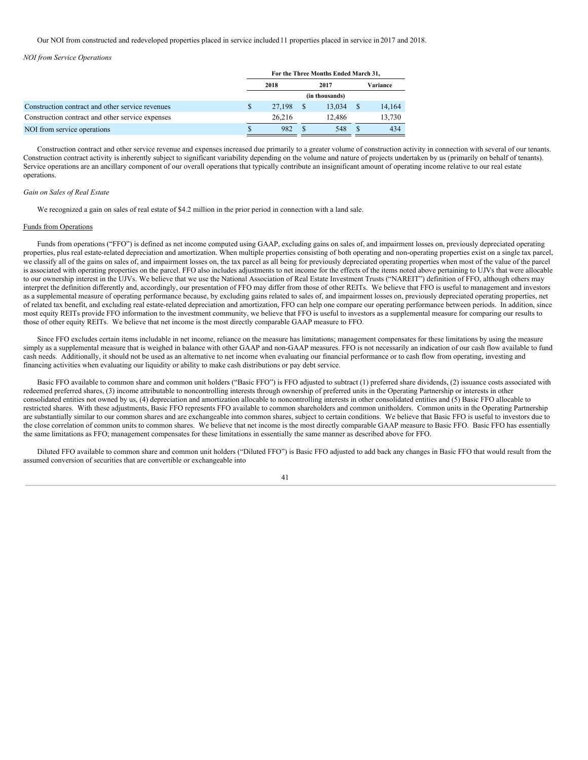Our NOI from constructed and redeveloped properties placed in service included 11 properties placed in service in 2017 and 2018.

*NOI from Service Operations*

| | For the Three Months Ended March 31, | | |
|---|---|---|---|
| | 2018 | 2017 | Variance |
| | (in thousands) | | |
| Construction contract and other service revenues | $ 27,198 | $ 13,034 | $ 14,164 |
| Construction contract and other service expenses | 26,216 | 12,486 | 13,730 |
| NOI from service operations | $ 982 | $ 548 | $ 434 |

Construction contract and other service revenue and expenses increased due primarily to a greater volume of construction activity in connection with several of our tenants. Construction contract activity is inherently subject to significant variability depending on the volume and nature of projects undertaken by us (primarily on behalf of tenants). Service operations are an ancillary component of our overall operations that typically contribute an insignificant amount of operating income relative to our real estate operations.

*Gain on Sales of Real Estate*

We recognized a gain on sales of real estate of $4.2 million in the prior period in connection with a land sale.

## Funds from Operations

Funds from operations ("FFO") is defined as net income computed using GAAP, excluding gains on sales of, and impairment losses on, previously depreciated operating properties, plus real estate-related depreciation and amortization. When multiple properties consisting of both operating and non-operating properties exist on a single tax parcel, we classify all of the gains on sales of, and impairment losses on, the tax parcel as all being for previously depreciated operating properties when most of the value of the parcel is associated with operating properties on the parcel. FFO also includes adjustments to net income for the effects of the items noted above pertaining to UJVs that were allocable to our ownership interest in the UJVs. We believe that we use the National Association of Real Estate Investment Trusts ("NAREIT") definition of FFO, although others may interpret the definition differently and, accordingly, our presentation of FFO may differ from those of other REITs. We believe that FFO is useful to management and investors as a supplemental measure of operating performance because, by excluding gains related to sales of, and impairment losses on, previously depreciated operating properties, net of related tax benefit, and excluding real estate-related depreciation and amortization, FFO can help one compare our operating performance between periods. In addition, since most equity REITs provide FFO information to the investment community, we believe that FFO is useful to investors as a supplemental measure for comparing our results to those of other equity REITs. We believe that net income is the most directly comparable GAAP measure to FFO.

Since FFO excludes certain items includable in net income, reliance on the measure has limitations; management compensates for these limitations by using the measure simply as a supplemental measure that is weighed in balance with other GAAP and non-GAAP measures. FFO is not necessarily an indication of our cash flow available to fund cash needs. Additionally, it should not be used as an alternative to net income when evaluating our financial performance or to cash flow from operating, investing and financing activities when evaluating our liquidity or ability to make cash distributions or pay debt service.

Basic FFO available to common share and common unit holders ("Basic FFO") is FFO adjusted to subtract (1) preferred share dividends, (2) issuance costs associated with redeemed preferred shares, (3) income attributable to noncontrolling interests through ownership of preferred units in the Operating Partnership or interests in other consolidated entities not owned by us, (4) depreciation and amortization allocable to noncontrolling interests in other consolidated entities and (5) Basic FFO allocable to restricted shares. With these adjustments, Basic FFO represents FFO available to common shareholders and common unitholders. Common units in the Operating Partnership are substantially similar to our common shares and are exchangeable into common shares, subject to certain conditions. We believe that Basic FFO is useful to investors due to the close correlation of common units to common shares. We believe that net income is the most directly comparable GAAP measure to Basic FFO. Basic FFO has essentially the same limitations as FFO; management compensates for these limitations in essentially the same manner as described above for FFO.

Diluted FFO available to common share and common unit holders ("Diluted FFO") is Basic FFO adjusted to add back any changes in Basic FFO that would result from the assumed conversion of securities that are convertible or exchangeable into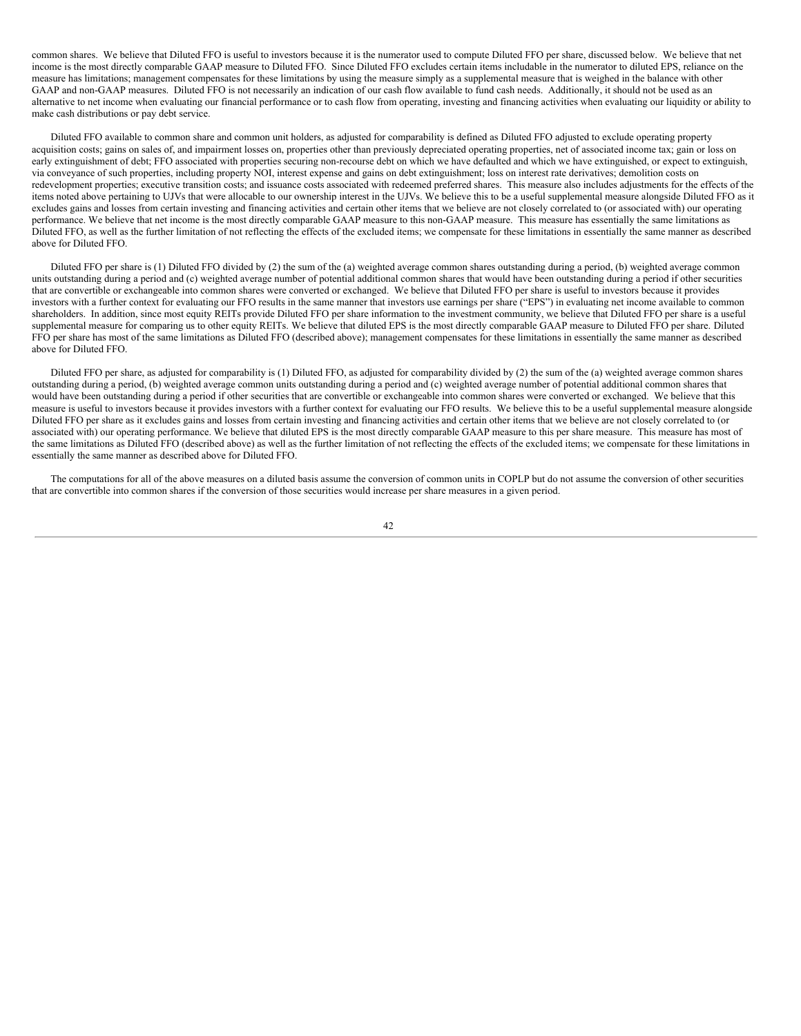common shares. We believe that Diluted FFO is useful to investors because it is the numerator used to compute Diluted FFO per share, discussed below. We believe that net income is the most directly comparable GAAP measure to Diluted FFO. Since Diluted FFO excludes certain items includable in the numerator to diluted EPS, reliance on the measure has limitations; management compensates for these limitations by using the measure simply as a supplemental measure that is weighed in the balance with other GAAP and non-GAAP measures. Diluted FFO is not necessarily an indication of our cash flow available to fund cash needs. Additionally, it should not be used as an alternative to net income when evaluating our financial performance or to cash flow from operating, investing and financing activities when evaluating our liquidity or ability to make cash distributions or pay debt service.

Diluted FFO available to common share and common unit holders, as adjusted for comparability is defined as Diluted FFO adjusted to exclude operating property acquisition costs; gains on sales of, and impairment losses on, properties other than previously depreciated operating properties, net of associated income tax; gain or loss on early extinguishment of debt; FFO associated with properties securing non-recourse debt on which we have defaulted and which we have extinguished, or expect to extinguish, via conveyance of such properties, including property NOI, interest expense and gains on debt extinguishment; loss on interest rate derivatives; demolition costs on redevelopment properties; executive transition costs; and issuance costs associated with redeemed preferred shares. This measure also includes adjustments for the effects of the items noted above pertaining to UJVs that were allocable to our ownership interest in the UJVs. We believe this to be a useful supplemental measure alongside Diluted FFO as it excludes gains and losses from certain investing and financing activities and certain other items that we believe are not closely correlated to (or associated with) our operating performance. We believe that net income is the most directly comparable GAAP measure to this non-GAAP measure. This measure has essentially the same limitations as Diluted FFO, as well as the further limitation of not reflecting the effects of the excluded items; we compensate for these limitations in essentially the same manner as described above for Diluted FFO.

Diluted FFO per share is (1) Diluted FFO divided by (2) the sum of the (a) weighted average common shares outstanding during a period, (b) weighted average common units outstanding during a period and (c) weighted average number of potential additional common shares that would have been outstanding during a period if other securities that are convertible or exchangeable into common shares were converted or exchanged. We believe that Diluted FFO per share is useful to investors because it provides investors with a further context for evaluating our FFO results in the same manner that investors use earnings per share ("EPS") in evaluating net income available to common shareholders. In addition, since most equity REITs provide Diluted FFO per share information to the investment community, we believe that Diluted FFO per share is a useful supplemental measure for comparing us to other equity REITs. We believe that diluted EPS is the most directly comparable GAAP measure to Diluted FFO per share. Diluted FFO per share has most of the same limitations as Diluted FFO (described above); management compensates for these limitations in essentially the same manner as described above for Diluted FFO.

Diluted FFO per share, as adjusted for comparability is (1) Diluted FFO, as adjusted for comparability divided by (2) the sum of the (a) weighted average common shares outstanding during a period, (b) weighted average common units outstanding during a period and (c) weighted average number of potential additional common shares that would have been outstanding during a period if other securities that are convertible or exchangeable into common shares were converted or exchanged. We believe that this measure is useful to investors because it provides investors with a further context for evaluating our FFO results. We believe this to be a useful supplemental measure alongside Diluted FFO per share as it excludes gains and losses from certain investing and financing activities and certain other items that we believe are not closely correlated to (or associated with) our operating performance. We believe that diluted EPS is the most directly comparable GAAP measure to this per share measure. This measure has most of the same limitations as Diluted FFO (described above) as well as the further limitation of not reflecting the effects of the excluded items; we compensate for these limitations in essentially the same manner as described above for Diluted FFO.

The computations for all of the above measures on a diluted basis assume the conversion of common units in COPLP but do not assume the conversion of other securities that are convertible into common shares if the conversion of those securities would increase per share measures in a given period.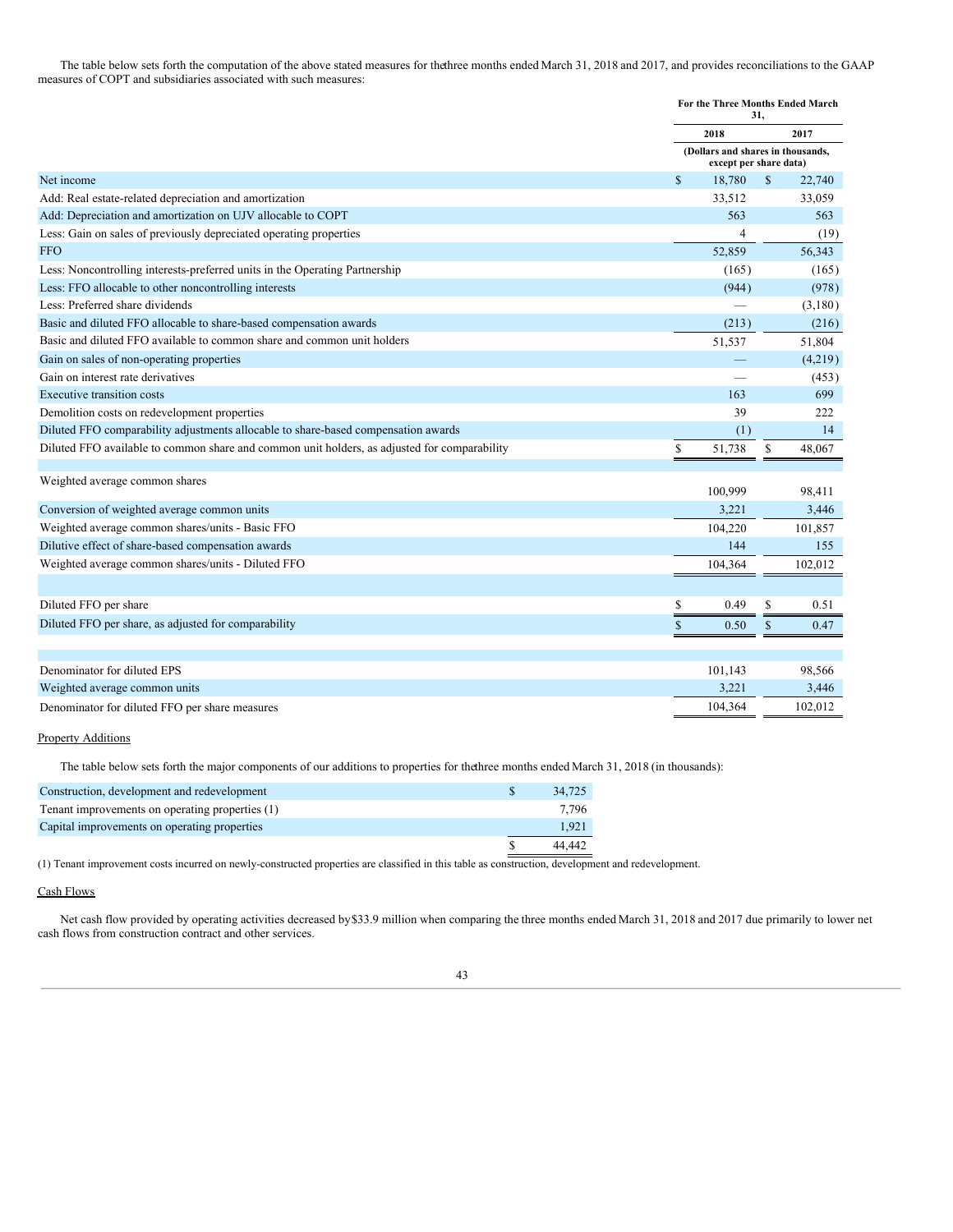The table below sets forth the computation of the above stated measures for the three months ended March 31, 2018 and 2017, and provides reconciliations to the GAAP measures of COPT and subsidiaries associated with such measures:

| | For the Three Months Ended March 31, | |
|---|---|---|
| | 2018 | 2017 |
| | (Dollars and shares in thousands, except per share data) | |
| Net income | $ 18,780 | $ 22,740 |
| Add: Real estate-related depreciation and amortization | 33,512 | 33,059 |
| Add: Depreciation and amortization on UJV allocable to COPT | 563 | 563 |
| Less: Gain on sales of previously depreciated operating properties | 4 | (19) |
| FFO | 52,859 | 56,343 |
| Less: Noncontrolling interests-preferred units in the Operating Partnership | (165) | (165) |
| Less: FFO allocable to other noncontrolling interests | (944) | (978) |
| Less: Preferred share dividends | — | (3,180) |
| Basic and diluted FFO allocable to share-based compensation awards | (213) | (216) |
| Basic and diluted FFO available to common share and common unit holders | 51,537 | 51,804 |
| Gain on sales of non-operating properties | — | (4,219) |
| Gain on interest rate derivatives | — | (453) |
| Executive transition costs | 163 | 699 |
| Demolition costs on redevelopment properties | 39 | 222 |
| Diluted FFO comparability adjustments allocable to share-based compensation awards | (1) | 14 |
| Diluted FFO available to common share and common unit holders, as adjusted for comparability | $ 51,738 | $ 48,067 |
| | | |
| Weighted average common shares | 100,999 | 98,411 |
| Conversion of weighted average common units | 3,221 | 3,446 |
| Weighted average common shares/units - Basic FFO | 104,220 | 101,857 |
| Dilutive effect of share-based compensation awards | 144 | 155 |
| Weighted average common shares/units - Diluted FFO | 104,364 | 102,012 |
| | | |
| Diluted FFO per share | $ 0.49 | $ 0.51 |
| Diluted FFO per share, as adjusted for comparability | $ 0.50 | $ 0.47 |
| | | |
| Denominator for diluted EPS | 101,143 | 98,566 |
| Weighted average common units | 3,221 | 3,446 |
| Denominator for diluted FFO per share measures | 104,364 | 102,012 |

Property Additions

The table below sets forth the major components of our additions to properties for the three months ended March 31, 2018 (in thousands):

| | |
|---|---|
| Construction, development and redevelopment | $ 34,725 |
| Tenant improvements on operating properties (1) | 7,796 |
| Capital improvements on operating properties | 1,921 |
| | $ 44,442 |

(1) Tenant improvement costs incurred on newly-constructed properties are classified in this table as construction, development and redevelopment.

Cash Flows

Net cash flow provided by operating activities decreased by $33.9 million when comparing the three months ended March 31, 2018 and 2017 due primarily to lower net cash flows from construction contract and other services.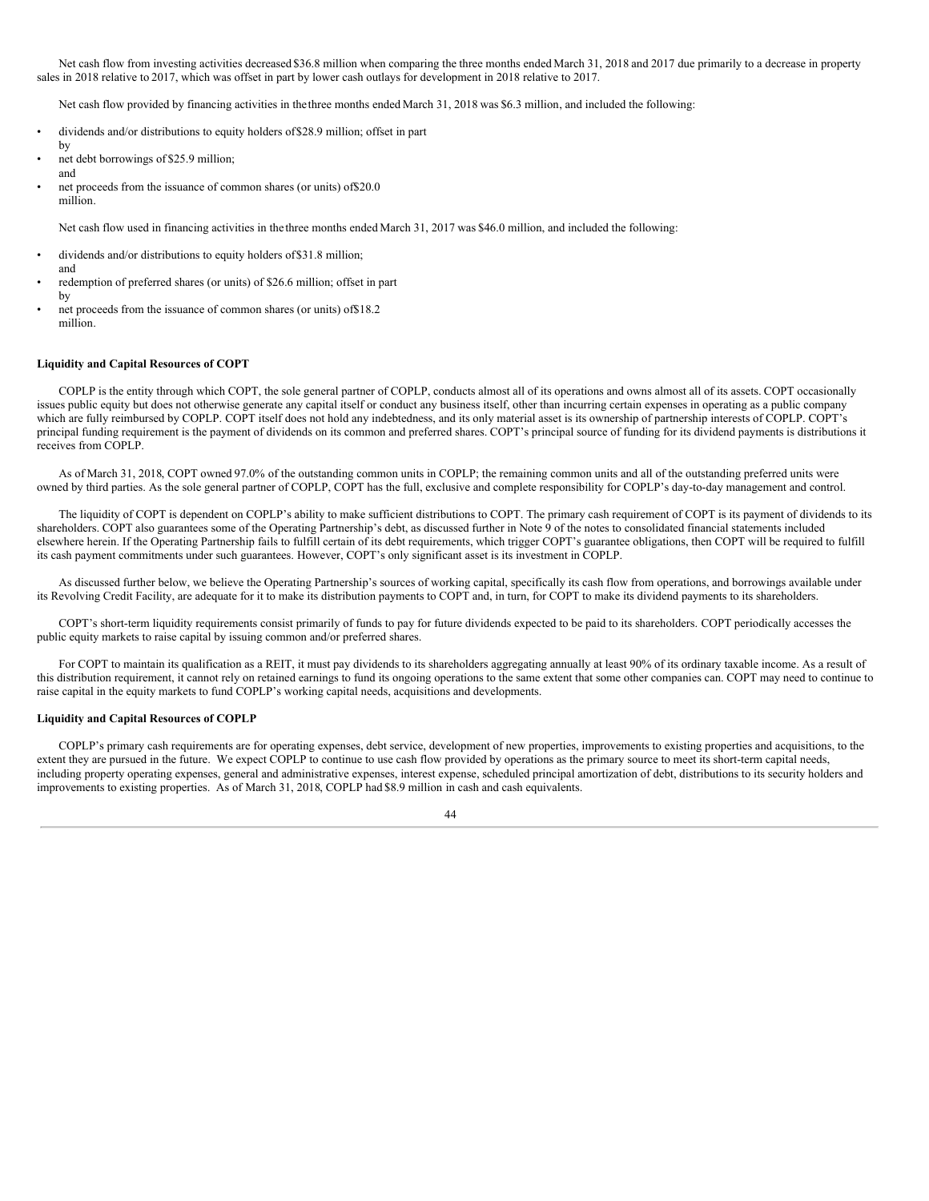Net cash flow from investing activities decreased $36.8 million when comparing the three months ended March 31, 2018 and 2017 due primarily to a decrease in property sales in 2018 relative to 2017, which was offset in part by lower cash outlays for development in 2018 relative to 2017.

Net cash flow provided by financing activities in the three months ended March 31, 2018 was $6.3 million, and included the following:

- dividends and/or distributions to equity holders of $28.9 million; offset in part by
- net debt borrowings of $25.9 million; and
- net proceeds from the issuance of common shares (or units) of $20.0 million.

Net cash flow used in financing activities in the three months ended March 31, 2017 was $46.0 million, and included the following:

- dividends and/or distributions to equity holders of $31.8 million; and
- redemption of preferred shares (or units) of $26.6 million; offset in part by
- net proceeds from the issuance of common shares (or units) of $18.2 million.

**Liquidity and Capital Resources of COPT**

COPLP is the entity through which COPT, the sole general partner of COPLP, conducts almost all of its operations and owns almost all of its assets. COPT occasionally issues public equity but does not otherwise generate any capital itself or conduct any business itself, other than incurring certain expenses in operating as a public company which are fully reimbursed by COPLP. COPT itself does not hold any indebtedness, and its only material asset is its ownership of partnership interests of COPLP. COPT's principal funding requirement is the payment of dividends on its common and preferred shares. COPT's principal source of funding for its dividend payments is distributions it receives from COPLP.

As of March 31, 2018, COPT owned 97.0% of the outstanding common units in COPLP; the remaining common units and all of the outstanding preferred units were owned by third parties. As the sole general partner of COPLP, COPT has the full, exclusive and complete responsibility for COPLP's day-to-day management and control.

The liquidity of COPT is dependent on COPLP's ability to make sufficient distributions to COPT. The primary cash requirement of COPT is its payment of dividends to its shareholders. COPT also guarantees some of the Operating Partnership's debt, as discussed further in Note 9 of the notes to consolidated financial statements included elsewhere herein. If the Operating Partnership fails to fulfill certain of its debt requirements, which trigger COPT's guarantee obligations, then COPT will be required to fulfill its cash payment commitments under such guarantees. However, COPT's only significant asset is its investment in COPLP.

As discussed further below, we believe the Operating Partnership's sources of working capital, specifically its cash flow from operations, and borrowings available under its Revolving Credit Facility, are adequate for it to make its distribution payments to COPT and, in turn, for COPT to make its dividend payments to its shareholders.

COPT's short-term liquidity requirements consist primarily of funds to pay for future dividends expected to be paid to its shareholders. COPT periodically accesses the public equity markets to raise capital by issuing common and/or preferred shares.

For COPT to maintain its qualification as a REIT, it must pay dividends to its shareholders aggregating annually at least 90% of its ordinary taxable income. As a result of this distribution requirement, it cannot rely on retained earnings to fund its ongoing operations to the same extent that some other companies can. COPT may need to continue to raise capital in the equity markets to fund COPLP's working capital needs, acquisitions and developments.

**Liquidity and Capital Resources of COPLP**

COPLP's primary cash requirements are for operating expenses, debt service, development of new properties, improvements to existing properties and acquisitions, to the extent they are pursued in the future. We expect COPLP to continue to use cash flow provided by operations as the primary source to meet its short-term capital needs, including property operating expenses, general and administrative expenses, interest expense, scheduled principal amortization of debt, distributions to its security holders and improvements to existing properties. As of March 31, 2018, COPLP had $8.9 million in cash and cash equivalents.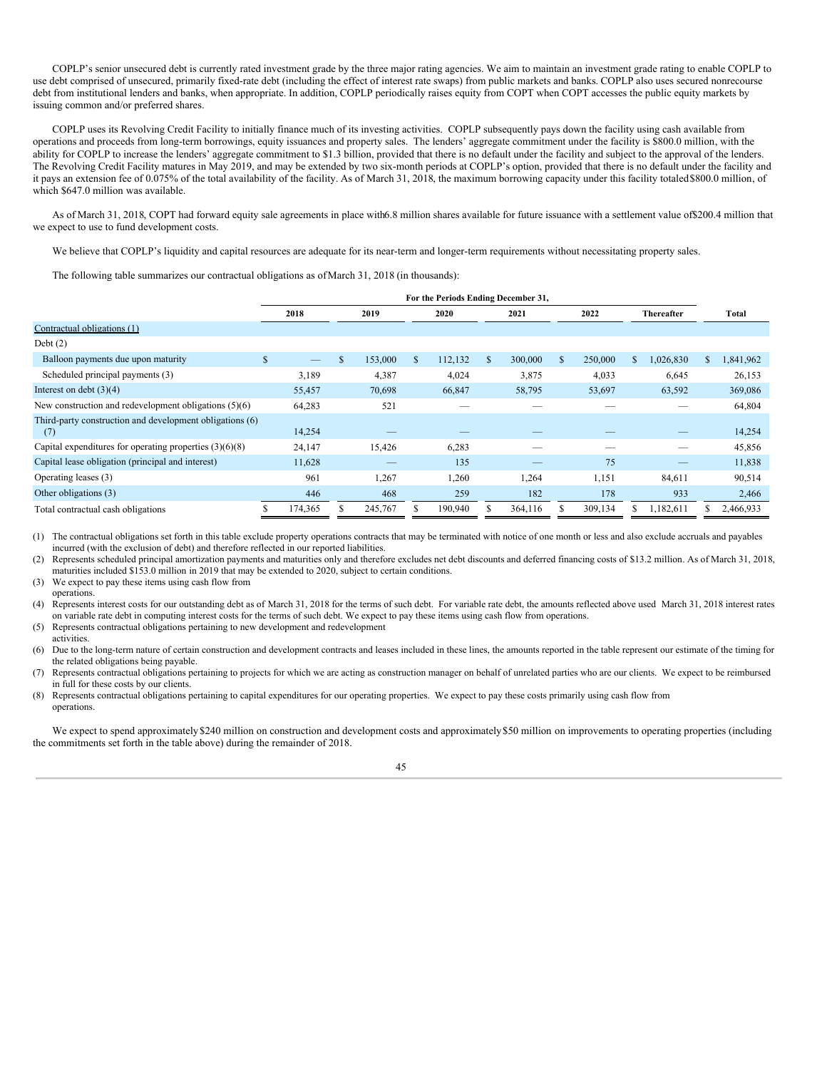COPLP's senior unsecured debt is currently rated investment grade by the three major rating agencies. We aim to maintain an investment grade rating to enable COPLP to use debt comprised of unsecured, primarily fixed-rate debt (including the effect of interest rate swaps) from public markets and banks. COPLP also uses secured nonrecourse debt from institutional lenders and banks, when appropriate. In addition, COPLP periodically raises equity from COPT when COPT accesses the public equity markets by issuing common and/or preferred shares.

COPLP uses its Revolving Credit Facility to initially finance much of its investing activities. COPLP subsequently pays down the facility using cash available from operations and proceeds from long-term borrowings, equity issuances and property sales. The lenders' aggregate commitment under the facility is $800.0 million, with the ability for COPLP to increase the lenders' aggregate commitment to $1.3 billion, provided that there is no default under the facility and subject to the approval of the lenders. The Revolving Credit Facility matures in May 2019, and may be extended by two six-month periods at COPLP's option, provided that there is no default under the facility and it pays an extension fee of 0.075% of the total availability of the facility. As of March 31, 2018, the maximum borrowing capacity under this facility totaled $800.0 million, of which $647.0 million was available.

As of March 31, 2018, COPT had forward equity sale agreements in place with 6.8 million shares available for future issuance with a settlement value of $200.4 million that we expect to use to fund development costs.

We believe that COPLP's liquidity and capital resources are adequate for its near-term and longer-term requirements without necessitating property sales.

The following table summarizes our contractual obligations as of March 31, 2018 (in thousands):

| | For the Periods Ending December 31, | | | | | | |
|---|---|---|---|---|---|---|---|
| | 2018 | 2019 | 2020 | 2021 | 2022 | Thereafter | Total |
| Contractual obligations (1) | | | | | | | |
| Debt (2) | | | | | | | |
| Balloon payments due upon maturity | $ — | $ 153,000 | $ 112,132 | $ 300,000 | $ 250,000 | $ 1,026,830 | $ 1,841,962 |
| Scheduled principal payments (3) | 3,189 | 4,387 | 4,024 | 3,875 | 4,033 | 6,645 | 26,153 |
| Interest on debt (3)(4) | 55,457 | 70,698 | 66,847 | 58,795 | 53,697 | 63,592 | 369,086 |
| New construction and redevelopment obligations (5)(6) | 64,283 | 521 | — | — | — | — | 64,804 |
| Third-party construction and development obligations (6)(7) | 14,254 | — | — | — | — | — | 14,254 |
| Capital expenditures for operating properties (3)(6)(8) | 24,147 | 15,426 | 6,283 | — | — | — | 45,856 |
| Capital lease obligation (principal and interest) | 11,628 | — | 135 | — | 75 | — | 11,838 |
| Operating leases (3) | 961 | 1,267 | 1,260 | 1,264 | 1,151 | 84,611 | 90,514 |
| Other obligations (3) | 446 | 468 | 259 | 182 | 178 | 933 | 2,466 |
| Total contractual cash obligations | $ 174,365 | $ 245,767 | $ 190,940 | $ 364,116 | $ 309,134 | $ 1,182,611 | $ 2,466,933 |

(1) The contractual obligations set forth in this table exclude property operations contracts that may be terminated with notice of one month or less and also exclude accruals and payables incurred (with the exclusion of debt) and therefore reflected in our reported liabilities.

(2) Represents scheduled principal amortization payments and maturities only and therefore excludes net debt discounts and deferred financing costs of $13.2 million. As of March 31, 2018, maturities included $153.0 million in 2019 that may be extended to 2020, subject to certain conditions.

(3) We expect to pay these items using cash flow from operations.

(4) Represents interest costs for our outstanding debt as of March 31, 2018 for the terms of such debt. For variable rate debt, the amounts reflected above used March 31, 2018 interest rates on variable rate debt in computing interest costs for the terms of such debt. We expect to pay these items using cash flow from operations.

(5) Represents contractual obligations pertaining to new development and redevelopment activities.

(6) Due to the long-term nature of certain construction and development contracts and leases included in these lines, the amounts reported in the table represent our estimate of the timing for the related obligations being payable.

(7) Represents contractual obligations pertaining to projects for which we are acting as construction manager on behalf of unrelated parties who are our clients. We expect to be reimbursed in full for these costs by our clients.

(8) Represents contractual obligations pertaining to capital expenditures for our operating properties. We expect to pay these costs primarily using cash flow from operations.

We expect to spend approximately $240 million on construction and development costs and approximately $50 million on improvements to operating properties (including the commitments set forth in the table above) during the remainder of 2018.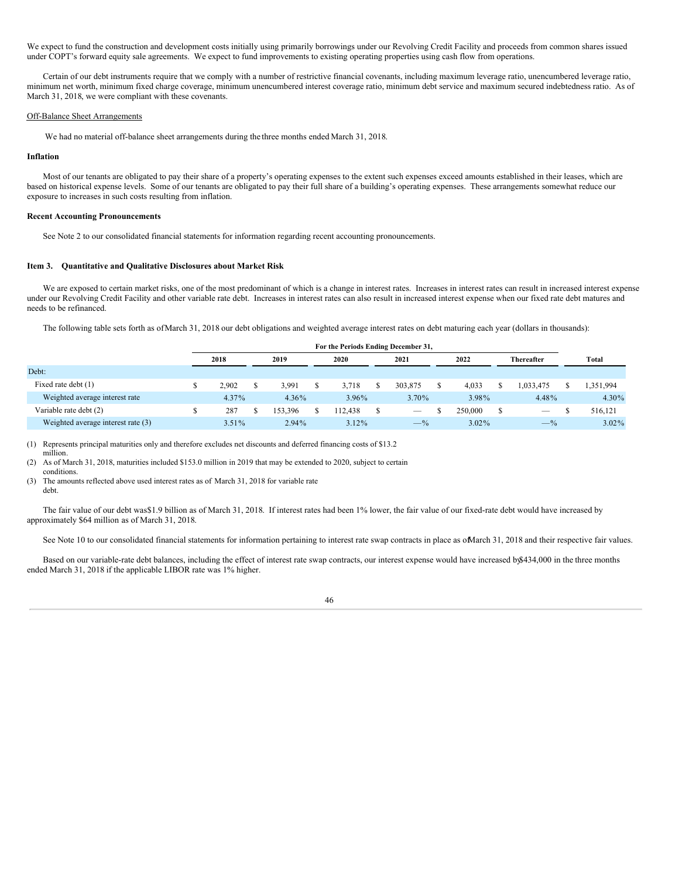We expect to fund the construction and development costs initially using primarily borrowings under our Revolving Credit Facility and proceeds from common shares issued under COPT's forward equity sale agreements. We expect to fund improvements to existing operating properties using cash flow from operations.

Certain of our debt instruments require that we comply with a number of restrictive financial covenants, including maximum leverage ratio, unencumbered leverage ratio, minimum net worth, minimum fixed charge coverage, minimum unencumbered interest coverage ratio, minimum debt service and maximum secured indebtedness ratio. As of March 31, 2018, we were compliant with these covenants.

Off-Balance Sheet Arrangements

We had no material off-balance sheet arrangements during the three months ended March 31, 2018.

### Inflation

Most of our tenants are obligated to pay their share of a property's operating expenses to the extent such expenses exceed amounts established in their leases, which are based on historical expense levels. Some of our tenants are obligated to pay their full share of a building's operating expenses. These arrangements somewhat reduce our exposure to increases in such costs resulting from inflation.

### Recent Accounting Pronouncements

See Note 2 to our consolidated financial statements for information regarding recent accounting pronouncements.

## Item 3. Quantitative and Qualitative Disclosures about Market Risk

We are exposed to certain market risks, one of the most predominant of which is a change in interest rates. Increases in interest rates can result in increased interest expense under our Revolving Credit Facility and other variable rate debt. Increases in interest rates can also result in increased interest expense when our fixed rate debt matures and needs to be refinanced.

The following table sets forth as of March 31, 2018 our debt obligations and weighted average interest rates on debt maturing each year (dollars in thousands):

| | For the Periods Ending December 31, | | | | | | |
|---|---|---|---|---|---|---|---|
| | 2018 | 2019 | 2020 | 2021 | 2022 | Thereafter | Total |
| Debt: | | | | | | | |
| Fixed rate debt (1) | $ 2,902 | $ 3,991 | $ 3,718 | $ 303,875 | $ 4,033 | $ 1,033,475 | $ 1,351,994 |
| Weighted average interest rate | 4.37% | 4.36% | 3.96% | 3.70% | 3.98% | 4.48% | 4.30% |
| Variable rate debt (2) | $ 287 | $ 153,396 | $ 112,438 | $ — | $ 250,000 | $ — | $ 516,121 |
| Weighted average interest rate (3) | 3.51% | 2.94% | 3.12% | —% | 3.02% | —% | 3.02% |

(1) Represents principal maturities only and therefore excludes net discounts and deferred financing costs of $13.2 million.

(2) As of March 31, 2018, maturities included $153.0 million in 2019 that may be extended to 2020, subject to certain conditions.

(3) The amounts reflected above used interest rates as of March 31, 2018 for variable rate debt.

The fair value of our debt was $1.9 billion as of March 31, 2018. If interest rates had been 1% lower, the fair value of our fixed-rate debt would have increased by approximately $64 million as of March 31, 2018.

See Note 10 to our consolidated financial statements for information pertaining to interest rate swap contracts in place as of March 31, 2018 and their respective fair values.

Based on our variable-rate debt balances, including the effect of interest rate swap contracts, our interest expense would have increased by $434,000 in the three months ended March 31, 2018 if the applicable LIBOR rate was 1% higher.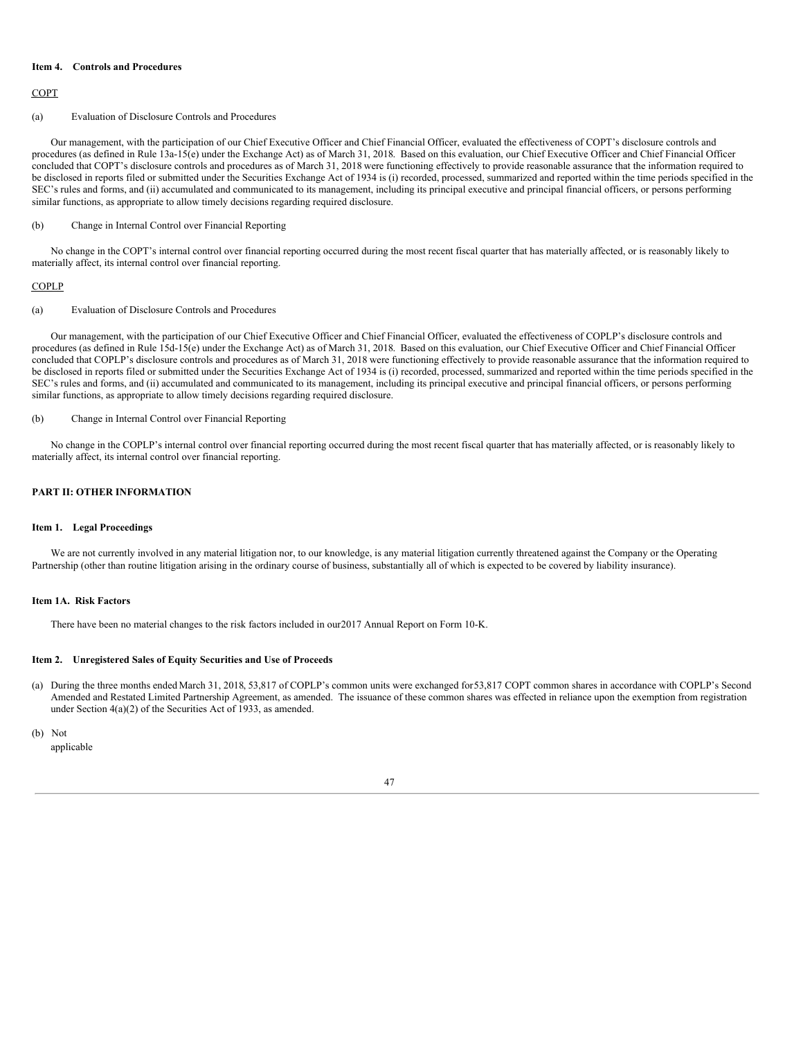#### Item 4. Controls and Procedures

COPT

(a) Evaluation of Disclosure Controls and Procedures

Our management, with the participation of our Chief Executive Officer and Chief Financial Officer, evaluated the effectiveness of COPT's disclosure controls and procedures (as defined in Rule 13a-15(e) under the Exchange Act) as of March 31, 2018. Based on this evaluation, our Chief Executive Officer and Chief Financial Officer concluded that COPT's disclosure controls and procedures as of March 31, 2018 were functioning effectively to provide reasonable assurance that the information required to be disclosed in reports filed or submitted under the Securities Exchange Act of 1934 is (i) recorded, processed, summarized and reported within the time periods specified in the SEC's rules and forms, and (ii) accumulated and communicated to its management, including its principal executive and principal financial officers, or persons performing similar functions, as appropriate to allow timely decisions regarding required disclosure.

(b) Change in Internal Control over Financial Reporting

No change in the COPT's internal control over financial reporting occurred during the most recent fiscal quarter that has materially affected, or is reasonably likely to materially affect, its internal control over financial reporting.

COPLP

(a) Evaluation of Disclosure Controls and Procedures

Our management, with the participation of our Chief Executive Officer and Chief Financial Officer, evaluated the effectiveness of COPLP's disclosure controls and procedures (as defined in Rule 15d-15(e) under the Exchange Act) as of March 31, 2018. Based on this evaluation, our Chief Executive Officer and Chief Financial Officer concluded that COPLP's disclosure controls and procedures as of March 31, 2018 were functioning effectively to provide reasonable assurance that the information required to be disclosed in reports filed or submitted under the Securities Exchange Act of 1934 is (i) recorded, processed, summarized and reported within the time periods specified in the SEC's rules and forms, and (ii) accumulated and communicated to its management, including its principal executive and principal financial officers, or persons performing similar functions, as appropriate to allow timely decisions regarding required disclosure.

(b) Change in Internal Control over Financial Reporting

No change in the COPLP's internal control over financial reporting occurred during the most recent fiscal quarter that has materially affected, or is reasonably likely to materially affect, its internal control over financial reporting.

## PART II: OTHER INFORMATION

#### Item 1. Legal Proceedings

We are not currently involved in any material litigation nor, to our knowledge, is any material litigation currently threatened against the Company or the Operating Partnership (other than routine litigation arising in the ordinary course of business, substantially all of which is expected to be covered by liability insurance).

#### Item 1A. Risk Factors

There have been no material changes to the risk factors included in our2017 Annual Report on Form 10-K.

#### Item 2. Unregistered Sales of Equity Securities and Use of Proceeds

(a) During the three months ended March 31, 2018, 53,817 of COPLP's common units were exchanged for53,817 COPT common shares in accordance with COPLP's Second Amended and Restated Limited Partnership Agreement, as amended. The issuance of these common shares was effected in reliance upon the exemption from registration under Section 4(a)(2) of the Securities Act of 1933, as amended.

(b) Not applicable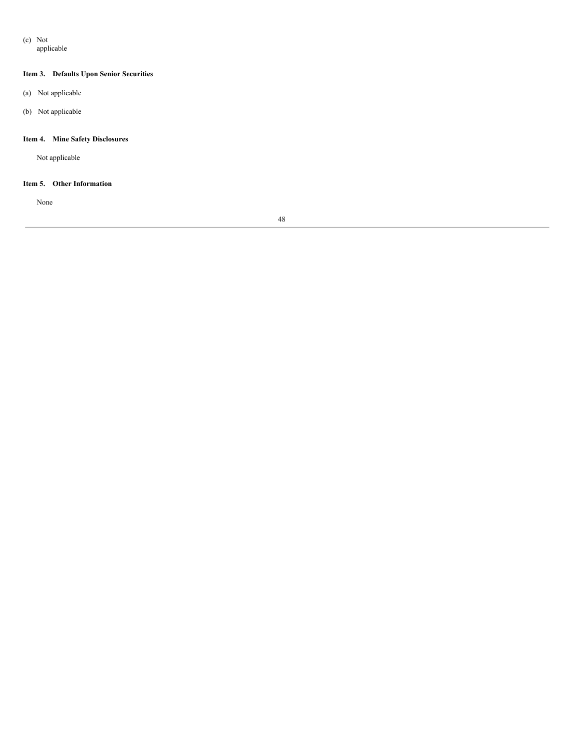(c) Not applicable

### Item 3. Defaults Upon Senior Securities

(a) Not applicable

(b) Not applicable

### Item 4. Mine Safety Disclosures

Not applicable

### Item 5. Other Information

None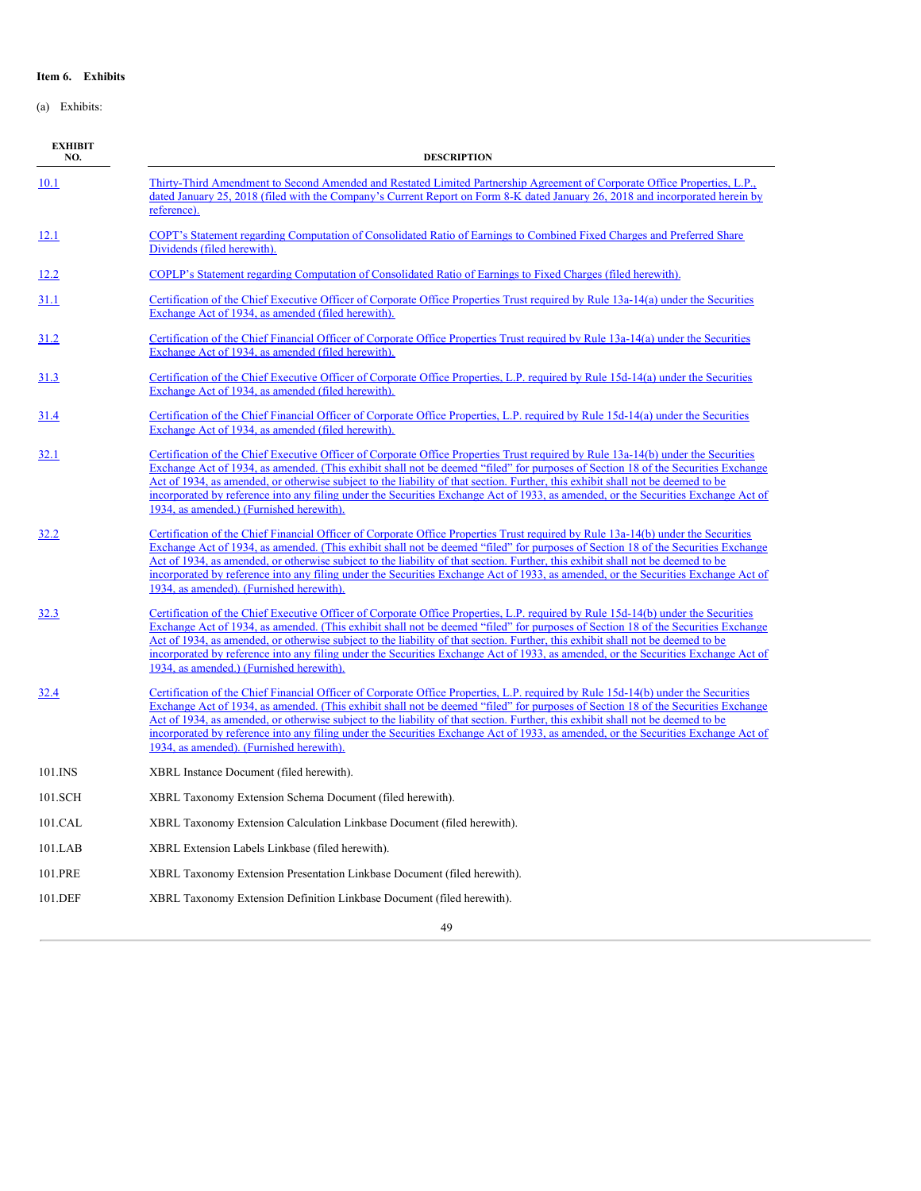**Item 6. Exhibits**

(a) Exhibits:

| EXHIBIT NO. | DESCRIPTION |
|---|---|
| 10.1 | Thirty-Third Amendment to Second Amended and Restated Limited Partnership Agreement of Corporate Office Properties, L.P., dated January 25, 2018 (filed with the Company's Current Report on Form 8-K dated January 26, 2018 and incorporated herein by reference). |
| 12.1 | COPT's Statement regarding Computation of Consolidated Ratio of Earnings to Combined Fixed Charges and Preferred Share Dividends (filed herewith). |
| 12.2 | COPLP's Statement regarding Computation of Consolidated Ratio of Earnings to Fixed Charges (filed herewith). |
| 31.1 | Certification of the Chief Executive Officer of Corporate Office Properties Trust required by Rule 13a-14(a) under the Securities Exchange Act of 1934, as amended (filed herewith). |
| 31.2 | Certification of the Chief Financial Officer of Corporate Office Properties Trust required by Rule 13a-14(a) under the Securities Exchange Act of 1934, as amended (filed herewith). |
| 31.3 | Certification of the Chief Executive Officer of Corporate Office Properties, L.P. required by Rule 15d-14(a) under the Securities Exchange Act of 1934, as amended (filed herewith). |
| 31.4 | Certification of the Chief Financial Officer of Corporate Office Properties, L.P. required by Rule 15d-14(a) under the Securities Exchange Act of 1934, as amended (filed herewith). |
| 32.1 | Certification of the Chief Executive Officer of Corporate Office Properties Trust required by Rule 13a-14(b) under the Securities Exchange Act of 1934, as amended. (This exhibit shall not be deemed "filed" for purposes of Section 18 of the Securities Exchange Act of 1934, as amended, or otherwise subject to the liability of that section. Further, this exhibit shall not be deemed to be incorporated by reference into any filing under the Securities Exchange Act of 1933, as amended, or the Securities Exchange Act of 1934, as amended.) (Furnished herewith). |
| 32.2 | Certification of the Chief Financial Officer of Corporate Office Properties Trust required by Rule 13a-14(b) under the Securities Exchange Act of 1934, as amended. (This exhibit shall not be deemed "filed" for purposes of Section 18 of the Securities Exchange Act of 1934, as amended, or otherwise subject to the liability of that section. Further, this exhibit shall not be deemed to be incorporated by reference into any filing under the Securities Exchange Act of 1933, as amended, or the Securities Exchange Act of 1934, as amended). (Furnished herewith). |
| 32.3 | Certification of the Chief Executive Officer of Corporate Office Properties, L.P. required by Rule 15d-14(b) under the Securities Exchange Act of 1934, as amended. (This exhibit shall not be deemed "filed" for purposes of Section 18 of the Securities Exchange Act of 1934, as amended, or otherwise subject to the liability of that section. Further, this exhibit shall not be deemed to be incorporated by reference into any filing under the Securities Exchange Act of 1933, as amended, or the Securities Exchange Act of 1934, as amended.) (Furnished herewith). |
| 32.4 | Certification of the Chief Financial Officer of Corporate Office Properties, L.P. required by Rule 15d-14(b) under the Securities Exchange Act of 1934, as amended. (This exhibit shall not be deemed "filed" for purposes of Section 18 of the Securities Exchange Act of 1934, as amended, or otherwise subject to the liability of that section. Further, this exhibit shall not be deemed to be incorporated by reference into any filing under the Securities Exchange Act of 1933, as amended, or the Securities Exchange Act of 1934, as amended). (Furnished herewith). |
| 101.INS | XBRL Instance Document (filed herewith). |
| 101.SCH | XBRL Taxonomy Extension Schema Document (filed herewith). |
| 101.CAL | XBRL Taxonomy Extension Calculation Linkbase Document (filed herewith). |
| 101.LAB | XBRL Extension Labels Linkbase (filed herewith). |
| 101.PRE | XBRL Taxonomy Extension Presentation Linkbase Document (filed herewith). |
| 101.DEF | XBRL Taxonomy Extension Definition Linkbase Document (filed herewith). |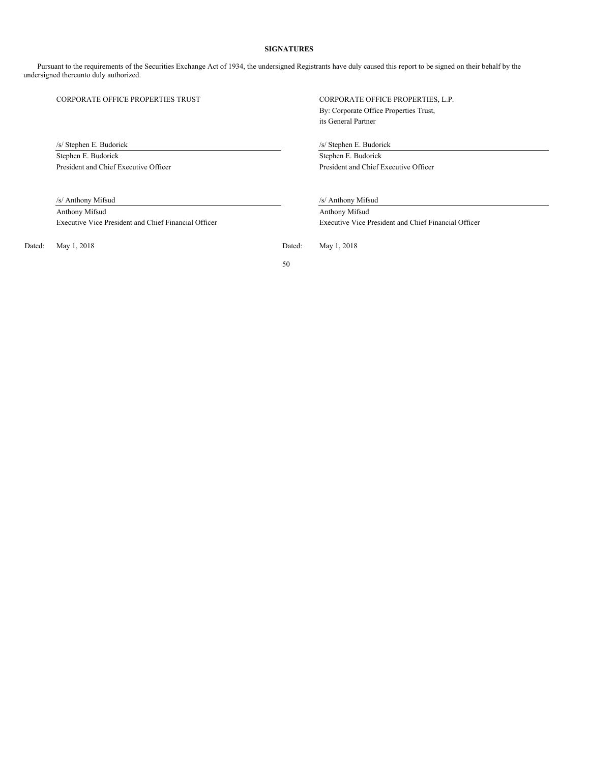**SIGNATURES**

Pursuant to the requirements of the Securities Exchange Act of 1934, the undersigned Registrants have duly caused this report to be signed on their behalf by the undersigned thereunto duly authorized.

CORPORATE OFFICE PROPERTIES TRUST

/s/ Stephen E. Budorick
Stephen E. Budorick
President and Chief Executive Officer

/s/ Anthony Mifsud
Anthony Mifsud
Executive Vice President and Chief Financial Officer

Dated: May 1, 2018

CORPORATE OFFICE PROPERTIES, L.P.
By: Corporate Office Properties Trust,
its General Partner

/s/ Stephen E. Budorick
Stephen E. Budorick
President and Chief Executive Officer

/s/ Anthony Mifsud
Anthony Mifsud
Executive Vice President and Chief Financial Officer

Dated: May 1, 2018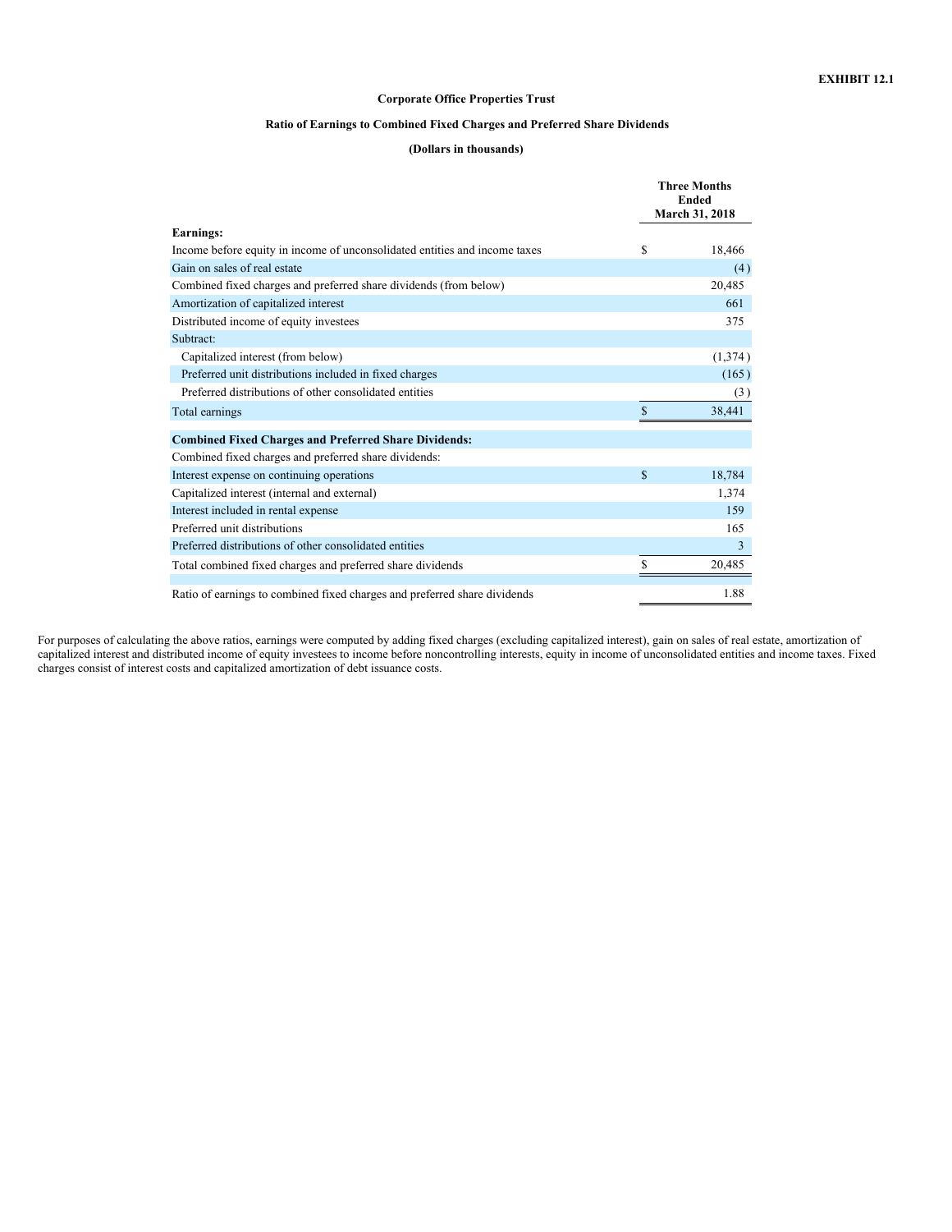**EXHIBIT 12.1**

**Corporate Office Properties Trust**

**Ratio of Earnings to Combined Fixed Charges and Preferred Share Dividends**

**(Dollars in thousands)**

| | Three Months Ended March 31, 2018 |
|---|---|
| **Earnings:** | |
| Income before equity in income of unconsolidated entities and income taxes | $ 18,466 |
| Gain on sales of real estate | (4) |
| Combined fixed charges and preferred share dividends (from below) | 20,485 |
| Amortization of capitalized interest | 661 |
| Distributed income of equity investees | 375 |
| Subtract: | |
| Capitalized interest (from below) | (1,374) |
| Preferred unit distributions included in fixed charges | (165) |
| Preferred distributions of other consolidated entities | (3) |
| Total earnings | $ 38,441 |
| **Combined Fixed Charges and Preferred Share Dividends:** | |
| Combined fixed charges and preferred share dividends: | |
| Interest expense on continuing operations | $ 18,784 |
| Capitalized interest (internal and external) | 1,374 |
| Interest included in rental expense | 159 |
| Preferred unit distributions | 165 |
| Preferred distributions of other consolidated entities | 3 |
| Total combined fixed charges and preferred share dividends | $ 20,485 |
| Ratio of earnings to combined fixed charges and preferred share dividends | 1.88 |

For purposes of calculating the above ratios, earnings were computed by adding fixed charges (excluding capitalized interest), gain on sales of real estate, amortization of capitalized interest and distributed income of equity investees to income before noncontrolling interests, equity in income of unconsolidated entities and income taxes. Fixed charges consist of interest costs and capitalized amortization of debt issuance costs.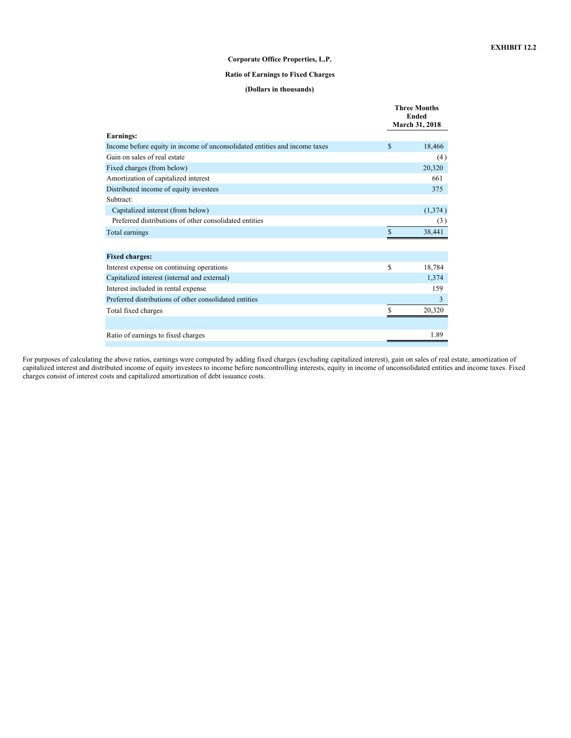**EXHIBIT 12.2**

**Corporate Office Properties, L.P.**

**Ratio of Earnings to Fixed Charges**

**(Dollars in thousands)**

| | Three Months Ended March 31, 2018 |
|---|---|
| **Earnings:** | |
| Income before equity in income of unconsolidated entities and income taxes | $ 18,466 |
| Gain on sales of real estate | (4) |
| Fixed charges (from below) | 20,320 |
| Amortization of capitalized interest | 661 |
| Distributed income of equity investees | 375 |
| Subtract: | |
| Capitalized interest (from below) | (1,374) |
| Preferred distributions of other consolidated entities | (3) |
| Total earnings | $ 38,441 |
| | |
| **Fixed charges:** | |
| Interest expense on continuing operations | $ 18,784 |
| Capitalized interest (internal and external) | 1,374 |
| Interest included in rental expense | 159 |
| Preferred distributions of other consolidated entities | 3 |
| Total fixed charges | $ 20,320 |
| | |
| Ratio of earnings to fixed charges | 1.89 |

For purposes of calculating the above ratios, earnings were computed by adding fixed charges (excluding capitalized interest), gain on sales of real estate, amortization of capitalized interest and distributed income of equity investees to income before noncontrolling interests, equity in income of unconsolidated entities and income taxes. Fixed charges consist of interest costs and capitalized amortization of debt issuance costs.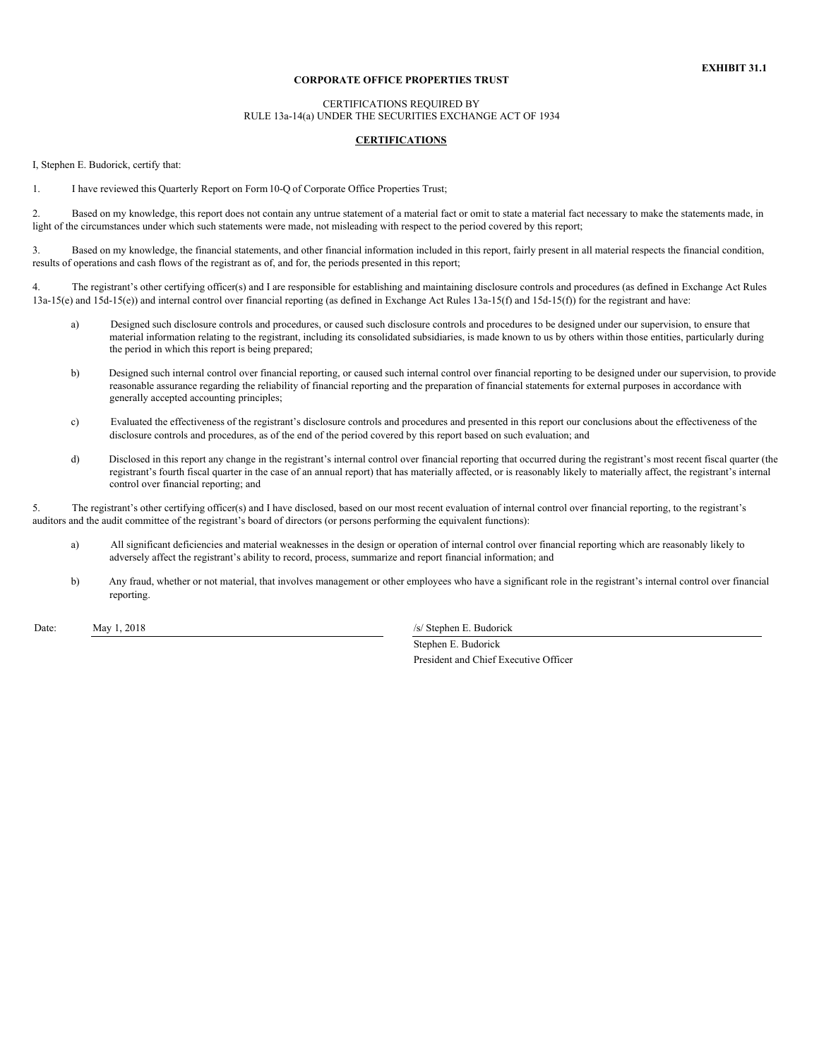**EXHIBIT 31.1**

**CORPORATE OFFICE PROPERTIES TRUST**

CERTIFICATIONS REQUIRED BY
RULE 13a-14(a) UNDER THE SECURITIES EXCHANGE ACT OF 1934

**CERTIFICATIONS**

I, Stephen E. Budorick, certify that:

1. I have reviewed this Quarterly Report on Form 10-Q of Corporate Office Properties Trust;

2. Based on my knowledge, this report does not contain any untrue statement of a material fact or omit to state a material fact necessary to make the statements made, in light of the circumstances under which such statements were made, not misleading with respect to the period covered by this report;

3. Based on my knowledge, the financial statements, and other financial information included in this report, fairly present in all material respects the financial condition, results of operations and cash flows of the registrant as of, and for, the periods presented in this report;

4. The registrant's other certifying officer(s) and I are responsible for establishing and maintaining disclosure controls and procedures (as defined in Exchange Act Rules 13a-15(e) and 15d-15(e)) and internal control over financial reporting (as defined in Exchange Act Rules 13a-15(f) and 15d-15(f)) for the registrant and have:

   a) Designed such disclosure controls and procedures, or caused such disclosure controls and procedures to be designed under our supervision, to ensure that material information relating to the registrant, including its consolidated subsidiaries, is made known to us by others within those entities, particularly during the period in which this report is being prepared;

   b) Designed such internal control over financial reporting, or caused such internal control over financial reporting to be designed under our supervision, to provide reasonable assurance regarding the reliability of financial reporting and the preparation of financial statements for external purposes in accordance with generally accepted accounting principles;

   c) Evaluated the effectiveness of the registrant's disclosure controls and procedures and presented in this report our conclusions about the effectiveness of the disclosure controls and procedures, as of the end of the period covered by this report based on such evaluation; and

   d) Disclosed in this report any change in the registrant's internal control over financial reporting that occurred during the registrant's most recent fiscal quarter (the registrant's fourth fiscal quarter in the case of an annual report) that has materially affected, or is reasonably likely to materially affect, the registrant's internal control over financial reporting; and

5. The registrant's other certifying officer(s) and I have disclosed, based on our most recent evaluation of internal control over financial reporting, to the registrant's auditors and the audit committee of the registrant's board of directors (or persons performing the equivalent functions):

   a) All significant deficiencies and material weaknesses in the design or operation of internal control over financial reporting which are reasonably likely to adversely affect the registrant's ability to record, process, summarize and report financial information; and

   b) Any fraud, whether or not material, that involves management or other employees who have a significant role in the registrant's internal control over financial reporting.

Date: May 1, 2018

/s/ Stephen E. Budorick
Stephen E. Budorick
President and Chief Executive Officer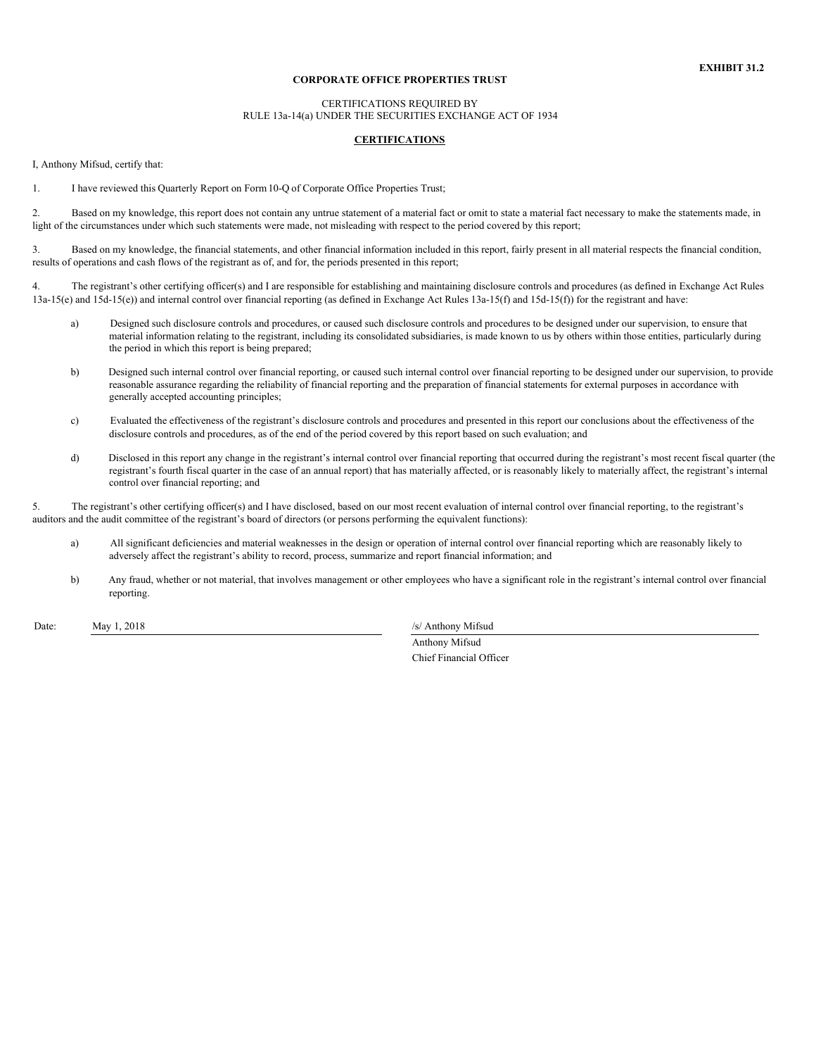**EXHIBIT 31.2**

**CORPORATE OFFICE PROPERTIES TRUST**

CERTIFICATIONS REQUIRED BY
RULE 13a-14(a) UNDER THE SECURITIES EXCHANGE ACT OF 1934

**CERTIFICATIONS**

I, Anthony Mifsud, certify that:

1. I have reviewed this Quarterly Report on Form 10-Q of Corporate Office Properties Trust;

2. Based on my knowledge, this report does not contain any untrue statement of a material fact or omit to state a material fact necessary to make the statements made, in light of the circumstances under which such statements were made, not misleading with respect to the period covered by this report;

3. Based on my knowledge, the financial statements, and other financial information included in this report, fairly present in all material respects the financial condition, results of operations and cash flows of the registrant as of, and for, the periods presented in this report;

4. The registrant's other certifying officer(s) and I are responsible for establishing and maintaining disclosure controls and procedures (as defined in Exchange Act Rules 13a-15(e) and 15d-15(e)) and internal control over financial reporting (as defined in Exchange Act Rules 13a-15(f) and 15d-15(f)) for the registrant and have:

   a) Designed such disclosure controls and procedures, or caused such disclosure controls and procedures to be designed under our supervision, to ensure that material information relating to the registrant, including its consolidated subsidiaries, is made known to us by others within those entities, particularly during the period in which this report is being prepared;

   b) Designed such internal control over financial reporting, or caused such internal control over financial reporting to be designed under our supervision, to provide reasonable assurance regarding the reliability of financial reporting and the preparation of financial statements for external purposes in accordance with generally accepted accounting principles;

   c) Evaluated the effectiveness of the registrant's disclosure controls and procedures and presented in this report our conclusions about the effectiveness of the disclosure controls and procedures, as of the end of the period covered by this report based on such evaluation; and

   d) Disclosed in this report any change in the registrant's internal control over financial reporting that occurred during the registrant's most recent fiscal quarter (the registrant's fourth fiscal quarter in the case of an annual report) that has materially affected, or is reasonably likely to materially affect, the registrant's internal control over financial reporting; and

5. The registrant's other certifying officer(s) and I have disclosed, based on our most recent evaluation of internal control over financial reporting, to the registrant's auditors and the audit committee of the registrant's board of directors (or persons performing the equivalent functions):

   a) All significant deficiencies and material weaknesses in the design or operation of internal control over financial reporting which are reasonably likely to adversely affect the registrant's ability to record, process, summarize and report financial information; and

   b) Any fraud, whether or not material, that involves management or other employees who have a significant role in the registrant's internal control over financial reporting.

Date: May 1, 2018

/s/ Anthony Mifsud
Anthony Mifsud
Chief Financial Officer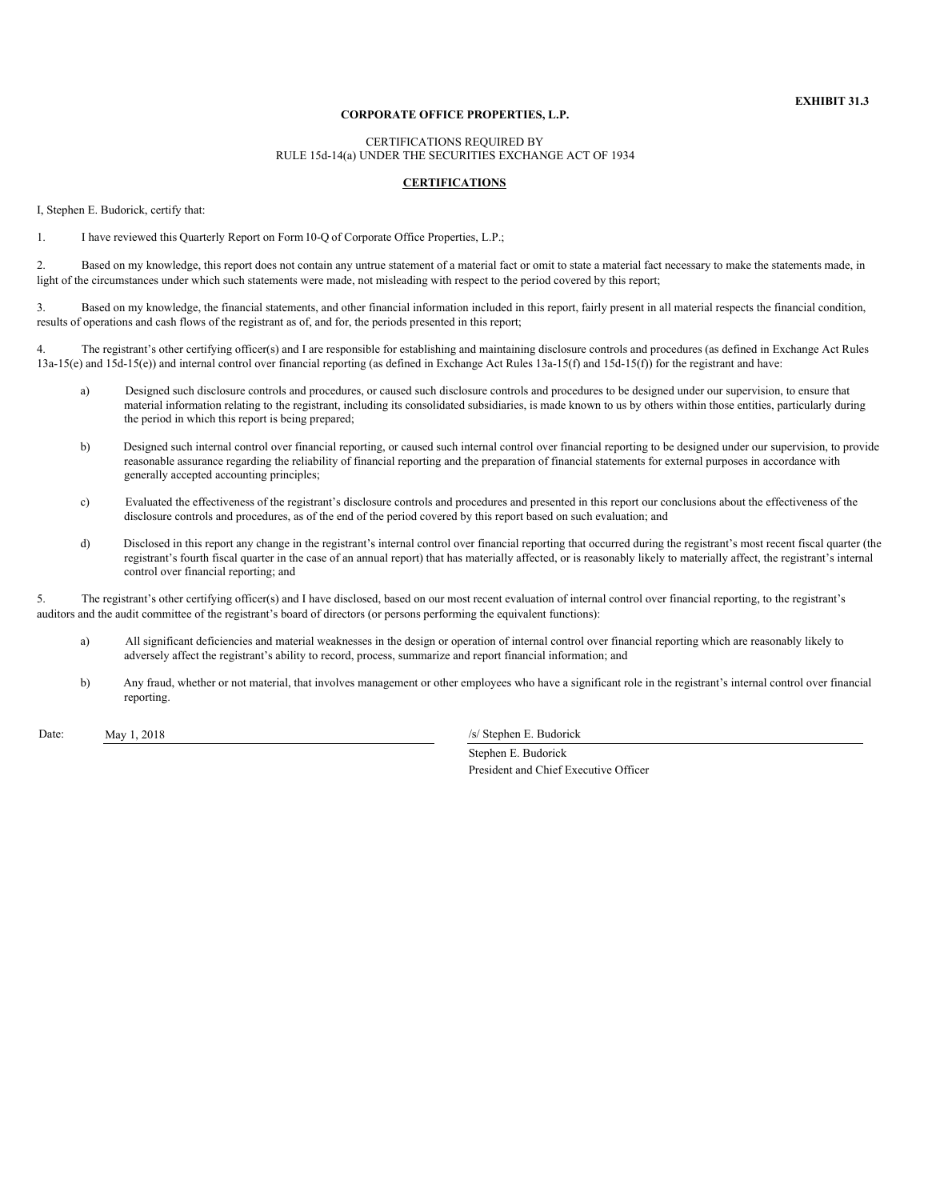**EXHIBIT 31.3**

**CORPORATE OFFICE PROPERTIES, L.P.**

CERTIFICATIONS REQUIRED BY
RULE 15d-14(a) UNDER THE SECURITIES EXCHANGE ACT OF 1934

**CERTIFICATIONS**

I, Stephen E. Budorick, certify that:

1. I have reviewed this Quarterly Report on Form 10-Q of Corporate Office Properties, L.P.;

2. Based on my knowledge, this report does not contain any untrue statement of a material fact or omit to state a material fact necessary to make the statements made, in light of the circumstances under which such statements were made, not misleading with respect to the period covered by this report;

3. Based on my knowledge, the financial statements, and other financial information included in this report, fairly present in all material respects the financial condition, results of operations and cash flows of the registrant as of, and for, the periods presented in this report;

4. The registrant's other certifying officer(s) and I are responsible for establishing and maintaining disclosure controls and procedures (as defined in Exchange Act Rules 13a-15(e) and 15d-15(e)) and internal control over financial reporting (as defined in Exchange Act Rules 13a-15(f) and 15d-15(f)) for the registrant and have:

   a) Designed such disclosure controls and procedures, or caused such disclosure controls and procedures to be designed under our supervision, to ensure that material information relating to the registrant, including its consolidated subsidiaries, is made known to us by others within those entities, particularly during the period in which this report is being prepared;

   b) Designed such internal control over financial reporting, or caused such internal control over financial reporting to be designed under our supervision, to provide reasonable assurance regarding the reliability of financial reporting and the preparation of financial statements for external purposes in accordance with generally accepted accounting principles;

   c) Evaluated the effectiveness of the registrant's disclosure controls and procedures and presented in this report our conclusions about the effectiveness of the disclosure controls and procedures, as of the end of the period covered by this report based on such evaluation; and

   d) Disclosed in this report any change in the registrant's internal control over financial reporting that occurred during the registrant's most recent fiscal quarter (the registrant's fourth fiscal quarter in the case of an annual report) that has materially affected, or is reasonably likely to materially affect, the registrant's internal control over financial reporting; and

5. The registrant's other certifying officer(s) and I have disclosed, based on our most recent evaluation of internal control over financial reporting, to the registrant's auditors and the audit committee of the registrant's board of directors (or persons performing the equivalent functions):

   a) All significant deficiencies and material weaknesses in the design or operation of internal control over financial reporting which are reasonably likely to adversely affect the registrant's ability to record, process, summarize and report financial information; and

   b) Any fraud, whether or not material, that involves management or other employees who have a significant role in the registrant's internal control over financial reporting.

Date: May 1, 2018

/s/ Stephen E. Budorick

Stephen E. Budorick
President and Chief Executive Officer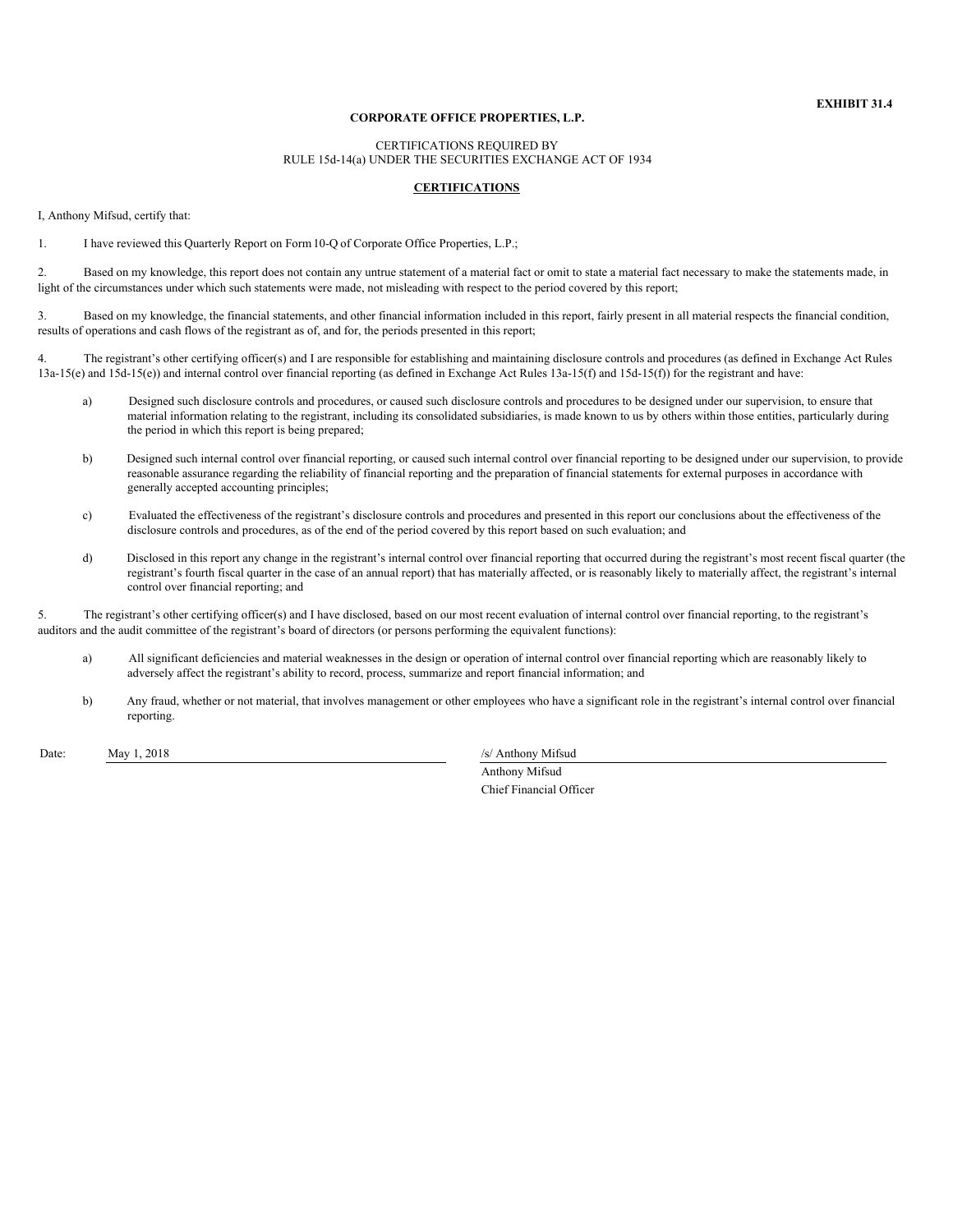**EXHIBIT 31.4**

**CORPORATE OFFICE PROPERTIES, L.P.**

CERTIFICATIONS REQUIRED BY
RULE 15d-14(a) UNDER THE SECURITIES EXCHANGE ACT OF 1934

**CERTIFICATIONS**

I, Anthony Mifsud, certify that:

1. I have reviewed this Quarterly Report on Form 10-Q of Corporate Office Properties, L.P.;

2. Based on my knowledge, this report does not contain any untrue statement of a material fact or omit to state a material fact necessary to make the statements made, in light of the circumstances under which such statements were made, not misleading with respect to the period covered by this report;

3. Based on my knowledge, the financial statements, and other financial information included in this report, fairly present in all material respects the financial condition, results of operations and cash flows of the registrant as of, and for, the periods presented in this report;

4. The registrant's other certifying officer(s) and I are responsible for establishing and maintaining disclosure controls and procedures (as defined in Exchange Act Rules 13a-15(e) and 15d-15(e)) and internal control over financial reporting (as defined in Exchange Act Rules 13a-15(f) and 15d-15(f)) for the registrant and have:

   a) Designed such disclosure controls and procedures, or caused such disclosure controls and procedures to be designed under our supervision, to ensure that material information relating to the registrant, including its consolidated subsidiaries, is made known to us by others within those entities, particularly during the period in which this report is being prepared;

   b) Designed such internal control over financial reporting, or caused such internal control over financial reporting to be designed under our supervision, to provide reasonable assurance regarding the reliability of financial reporting and the preparation of financial statements for external purposes in accordance with generally accepted accounting principles;

   c) Evaluated the effectiveness of the registrant's disclosure controls and procedures and presented in this report our conclusions about the effectiveness of the disclosure controls and procedures, as of the end of the period covered by this report based on such evaluation; and

   d) Disclosed in this report any change in the registrant's internal control over financial reporting that occurred during the registrant's most recent fiscal quarter (the registrant's fourth fiscal quarter in the case of an annual report) that has materially affected, or is reasonably likely to materially affect, the registrant's internal control over financial reporting; and

5. The registrant's other certifying officer(s) and I have disclosed, based on our most recent evaluation of internal control over financial reporting, to the registrant's auditors and the audit committee of the registrant's board of directors (or persons performing the equivalent functions):

   a) All significant deficiencies and material weaknesses in the design or operation of internal control over financial reporting which are reasonably likely to adversely affect the registrant's ability to record, process, summarize and report financial information; and

   b) Any fraud, whether or not material, that involves management or other employees who have a significant role in the registrant's internal control over financial reporting.

Date: May 1, 2018

/s/ Anthony Mifsud
Anthony Mifsud
Chief Financial Officer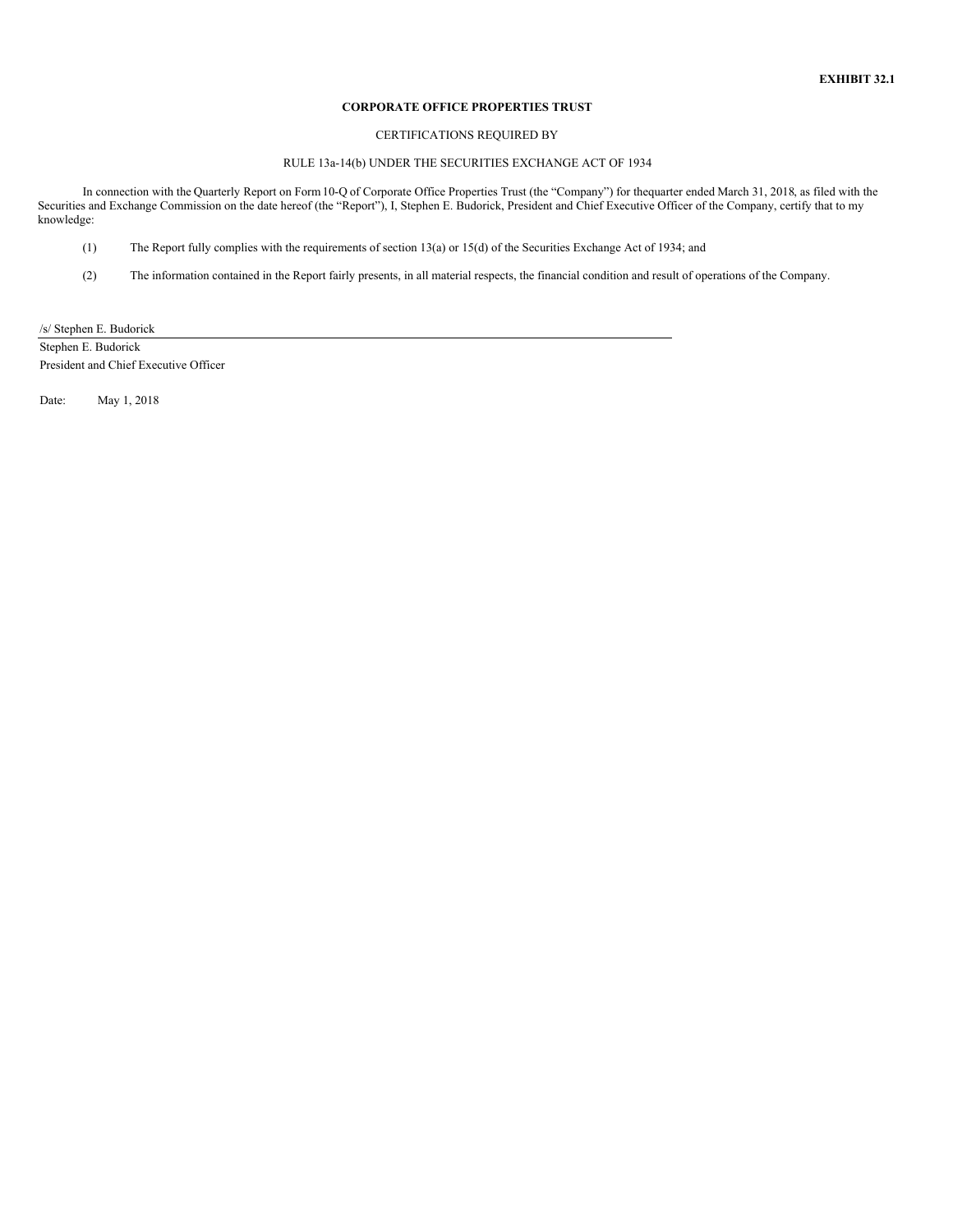**EXHIBIT 32.1**

**CORPORATE OFFICE PROPERTIES TRUST**

CERTIFICATIONS REQUIRED BY

RULE 13a-14(b) UNDER THE SECURITIES EXCHANGE ACT OF 1934

In connection with the Quarterly Report on Form 10-Q of Corporate Office Properties Trust (the "Company") for thequarter ended March 31, 2018, as filed with the Securities and Exchange Commission on the date hereof (the "Report"), I, Stephen E. Budorick, President and Chief Executive Officer of the Company, certify that to my knowledge:

(1) The Report fully complies with the requirements of section 13(a) or 15(d) of the Securities Exchange Act of 1934; and

(2) The information contained in the Report fairly presents, in all material respects, the financial condition and result of operations of the Company.

/s/ Stephen E. Budorick

Stephen E. Budorick
President and Chief Executive Officer

Date: May 1, 2018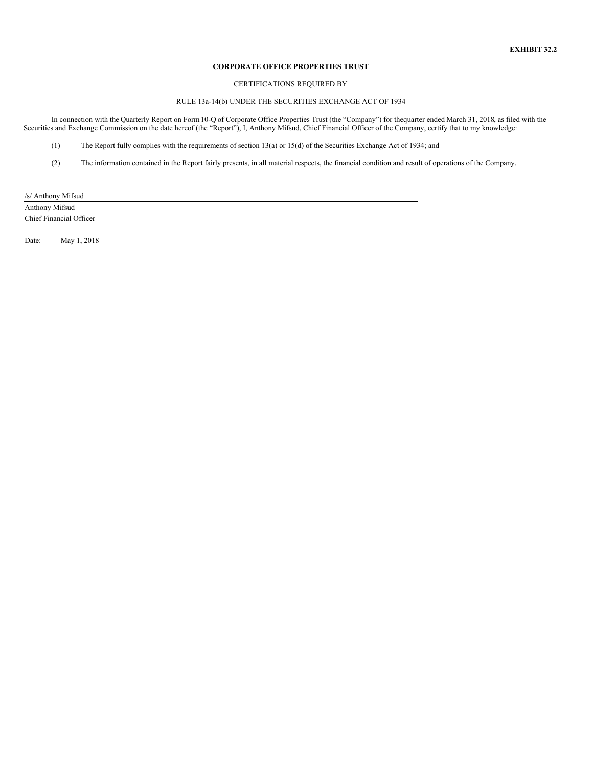**EXHIBIT 32.2**

**CORPORATE OFFICE PROPERTIES TRUST**

CERTIFICATIONS REQUIRED BY

RULE 13a-14(b) UNDER THE SECURITIES EXCHANGE ACT OF 1934

In connection with the Quarterly Report on Form 10-Q of Corporate Office Properties Trust (the "Company") for thequarter ended March 31, 2018, as filed with the Securities and Exchange Commission on the date hereof (the "Report"), I, Anthony Mifsud, Chief Financial Officer of the Company, certify that to my knowledge:

(1) The Report fully complies with the requirements of section 13(a) or 15(d) of the Securities Exchange Act of 1934; and

(2) The information contained in the Report fairly presents, in all material respects, the financial condition and result of operations of the Company.

/s/ Anthony Mifsud

Anthony Mifsud
Chief Financial Officer

Date: May 1, 2018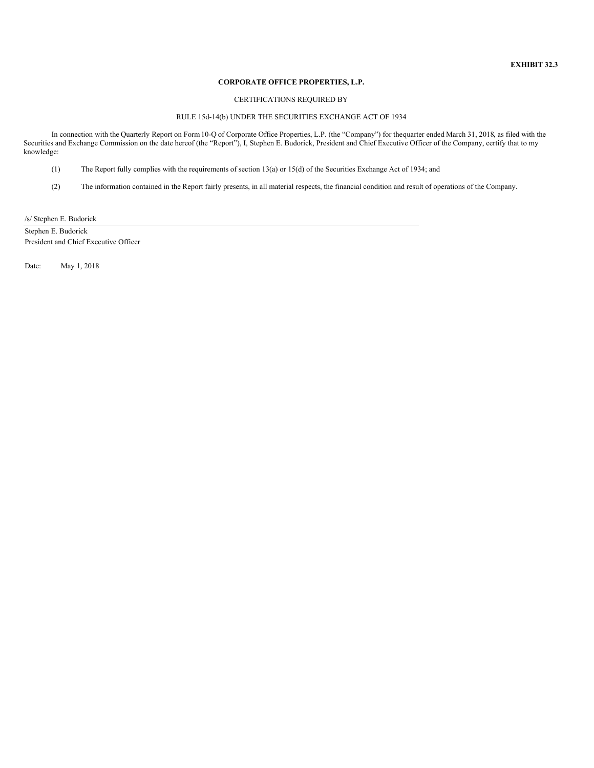**EXHIBIT 32.3**

**CORPORATE OFFICE PROPERTIES, L.P.**

CERTIFICATIONS REQUIRED BY

RULE 15d-14(b) UNDER THE SECURITIES EXCHANGE ACT OF 1934

In connection with the Quarterly Report on Form 10-Q of Corporate Office Properties, L.P. (the "Company") for thequarter ended March 31, 2018, as filed with the Securities and Exchange Commission on the date hereof (the "Report"), I, Stephen E. Budorick, President and Chief Executive Officer of the Company, certify that to my knowledge:

(1) The Report fully complies with the requirements of section 13(a) or 15(d) of the Securities Exchange Act of 1934; and

(2) The information contained in the Report fairly presents, in all material respects, the financial condition and result of operations of the Company.

/s/ Stephen E. Budorick

Stephen E. Budorick
President and Chief Executive Officer

Date: May 1, 2018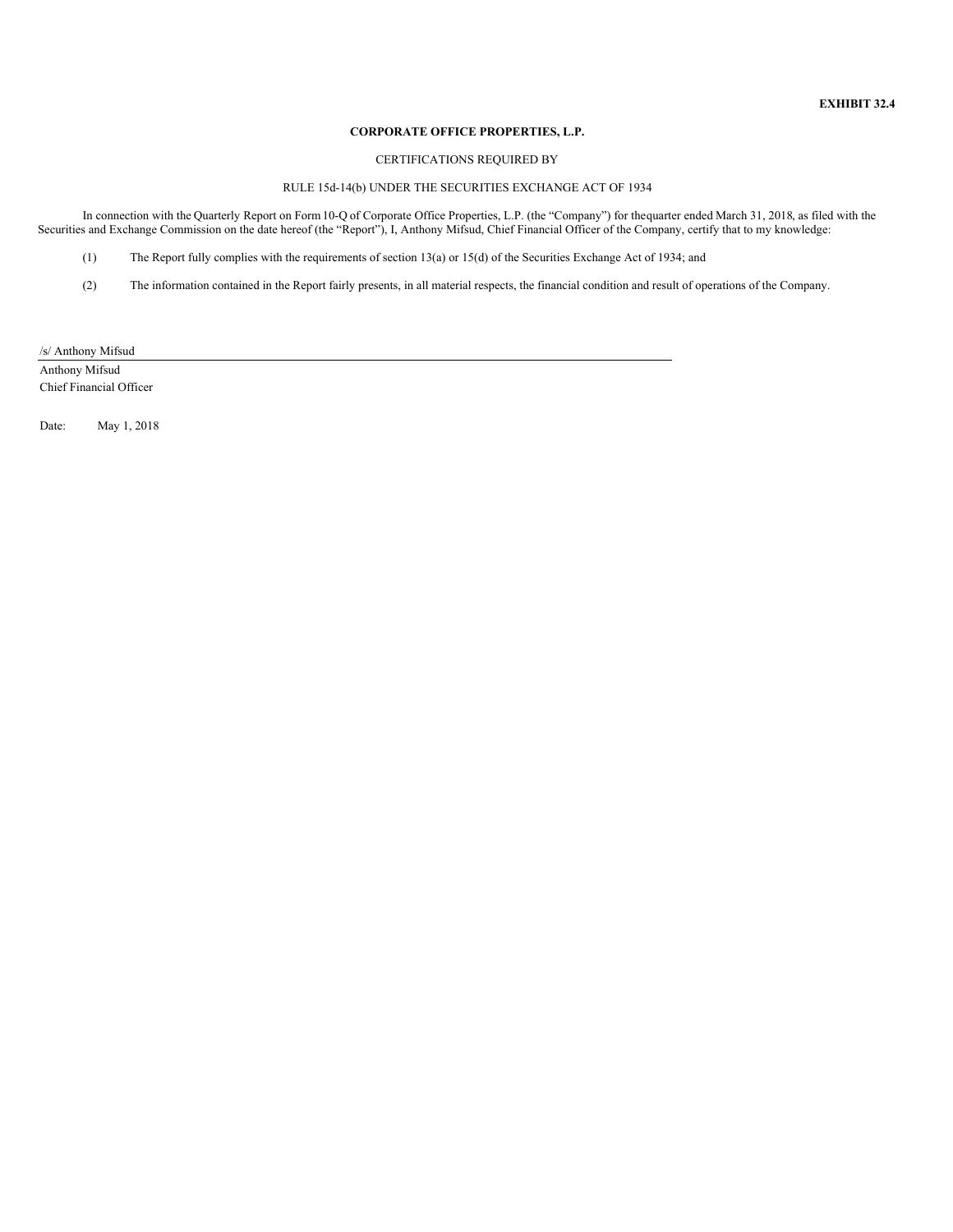**EXHIBIT 32.4**

**CORPORATE OFFICE PROPERTIES, L.P.**

CERTIFICATIONS REQUIRED BY

RULE 15d-14(b) UNDER THE SECURITIES EXCHANGE ACT OF 1934

In connection with the Quarterly Report on Form 10-Q of Corporate Office Properties, L.P. (the "Company") for thequarter ended March 31, 2018, as filed with the Securities and Exchange Commission on the date hereof (the "Report"), I, Anthony Mifsud, Chief Financial Officer of the Company, certify that to my knowledge:

(1) The Report fully complies with the requirements of section 13(a) or 15(d) of the Securities Exchange Act of 1934; and

(2) The information contained in the Report fairly presents, in all material respects, the financial condition and result of operations of the Company.

/s/ Anthony Mifsud

Anthony Mifsud
Chief Financial Officer

Date: May 1, 2018